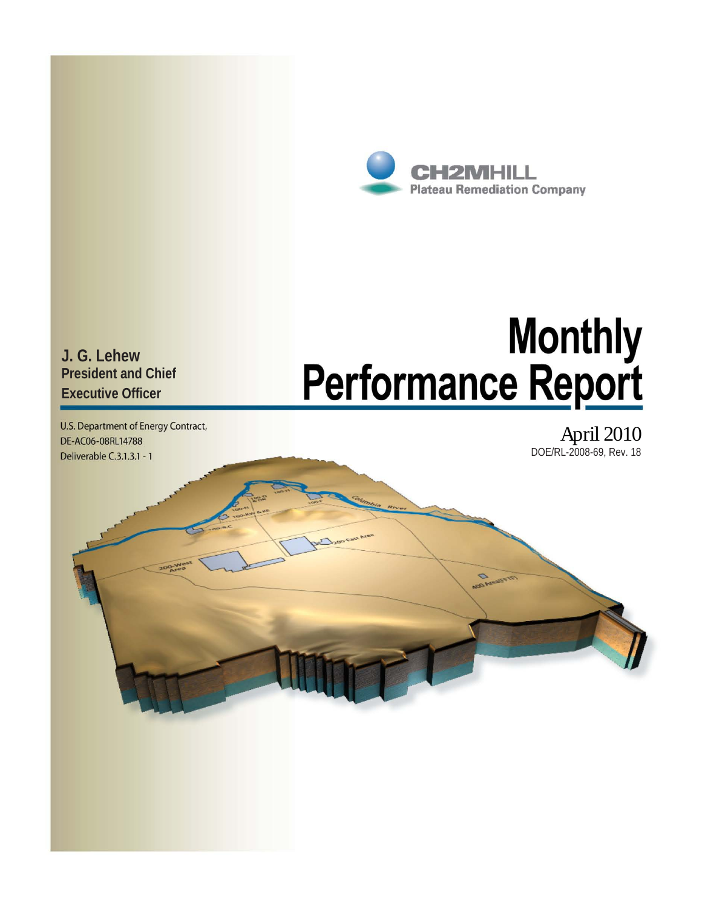**CH2MHILL**
**Plateau Remediation Company**

# Monthly Performance Report

April 2010

DOE/RL-2008-69, Rev. 18

**J. G. Lehew**
**President and Chief Executive Officer**

U.S. Department of Energy Contract, DE-AC06-08RL14788
Deliverable C.3.1.3.1 - 1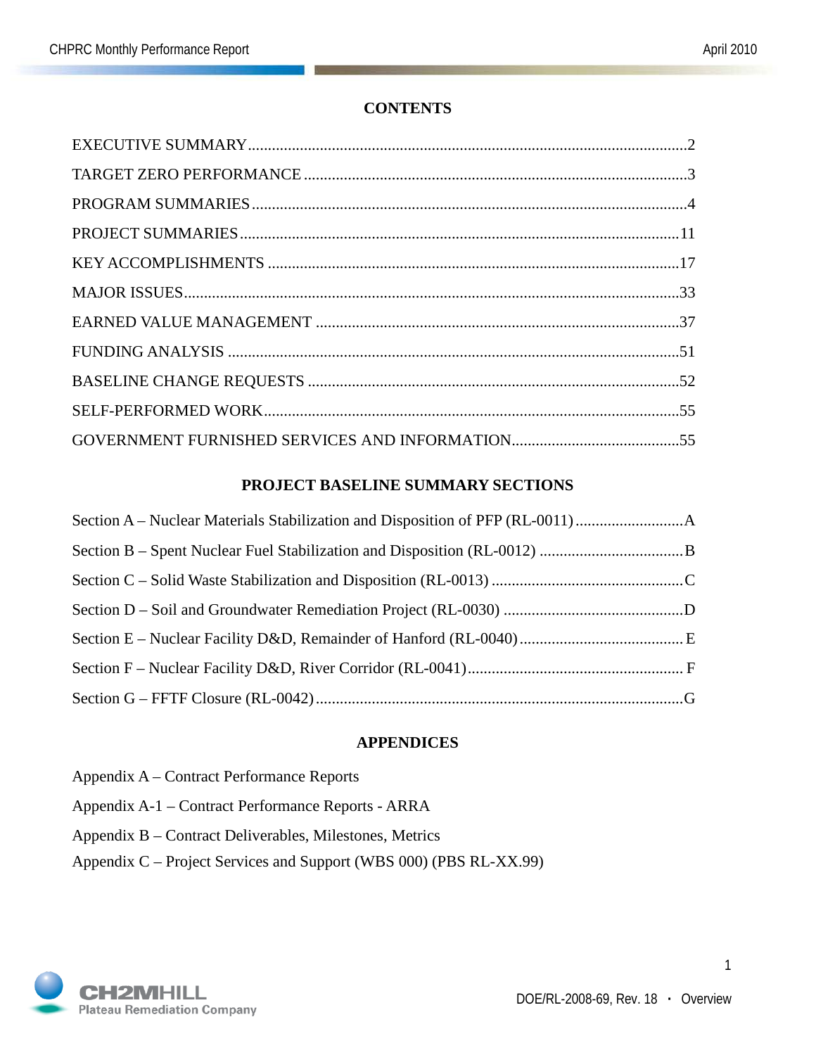# CONTENTS

EXECUTIVE SUMMARY....................2
TARGET ZERO PERFORMANCE....................3
PROGRAM SUMMARIES....................4
PROJECT SUMMARIES....................11
KEY ACCOMPLISHMENTS....................17
MAJOR ISSUES....................33
EARNED VALUE MANAGEMENT....................37
FUNDING ANALYSIS....................51
BASELINE CHANGE REQUESTS....................52
SELF-PERFORMED WORK....................55
GOVERNMENT FURNISHED SERVICES AND INFORMATION....................55

## PROJECT BASELINE SUMMARY SECTIONS

Section A – Nuclear Materials Stabilization and Disposition of PFP (RL-0011)....................A
Section B – Spent Nuclear Fuel Stabilization and Disposition (RL-0012)....................B
Section C – Solid Waste Stabilization and Disposition (RL-0013)....................C
Section D – Soil and Groundwater Remediation Project (RL-0030)....................D
Section E – Nuclear Facility D&D, Remainder of Hanford (RL-0040)....................E
Section F – Nuclear Facility D&D, River Corridor (RL-0041)....................F
Section G – FFTF Closure (RL-0042)....................G

## APPENDICES

Appendix A – Contract Performance Reports
Appendix A-1 – Contract Performance Reports - ARRA
Appendix B – Contract Deliverables, Milestones, Metrics
Appendix C – Project Services and Support (WBS 000) (PBS RL-XX.99)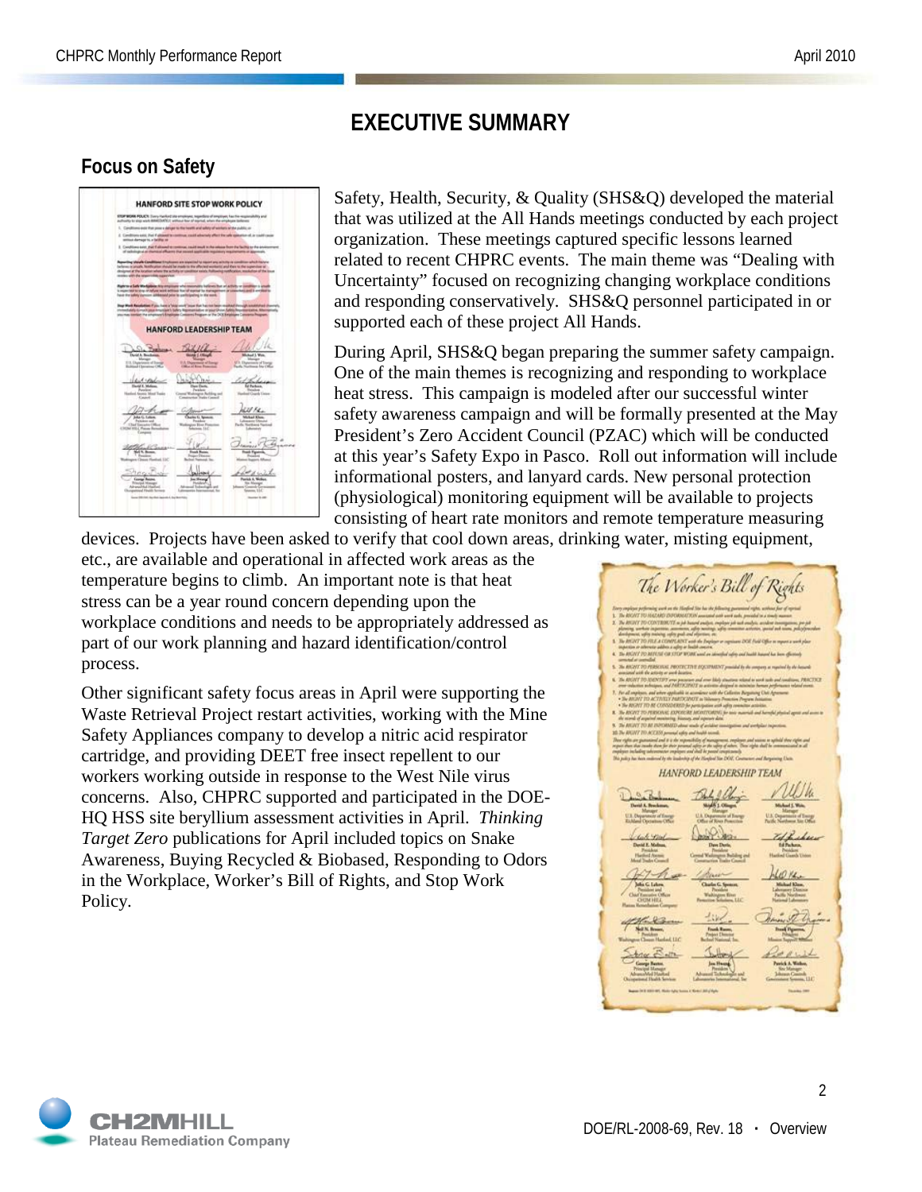# EXECUTIVE SUMMARY

## Focus on Safety

Safety, Health, Security, & Quality (SHS&Q) developed the material that was utilized at the All Hands meetings conducted by each project organization. These meetings captured specific lessons learned related to recent CHPRC events. The main theme was "Dealing with Uncertainty" focused on recognizing changing workplace conditions and responding conservatively. SHS&Q personnel participated in or supported each of these project All Hands.

During April, SHS&Q began preparing the summer safety campaign. One of the main themes is recognizing and responding to workplace heat stress. This campaign is modeled after our successful winter safety awareness campaign and will be formally presented at the May President's Zero Accident Council (PZAC) which will be conducted at this year's Safety Expo in Pasco. Roll out information will include informational posters, and lanyard cards. New personal protection (physiological) monitoring equipment will be available to projects consisting of heart rate monitors and remote temperature measuring devices. Projects have been asked to verify that cool down areas, drinking water, misting equipment, etc., are available and operational in affected work areas as the temperature begins to climb. An important note is that heat stress can be a year round concern depending upon the workplace conditions and needs to be appropriately addressed as part of our work planning and hazard identification/control process.

Other significant safety focus areas in April were supporting the Waste Retrieval Project restart activities, working with the Mine Safety Appliances company to develop a nitric acid respirator cartridge, and providing DEET free insect repellent to our workers working outside in response to the West Nile virus concerns. Also, CHPRC supported and participated in the DOE-HQ HSS site beryllium assessment activities in April. *Thinking Target Zero* publications for April included topics on Snake Awareness, Buying Recycled & Biobased, Responding to Odors in the Workplace, Worker's Bill of Rights, and Stop Work Policy.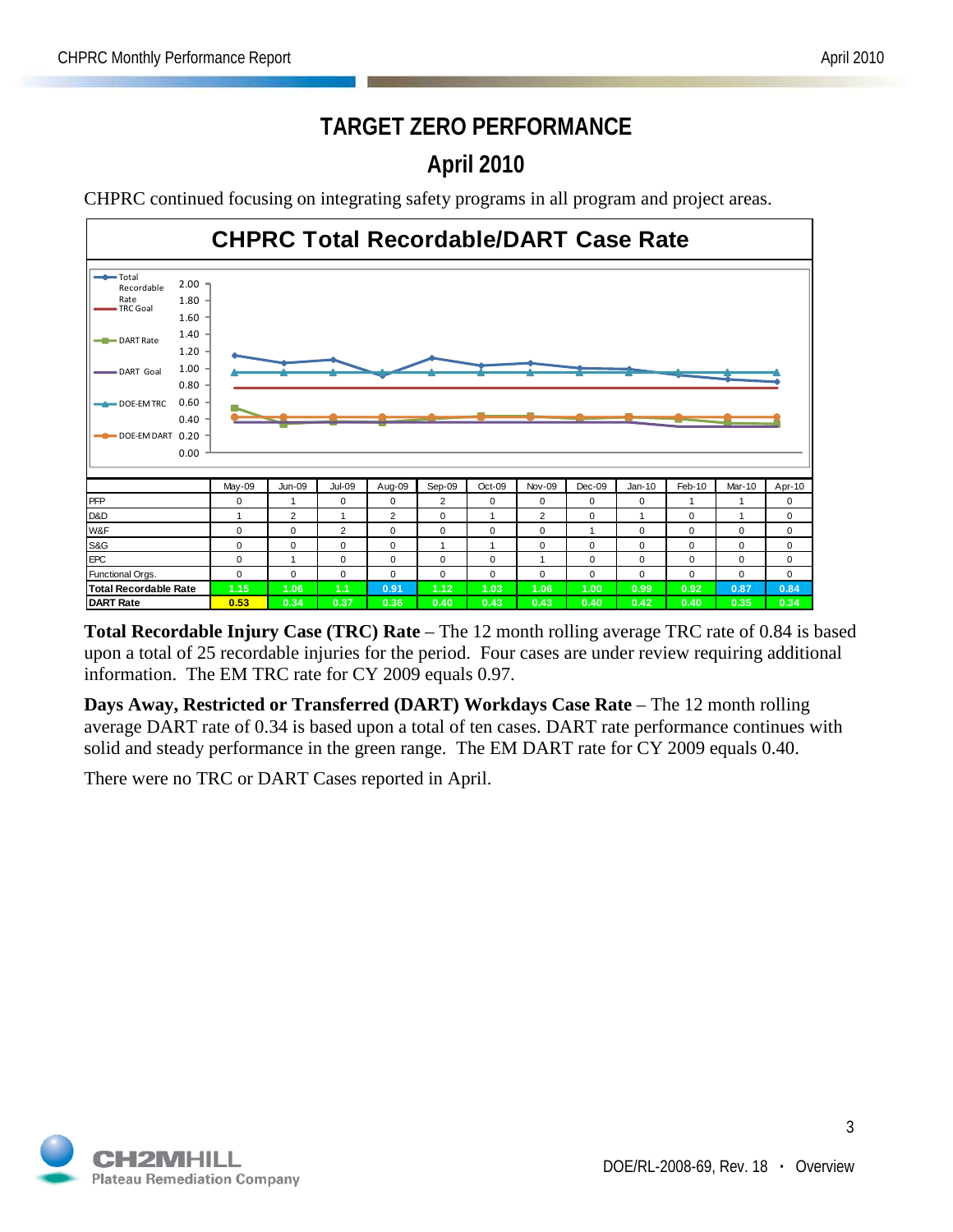# TARGET ZERO PERFORMANCE

## April 2010

CHPRC continued focusing on integrating safety programs in all program and project areas.

**CHPRC Total Recordable/DART Case Rate**

| | May-09 | Jun-09 | Jul-09 | Aug-09 | Sep-09 | Oct-09 | Nov-09 | Dec-09 | Jan-10 | Feb-10 | Mar-10 | Apr-10 |
|---|---|---|---|---|---|---|---|---|---|---|---|---|
| PFP | 0 | 1 | 0 | 0 | 2 | 0 | 0 | 0 | 0 | 1 | 1 | 0 |
| D&D | 1 | 2 | 1 | 2 | 0 | 1 | 2 | 0 | 1 | 0 | 1 | 0 |
| W&F | 0 | 0 | 2 | 0 | 0 | 0 | 0 | 1 | 0 | 0 | 0 | 0 |
| S&G | 0 | 0 | 0 | 0 | 1 | 1 | 0 | 0 | 0 | 0 | 0 | 0 |
| EPC | 0 | 1 | 0 | 0 | 0 | 0 | 1 | 0 | 0 | 0 | 0 | 0 |
| Functional Orgs. | 0 | 0 | 0 | 0 | 0 | 0 | 0 | 0 | 0 | 0 | 0 | 0 |
| **Total Recordable Rate** | 1.15 | 1.06 | 1.1 | 0.91 | 1.12 | 1.03 | 1.06 | 1.00 | 0.99 | 0.92 | 0.87 | 0.84 |
| **DART Rate** | 0.53 | 0.34 | 0.37 | 0.36 | 0.40 | 0.43 | 0.43 | 0.40 | 0.42 | 0.40 | 0.35 | 0.34 |

**Total Recordable Injury Case (TRC) Rate** – The 12 month rolling average TRC rate of 0.84 is based upon a total of 25 recordable injuries for the period. Four cases are under review requiring additional information. The EM TRC rate for CY 2009 equals 0.97.

**Days Away, Restricted or Transferred (DART) Workdays Case Rate** – The 12 month rolling average DART rate of 0.34 is based upon a total of ten cases. DART rate performance continues with solid and steady performance in the green range. The EM DART rate for CY 2009 equals 0.40.

There were no TRC or DART Cases reported in April.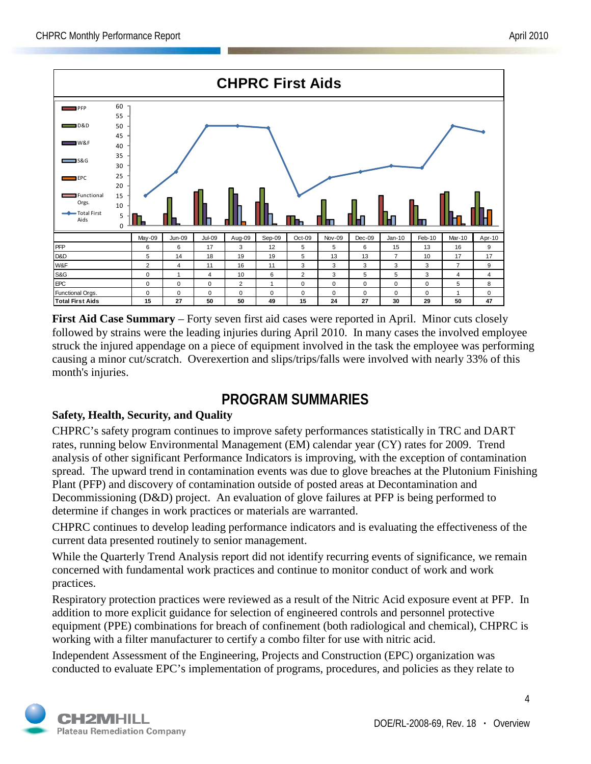### CHPRC First Aids

| | May-09 | Jun-09 | Jul-09 | Aug-09 | Sep-09 | Oct-09 | Nov-09 | Dec-09 | Jan-10 | Feb-10 | Mar-10 | Apr-10 |
|---|---|---|---|---|---|---|---|---|---|---|---|---|
| PFP | 6 | 6 | 17 | 3 | 12 | 5 | 5 | 6 | 15 | 13 | 16 | 9 |
| D&D | 5 | 14 | 18 | 19 | 19 | 5 | 13 | 13 | 7 | 10 | 17 | 17 |
| W&F | 2 | 4 | 11 | 16 | 11 | 3 | 3 | 3 | 3 | 3 | 7 | 9 |
| S&G | 0 | 1 | 4 | 10 | 6 | 2 | 3 | 5 | 5 | 3 | 4 | 4 |
| EPC | 0 | 0 | 0 | 2 | 1 | 0 | 0 | 0 | 0 | 0 | 5 | 8 |
| Functional Orgs. | 0 | 0 | 0 | 0 | 0 | 0 | 0 | 0 | 0 | 0 | 1 | 0 |
| **Total First Aids** | **15** | **27** | **50** | **50** | **49** | **15** | **24** | **27** | **30** | **29** | **50** | **47** |

**First Aid Case Summary** – Forty seven first aid cases were reported in April. Minor cuts closely followed by strains were the leading injuries during April 2010. In many cases the involved employee struck the injured appendage on a piece of equipment involved in the task the employee was performing causing a minor cut/scratch. Overexertion and slips/trips/falls were involved with nearly 33% of this month's injuries.

## PROGRAM SUMMARIES

**Safety, Health, Security, and Quality**

CHPRC's safety program continues to improve safety performances statistically in TRC and DART rates, running below Environmental Management (EM) calendar year (CY) rates for 2009. Trend analysis of other significant Performance Indicators is improving, with the exception of contamination spread. The upward trend in contamination events was due to glove breaches at the Plutonium Finishing Plant (PFP) and discovery of contamination outside of posted areas at Decontamination and Decommissioning (D&D) project. An evaluation of glove failures at PFP is being performed to determine if changes in work practices or materials are warranted.

CHPRC continues to develop leading performance indicators and is evaluating the effectiveness of the current data presented routinely to senior management.

While the Quarterly Trend Analysis report did not identify recurring events of significance, we remain concerned with fundamental work practices and continue to monitor conduct of work and work practices.

Respiratory protection practices were reviewed as a result of the Nitric Acid exposure event at PFP. In addition to more explicit guidance for selection of engineered controls and personnel protective equipment (PPE) combinations for breach of confinement (both radiological and chemical), CHPRC is working with a filter manufacturer to certify a combo filter for use with nitric acid.

Independent Assessment of the Engineering, Projects and Construction (EPC) organization was conducted to evaluate EPC's implementation of programs, procedures, and policies as they relate to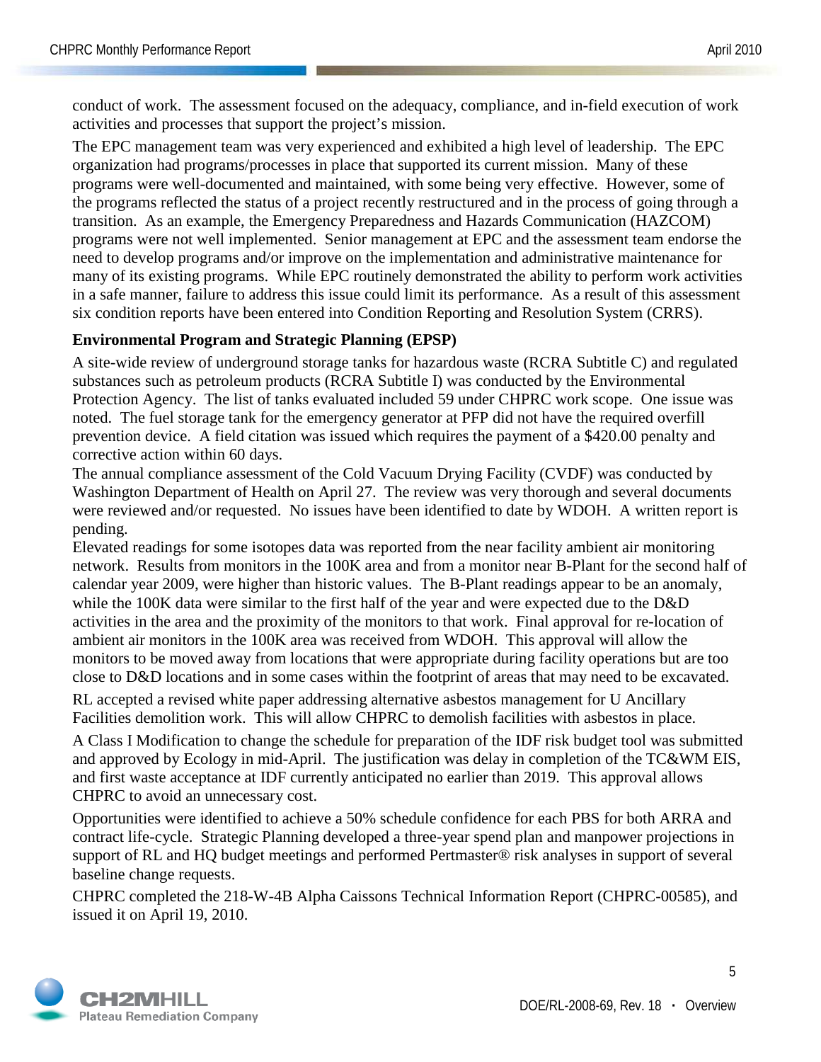conduct of work. The assessment focused on the adequacy, compliance, and in-field execution of work activities and processes that support the project's mission.

The EPC management team was very experienced and exhibited a high level of leadership. The EPC organization had programs/processes in place that supported its current mission. Many of these programs were well-documented and maintained, with some being very effective. However, some of the programs reflected the status of a project recently restructured and in the process of going through a transition. As an example, the Emergency Preparedness and Hazards Communication (HAZCOM) programs were not well implemented. Senior management at EPC and the assessment team endorse the need to develop programs and/or improve on the implementation and administrative maintenance for many of its existing programs. While EPC routinely demonstrated the ability to perform work activities in a safe manner, failure to address this issue could limit its performance. As a result of this assessment six condition reports have been entered into Condition Reporting and Resolution System (CRRS).

**Environmental Program and Strategic Planning (EPSP)**

A site-wide review of underground storage tanks for hazardous waste (RCRA Subtitle C) and regulated substances such as petroleum products (RCRA Subtitle I) was conducted by the Environmental Protection Agency. The list of tanks evaluated included 59 under CHPRC work scope. One issue was noted. The fuel storage tank for the emergency generator at PFP did not have the required overfill prevention device. A field citation was issued which requires the payment of a $420.00 penalty and corrective action within 60 days.

The annual compliance assessment of the Cold Vacuum Drying Facility (CVDF) was conducted by Washington Department of Health on April 27. The review was very thorough and several documents were reviewed and/or requested. No issues have been identified to date by WDOH. A written report is pending.

Elevated readings for some isotopes data was reported from the near facility ambient air monitoring network. Results from monitors in the 100K area and from a monitor near B-Plant for the second half of calendar year 2009, were higher than historic values. The B-Plant readings appear to be an anomaly, while the 100K data were similar to the first half of the year and were expected due to the D&D activities in the area and the proximity of the monitors to that work. Final approval for re-location of ambient air monitors in the 100K area was received from WDOH. This approval will allow the monitors to be moved away from locations that were appropriate during facility operations but are too close to D&D locations and in some cases within the footprint of areas that may need to be excavated.

RL accepted a revised white paper addressing alternative asbestos management for U Ancillary Facilities demolition work. This will allow CHPRC to demolish facilities with asbestos in place.

A Class I Modification to change the schedule for preparation of the IDF risk budget tool was submitted and approved by Ecology in mid-April. The justification was delay in completion of the TC&WM EIS, and first waste acceptance at IDF currently anticipated no earlier than 2019. This approval allows CHPRC to avoid an unnecessary cost.

Opportunities were identified to achieve a 50% schedule confidence for each PBS for both ARRA and contract life-cycle. Strategic Planning developed a three-year spend plan and manpower projections in support of RL and HQ budget meetings and performed Pertmaster® risk analyses in support of several baseline change requests.

CHPRC completed the 218-W-4B Alpha Caissons Technical Information Report (CHPRC-00585), and issued it on April 19, 2010.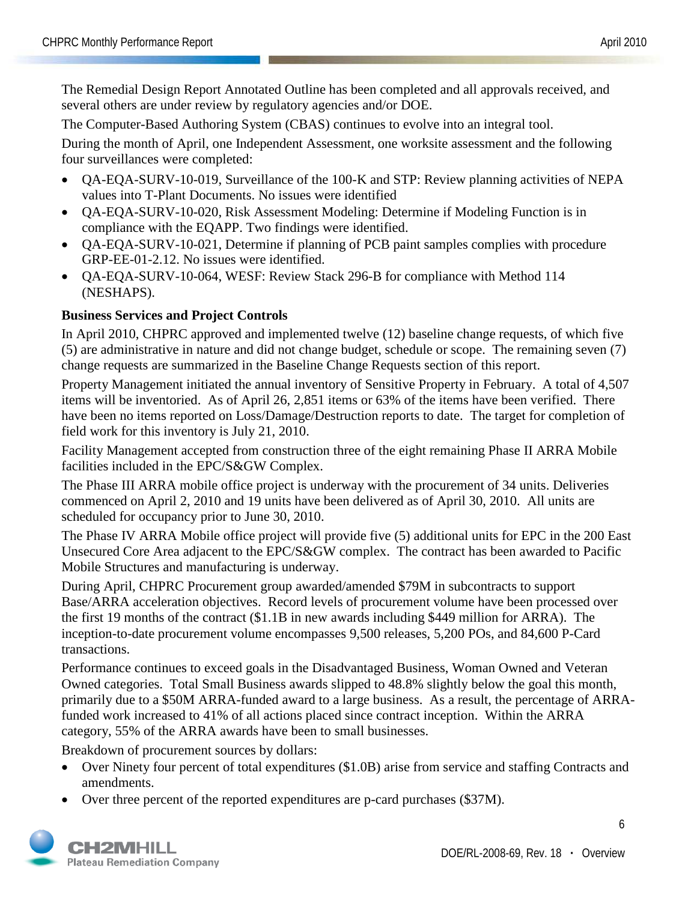The Remedial Design Report Annotated Outline has been completed and all approvals received, and several others are under review by regulatory agencies and/or DOE.

The Computer-Based Authoring System (CBAS) continues to evolve into an integral tool.

During the month of April, one Independent Assessment, one worksite assessment and the following four surveillances were completed:

- QA-EQA-SURV-10-019, Surveillance of the 100-K and STP: Review planning activities of NEPA values into T-Plant Documents. No issues were identified
- QA-EQA-SURV-10-020, Risk Assessment Modeling: Determine if Modeling Function is in compliance with the EQAPP. Two findings were identified.
- QA-EQA-SURV-10-021, Determine if planning of PCB paint samples complies with procedure GRP-EE-01-2.12. No issues were identified.
- QA-EQA-SURV-10-064, WESF: Review Stack 296-B for compliance with Method 114 (NESHAPS).

**Business Services and Project Controls**

In April 2010, CHPRC approved and implemented twelve (12) baseline change requests, of which five (5) are administrative in nature and did not change budget, schedule or scope. The remaining seven (7) change requests are summarized in the Baseline Change Requests section of this report.

Property Management initiated the annual inventory of Sensitive Property in February. A total of 4,507 items will be inventoried. As of April 26, 2,851 items or 63% of the items have been verified. There have been no items reported on Loss/Damage/Destruction reports to date. The target for completion of field work for this inventory is July 21, 2010.

Facility Management accepted from construction three of the eight remaining Phase II ARRA Mobile facilities included in the EPC/S&GW Complex.

The Phase III ARRA mobile office project is underway with the procurement of 34 units. Deliveries commenced on April 2, 2010 and 19 units have been delivered as of April 30, 2010. All units are scheduled for occupancy prior to June 30, 2010.

The Phase IV ARRA Mobile office project will provide five (5) additional units for EPC in the 200 East Unsecured Core Area adjacent to the EPC/S&GW complex. The contract has been awarded to Pacific Mobile Structures and manufacturing is underway.

During April, CHPRC Procurement group awarded/amended $79M in subcontracts to support Base/ARRA acceleration objectives. Record levels of procurement volume have been processed over the first 19 months of the contract ($1.1B in new awards including $449 million for ARRA). The inception-to-date procurement volume encompasses 9,500 releases, 5,200 POs, and 84,600 P-Card transactions.

Performance continues to exceed goals in the Disadvantaged Business, Woman Owned and Veteran Owned categories. Total Small Business awards slipped to 48.8% slightly below the goal this month, primarily due to a $50M ARRA-funded award to a large business. As a result, the percentage of ARRA-funded work increased to 41% of all actions placed since contract inception. Within the ARRA category, 55% of the ARRA awards have been to small businesses.

Breakdown of procurement sources by dollars:

- Over Ninety four percent of total expenditures ($1.0B) arise from service and staffing Contracts and amendments.
- Over three percent of the reported expenditures are p-card purchases ($37M).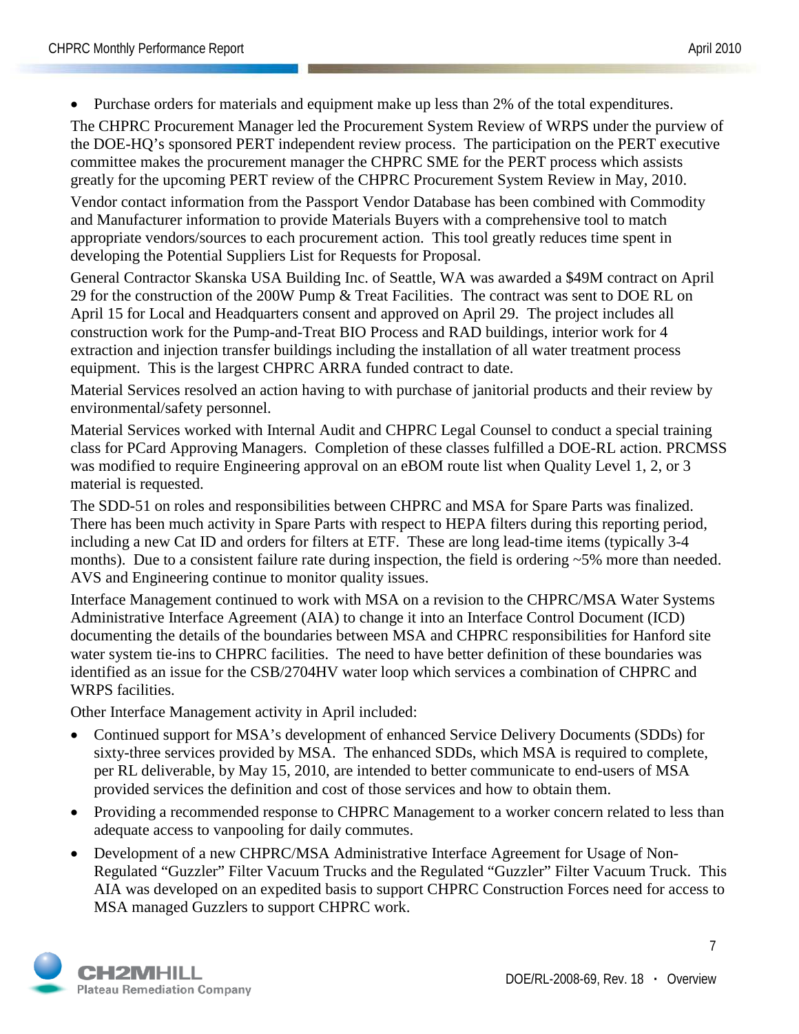- Purchase orders for materials and equipment make up less than 2% of the total expenditures.

The CHPRC Procurement Manager led the Procurement System Review of WRPS under the purview of the DOE-HQ's sponsored PERT independent review process. The participation on the PERT executive committee makes the procurement manager the CHPRC SME for the PERT process which assists greatly for the upcoming PERT review of the CHPRC Procurement System Review in May, 2010.

Vendor contact information from the Passport Vendor Database has been combined with Commodity and Manufacturer information to provide Materials Buyers with a comprehensive tool to match appropriate vendors/sources to each procurement action. This tool greatly reduces time spent in developing the Potential Suppliers List for Requests for Proposal.

General Contractor Skanska USA Building Inc. of Seattle, WA was awarded a $49M contract on April 29 for the construction of the 200W Pump & Treat Facilities. The contract was sent to DOE RL on April 15 for Local and Headquarters consent and approved on April 29. The project includes all construction work for the Pump-and-Treat BIO Process and RAD buildings, interior work for 4 extraction and injection transfer buildings including the installation of all water treatment process equipment. This is the largest CHPRC ARRA funded contract to date.

Material Services resolved an action having to with purchase of janitorial products and their review by environmental/safety personnel.

Material Services worked with Internal Audit and CHPRC Legal Counsel to conduct a special training class for PCard Approving Managers. Completion of these classes fulfilled a DOE-RL action. PRCMSS was modified to require Engineering approval on an eBOM route list when Quality Level 1, 2, or 3 material is requested.

The SDD-51 on roles and responsibilities between CHPRC and MSA for Spare Parts was finalized. There has been much activity in Spare Parts with respect to HEPA filters during this reporting period, including a new Cat ID and orders for filters at ETF. These are long lead-time items (typically 3-4 months). Due to a consistent failure rate during inspection, the field is ordering ~5% more than needed. AVS and Engineering continue to monitor quality issues.

Interface Management continued to work with MSA on a revision to the CHPRC/MSA Water Systems Administrative Interface Agreement (AIA) to change it into an Interface Control Document (ICD) documenting the details of the boundaries between MSA and CHPRC responsibilities for Hanford site water system tie-ins to CHPRC facilities. The need to have better definition of these boundaries was identified as an issue for the CSB/2704HV water loop which services a combination of CHPRC and WRPS facilities.

Other Interface Management activity in April included:

- Continued support for MSA's development of enhanced Service Delivery Documents (SDDs) for sixty-three services provided by MSA. The enhanced SDDs, which MSA is required to complete, per RL deliverable, by May 15, 2010, are intended to better communicate to end-users of MSA provided services the definition and cost of those services and how to obtain them.
- Providing a recommended response to CHPRC Management to a worker concern related to less than adequate access to vanpooling for daily commutes.
- Development of a new CHPRC/MSA Administrative Interface Agreement for Usage of Non-Regulated "Guzzler" Filter Vacuum Trucks and the Regulated "Guzzler" Filter Vacuum Truck. This AIA was developed on an expedited basis to support CHPRC Construction Forces need for access to MSA managed Guzzlers to support CHPRC work.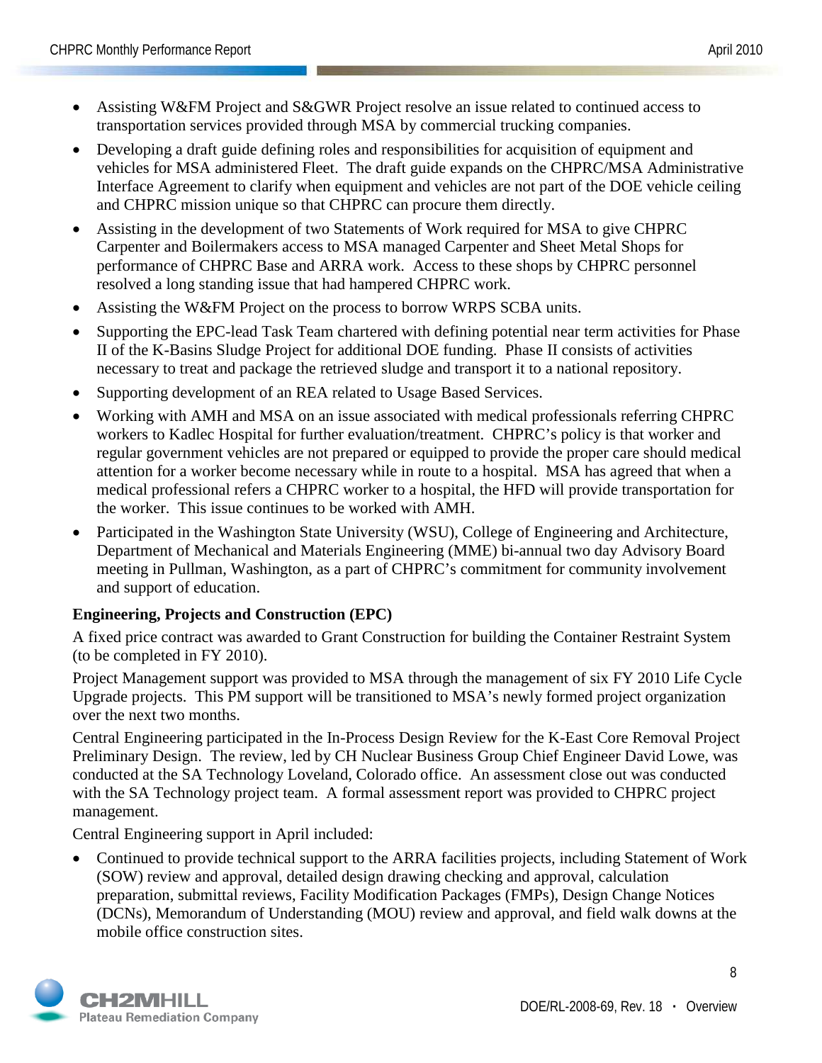- Assisting W&FM Project and S&GWR Project resolve an issue related to continued access to transportation services provided through MSA by commercial trucking companies.
- Developing a draft guide defining roles and responsibilities for acquisition of equipment and vehicles for MSA administered Fleet. The draft guide expands on the CHPRC/MSA Administrative Interface Agreement to clarify when equipment and vehicles are not part of the DOE vehicle ceiling and CHPRC mission unique so that CHPRC can procure them directly.
- Assisting in the development of two Statements of Work required for MSA to give CHPRC Carpenter and Boilermakers access to MSA managed Carpenter and Sheet Metal Shops for performance of CHPRC Base and ARRA work. Access to these shops by CHPRC personnel resolved a long standing issue that had hampered CHPRC work.
- Assisting the W&FM Project on the process to borrow WRPS SCBA units.
- Supporting the EPC-lead Task Team chartered with defining potential near term activities for Phase II of the K-Basins Sludge Project for additional DOE funding. Phase II consists of activities necessary to treat and package the retrieved sludge and transport it to a national repository.
- Supporting development of an REA related to Usage Based Services.
- Working with AMH and MSA on an issue associated with medical professionals referring CHPRC workers to Kadlec Hospital for further evaluation/treatment. CHPRC's policy is that worker and regular government vehicles are not prepared or equipped to provide the proper care should medical attention for a worker become necessary while in route to a hospital. MSA has agreed that when a medical professional refers a CHPRC worker to a hospital, the HFD will provide transportation for the worker. This issue continues to be worked with AMH.
- Participated in the Washington State University (WSU), College of Engineering and Architecture, Department of Mechanical and Materials Engineering (MME) bi-annual two day Advisory Board meeting in Pullman, Washington, as a part of CHPRC's commitment for community involvement and support of education.

**Engineering, Projects and Construction (EPC)**

A fixed price contract was awarded to Grant Construction for building the Container Restraint System (to be completed in FY 2010).

Project Management support was provided to MSA through the management of six FY 2010 Life Cycle Upgrade projects. This PM support will be transitioned to MSA's newly formed project organization over the next two months.

Central Engineering participated in the In-Process Design Review for the K-East Core Removal Project Preliminary Design. The review, led by CH Nuclear Business Group Chief Engineer David Lowe, was conducted at the SA Technology Loveland, Colorado office. An assessment close out was conducted with the SA Technology project team. A formal assessment report was provided to CHPRC project management.

Central Engineering support in April included:

- Continued to provide technical support to the ARRA facilities projects, including Statement of Work (SOW) review and approval, detailed design drawing checking and approval, calculation preparation, submittal reviews, Facility Modification Packages (FMPs), Design Change Notices (DCNs), Memorandum of Understanding (MOU) review and approval, and field walk downs at the mobile office construction sites.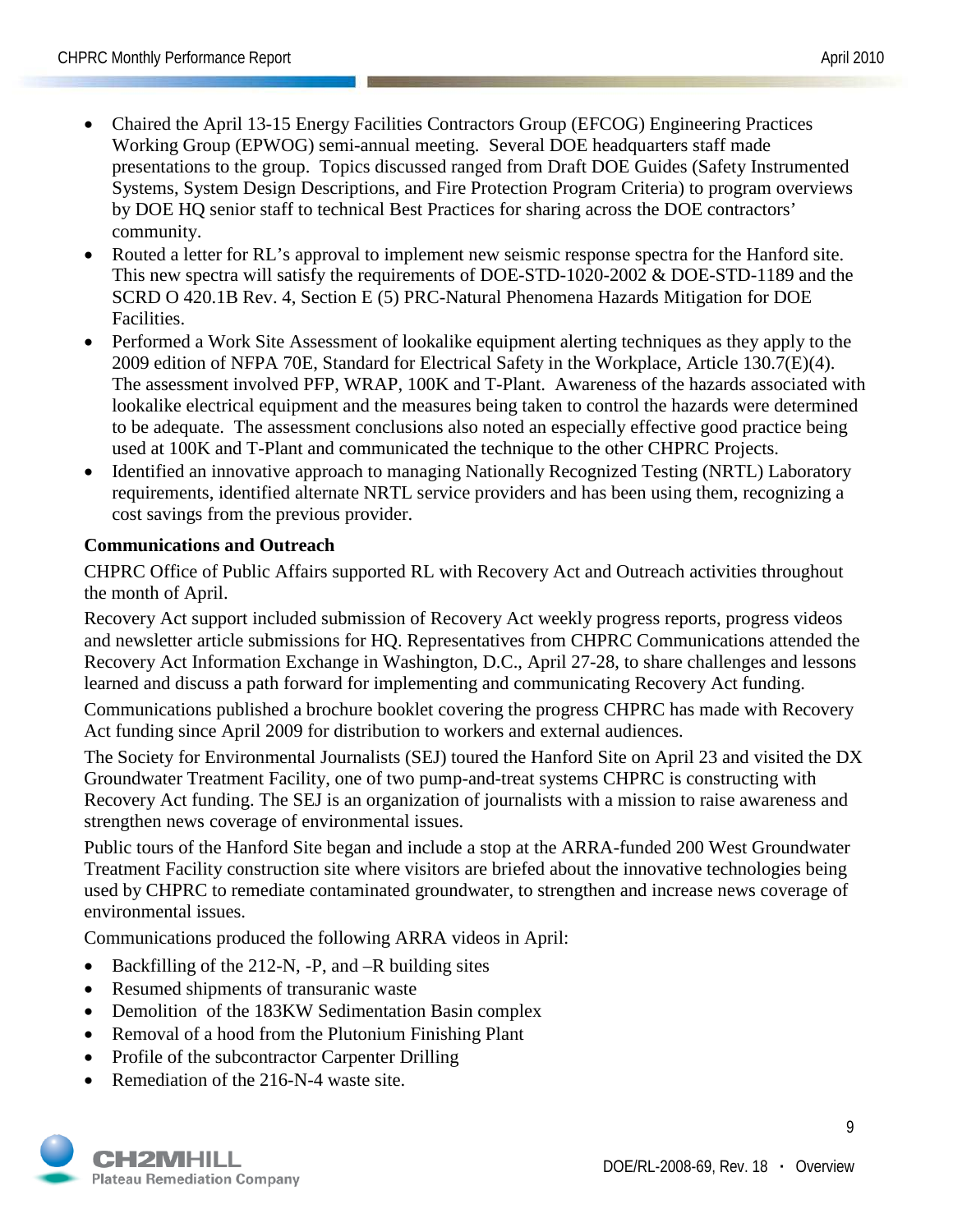- Chaired the April 13-15 Energy Facilities Contractors Group (EFCOG) Engineering Practices Working Group (EPWOG) semi-annual meeting. Several DOE headquarters staff made presentations to the group. Topics discussed ranged from Draft DOE Guides (Safety Instrumented Systems, System Design Descriptions, and Fire Protection Program Criteria) to program overviews by DOE HQ senior staff to technical Best Practices for sharing across the DOE contractors' community.
- Routed a letter for RL's approval to implement new seismic response spectra for the Hanford site. This new spectra will satisfy the requirements of DOE-STD-1020-2002 & DOE-STD-1189 and the SCRD O 420.1B Rev. 4, Section E (5) PRC-Natural Phenomena Hazards Mitigation for DOE Facilities.
- Performed a Work Site Assessment of lookalike equipment alerting techniques as they apply to the 2009 edition of NFPA 70E, Standard for Electrical Safety in the Workplace, Article 130.7(E)(4). The assessment involved PFP, WRAP, 100K and T-Plant. Awareness of the hazards associated with lookalike electrical equipment and the measures being taken to control the hazards were determined to be adequate. The assessment conclusions also noted an especially effective good practice being used at 100K and T-Plant and communicated the technique to the other CHPRC Projects.
- Identified an innovative approach to managing Nationally Recognized Testing (NRTL) Laboratory requirements, identified alternate NRTL service providers and has been using them, recognizing a cost savings from the previous provider.

**Communications and Outreach**

CHPRC Office of Public Affairs supported RL with Recovery Act and Outreach activities throughout the month of April.

Recovery Act support included submission of Recovery Act weekly progress reports, progress videos and newsletter article submissions for HQ. Representatives from CHPRC Communications attended the Recovery Act Information Exchange in Washington, D.C., April 27-28, to share challenges and lessons learned and discuss a path forward for implementing and communicating Recovery Act funding.

Communications published a brochure booklet covering the progress CHPRC has made with Recovery Act funding since April 2009 for distribution to workers and external audiences.

The Society for Environmental Journalists (SEJ) toured the Hanford Site on April 23 and visited the DX Groundwater Treatment Facility, one of two pump-and-treat systems CHPRC is constructing with Recovery Act funding. The SEJ is an organization of journalists with a mission to raise awareness and strengthen news coverage of environmental issues.

Public tours of the Hanford Site began and include a stop at the ARRA-funded 200 West Groundwater Treatment Facility construction site where visitors are briefed about the innovative technologies being used by CHPRC to remediate contaminated groundwater, to strengthen and increase news coverage of environmental issues.

Communications produced the following ARRA videos in April:

- Backfilling of the 212-N, -P, and –R building sites
- Resumed shipments of transuranic waste
- Demolition of the 183KW Sedimentation Basin complex
- Removal of a hood from the Plutonium Finishing Plant
- Profile of the subcontractor Carpenter Drilling
- Remediation of the 216-N-4 waste site.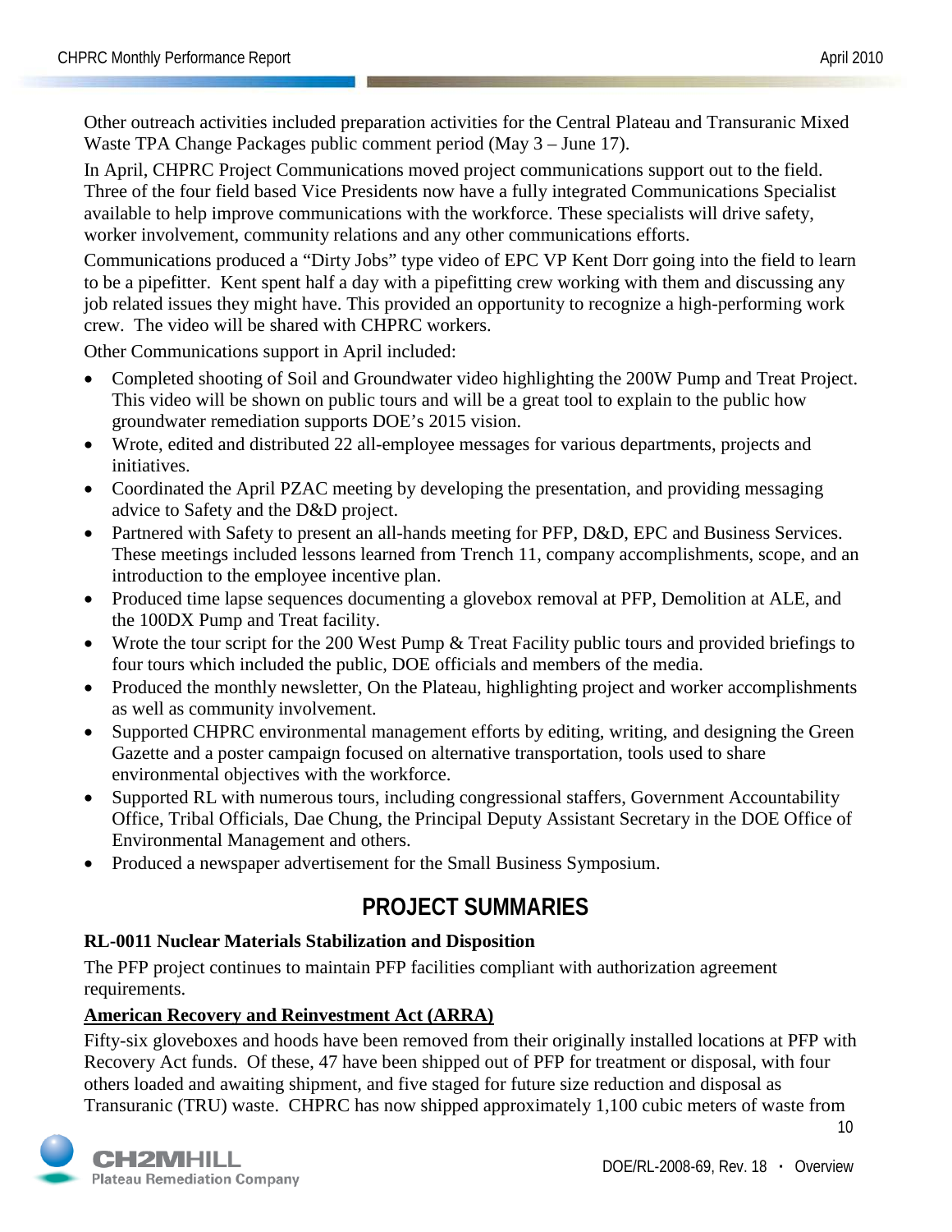Other outreach activities included preparation activities for the Central Plateau and Transuranic Mixed Waste TPA Change Packages public comment period (May 3 – June 17).

In April, CHPRC Project Communications moved project communications support out to the field. Three of the four field based Vice Presidents now have a fully integrated Communications Specialist available to help improve communications with the workforce. These specialists will drive safety, worker involvement, community relations and any other communications efforts.

Communications produced a "Dirty Jobs" type video of EPC VP Kent Dorr going into the field to learn to be a pipefitter. Kent spent half a day with a pipefitting crew working with them and discussing any job related issues they might have. This provided an opportunity to recognize a high-performing work crew. The video will be shared with CHPRC workers.

Other Communications support in April included:

- Completed shooting of Soil and Groundwater video highlighting the 200W Pump and Treat Project. This video will be shown on public tours and will be a great tool to explain to the public how groundwater remediation supports DOE's 2015 vision.
- Wrote, edited and distributed 22 all-employee messages for various departments, projects and initiatives.
- Coordinated the April PZAC meeting by developing the presentation, and providing messaging advice to Safety and the D&D project.
- Partnered with Safety to present an all-hands meeting for PFP, D&D, EPC and Business Services. These meetings included lessons learned from Trench 11, company accomplishments, scope, and an introduction to the employee incentive plan.
- Produced time lapse sequences documenting a glovebox removal at PFP, Demolition at ALE, and the 100DX Pump and Treat facility.
- Wrote the tour script for the 200 West Pump & Treat Facility public tours and provided briefings to four tours which included the public, DOE officials and members of the media.
- Produced the monthly newsletter, On the Plateau, highlighting project and worker accomplishments as well as community involvement.
- Supported CHPRC environmental management efforts by editing, writing, and designing the Green Gazette and a poster campaign focused on alternative transportation, tools used to share environmental objectives with the workforce.
- Supported RL with numerous tours, including congressional staffers, Government Accountability Office, Tribal Officials, Dae Chung, the Principal Deputy Assistant Secretary in the DOE Office of Environmental Management and others.
- Produced a newspaper advertisement for the Small Business Symposium.

## PROJECT SUMMARIES

### RL-0011 Nuclear Materials Stabilization and Disposition

The PFP project continues to maintain PFP facilities compliant with authorization agreement requirements.

#### American Recovery and Reinvestment Act (ARRA)

Fifty-six gloveboxes and hoods have been removed from their originally installed locations at PFP with Recovery Act funds. Of these, 47 have been shipped out of PFP for treatment or disposal, with four others loaded and awaiting shipment, and five staged for future size reduction and disposal as Transuranic (TRU) waste. CHPRC has now shipped approximately 1,100 cubic meters of waste from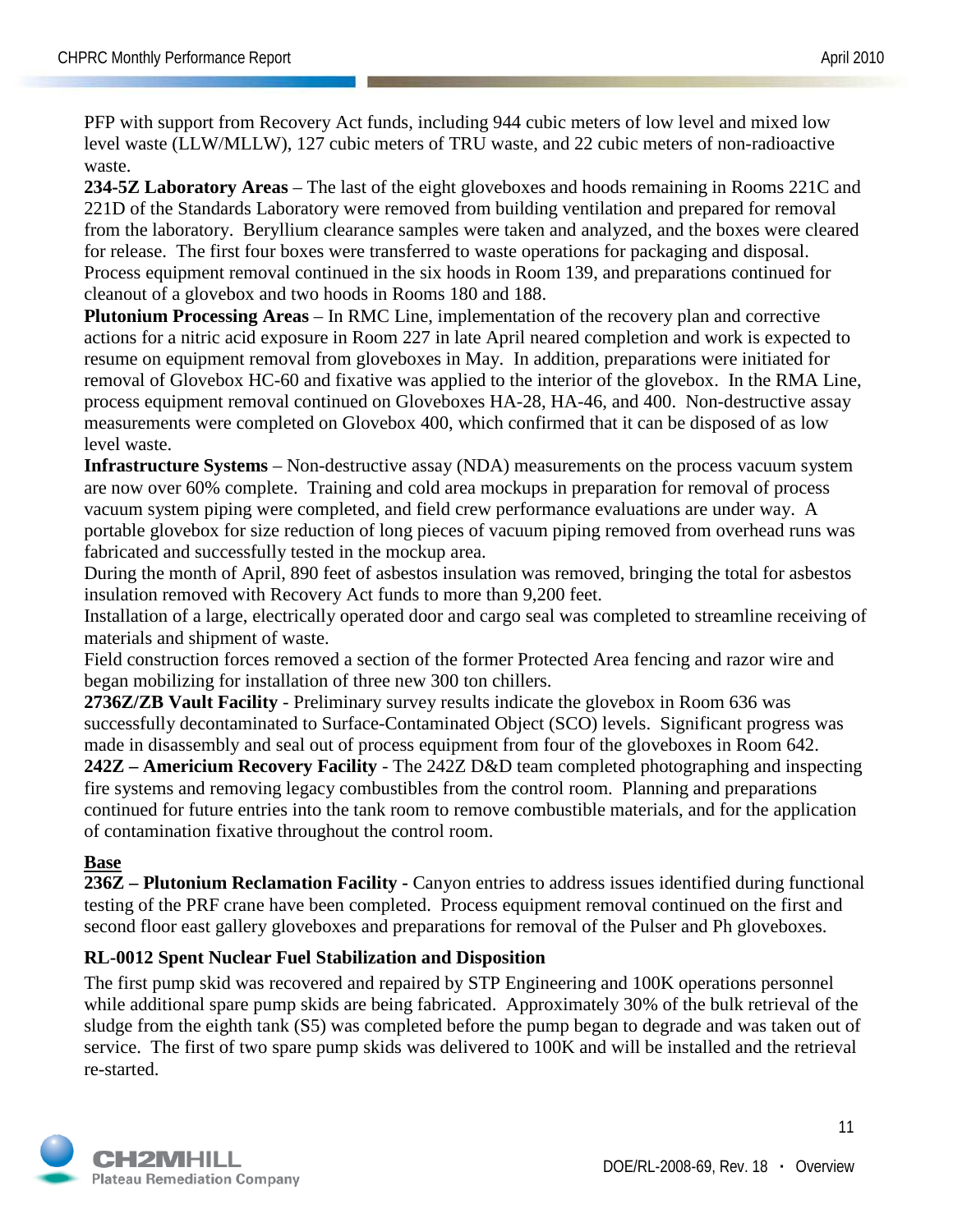PFP with support from Recovery Act funds, including 944 cubic meters of low level and mixed low level waste (LLW/MLLW), 127 cubic meters of TRU waste, and 22 cubic meters of non-radioactive waste.

**234-5Z Laboratory Areas** – The last of the eight gloveboxes and hoods remaining in Rooms 221C and 221D of the Standards Laboratory were removed from building ventilation and prepared for removal from the laboratory. Beryllium clearance samples were taken and analyzed, and the boxes were cleared for release. The first four boxes were transferred to waste operations for packaging and disposal. Process equipment removal continued in the six hoods in Room 139, and preparations continued for cleanout of a glovebox and two hoods in Rooms 180 and 188.

**Plutonium Processing Areas** – In RMC Line, implementation of the recovery plan and corrective actions for a nitric acid exposure in Room 227 in late April neared completion and work is expected to resume on equipment removal from gloveboxes in May. In addition, preparations were initiated for removal of Glovebox HC-60 and fixative was applied to the interior of the glovebox. In the RMA Line, process equipment removal continued on Gloveboxes HA-28, HA-46, and 400. Non-destructive assay measurements were completed on Glovebox 400, which confirmed that it can be disposed of as low level waste.

**Infrastructure Systems** – Non-destructive assay (NDA) measurements on the process vacuum system are now over 60% complete. Training and cold area mockups in preparation for removal of process vacuum system piping were completed, and field crew performance evaluations are under way. A portable glovebox for size reduction of long pieces of vacuum piping removed from overhead runs was fabricated and successfully tested in the mockup area.

During the month of April, 890 feet of asbestos insulation was removed, bringing the total for asbestos insulation removed with Recovery Act funds to more than 9,200 feet.

Installation of a large, electrically operated door and cargo seal was completed to streamline receiving of materials and shipment of waste.

Field construction forces removed a section of the former Protected Area fencing and razor wire and began mobilizing for installation of three new 300 ton chillers.

**2736Z/ZB Vault Facility** - Preliminary survey results indicate the glovebox in Room 636 was successfully decontaminated to Surface-Contaminated Object (SCO) levels. Significant progress was made in disassembly and seal out of process equipment from four of the gloveboxes in Room 642.

**242Z – Americium Recovery Facility** - The 242Z D&D team completed photographing and inspecting fire systems and removing legacy combustibles from the control room. Planning and preparations continued for future entries into the tank room to remove combustible materials, and for the application of contamination fixative throughout the control room.

**Base**

**236Z – Plutonium Reclamation Facility -** Canyon entries to address issues identified during functional testing of the PRF crane have been completed. Process equipment removal continued on the first and second floor east gallery gloveboxes and preparations for removal of the Pulser and Ph gloveboxes.

### RL-0012 Spent Nuclear Fuel Stabilization and Disposition

The first pump skid was recovered and repaired by STP Engineering and 100K operations personnel while additional spare pump skids are being fabricated. Approximately 30% of the bulk retrieval of the sludge from the eighth tank (S5) was completed before the pump began to degrade and was taken out of service. The first of two spare pump skids was delivered to 100K and will be installed and the retrieval re-started.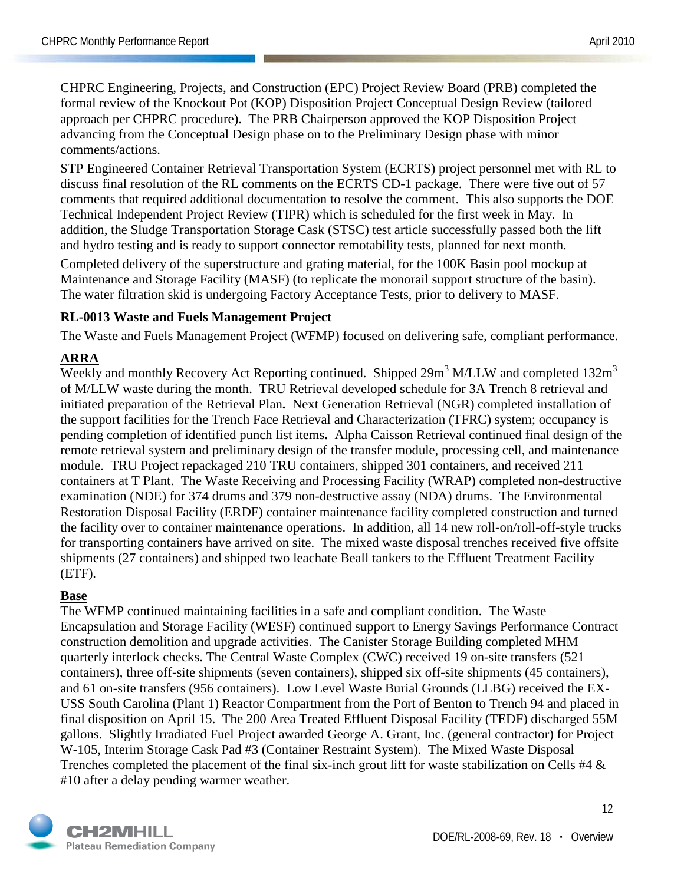CHPRC Engineering, Projects, and Construction (EPC) Project Review Board (PRB) completed the formal review of the Knockout Pot (KOP) Disposition Project Conceptual Design Review (tailored approach per CHPRC procedure). The PRB Chairperson approved the KOP Disposition Project advancing from the Conceptual Design phase on to the Preliminary Design phase with minor comments/actions.

STP Engineered Container Retrieval Transportation System (ECRTS) project personnel met with RL to discuss final resolution of the RL comments on the ECRTS CD-1 package. There were five out of 57 comments that required additional documentation to resolve the comment. This also supports the DOE Technical Independent Project Review (TIPR) which is scheduled for the first week in May. In addition, the Sludge Transportation Storage Cask (STSC) test article successfully passed both the lift and hydro testing and is ready to support connector remotability tests, planned for next month.

Completed delivery of the superstructure and grating material, for the 100K Basin pool mockup at Maintenance and Storage Facility (MASF) (to replicate the monorail support structure of the basin). The water filtration skid is undergoing Factory Acceptance Tests, prior to delivery to MASF.

**RL-0013 Waste and Fuels Management Project**

The Waste and Fuels Management Project (WFMP) focused on delivering safe, compliant performance.

**ARRA**

Weekly and monthly Recovery Act Reporting continued. Shipped 29m$^3$ M/LLW and completed 132m$^3$ of M/LLW waste during the month. TRU Retrieval developed schedule for 3A Trench 8 retrieval and initiated preparation of the Retrieval Plan**.** Next Generation Retrieval (NGR) completed installation of the support facilities for the Trench Face Retrieval and Characterization (TFRC) system; occupancy is pending completion of identified punch list items**.** Alpha Caisson Retrieval continued final design of the remote retrieval system and preliminary design of the transfer module, processing cell, and maintenance module. TRU Project repackaged 210 TRU containers, shipped 301 containers, and received 211 containers at T Plant. The Waste Receiving and Processing Facility (WRAP) completed non-destructive examination (NDE) for 374 drums and 379 non-destructive assay (NDA) drums. The Environmental Restoration Disposal Facility (ERDF) container maintenance facility completed construction and turned the facility over to container maintenance operations. In addition, all 14 new roll-on/roll-off-style trucks for transporting containers have arrived on site. The mixed waste disposal trenches received five offsite shipments (27 containers) and shipped two leachate Beall tankers to the Effluent Treatment Facility (ETF).

**Base**

The WFMP continued maintaining facilities in a safe and compliant condition. The Waste Encapsulation and Storage Facility (WESF) continued support to Energy Savings Performance Contract construction demolition and upgrade activities. The Canister Storage Building completed MHM quarterly interlock checks. The Central Waste Complex (CWC) received 19 on-site transfers (521 containers), three off-site shipments (seven containers), shipped six off-site shipments (45 containers), and 61 on-site transfers (956 containers). Low Level Waste Burial Grounds (LLBG) received the EX-USS South Carolina (Plant 1) Reactor Compartment from the Port of Benton to Trench 94 and placed in final disposition on April 15. The 200 Area Treated Effluent Disposal Facility (TEDF) discharged 55M gallons. Slightly Irradiated Fuel Project awarded George A. Grant, Inc. (general contractor) for Project W-105, Interim Storage Cask Pad #3 (Container Restraint System). The Mixed Waste Disposal Trenches completed the placement of the final six-inch grout lift for waste stabilization on Cells #4 & #10 after a delay pending warmer weather.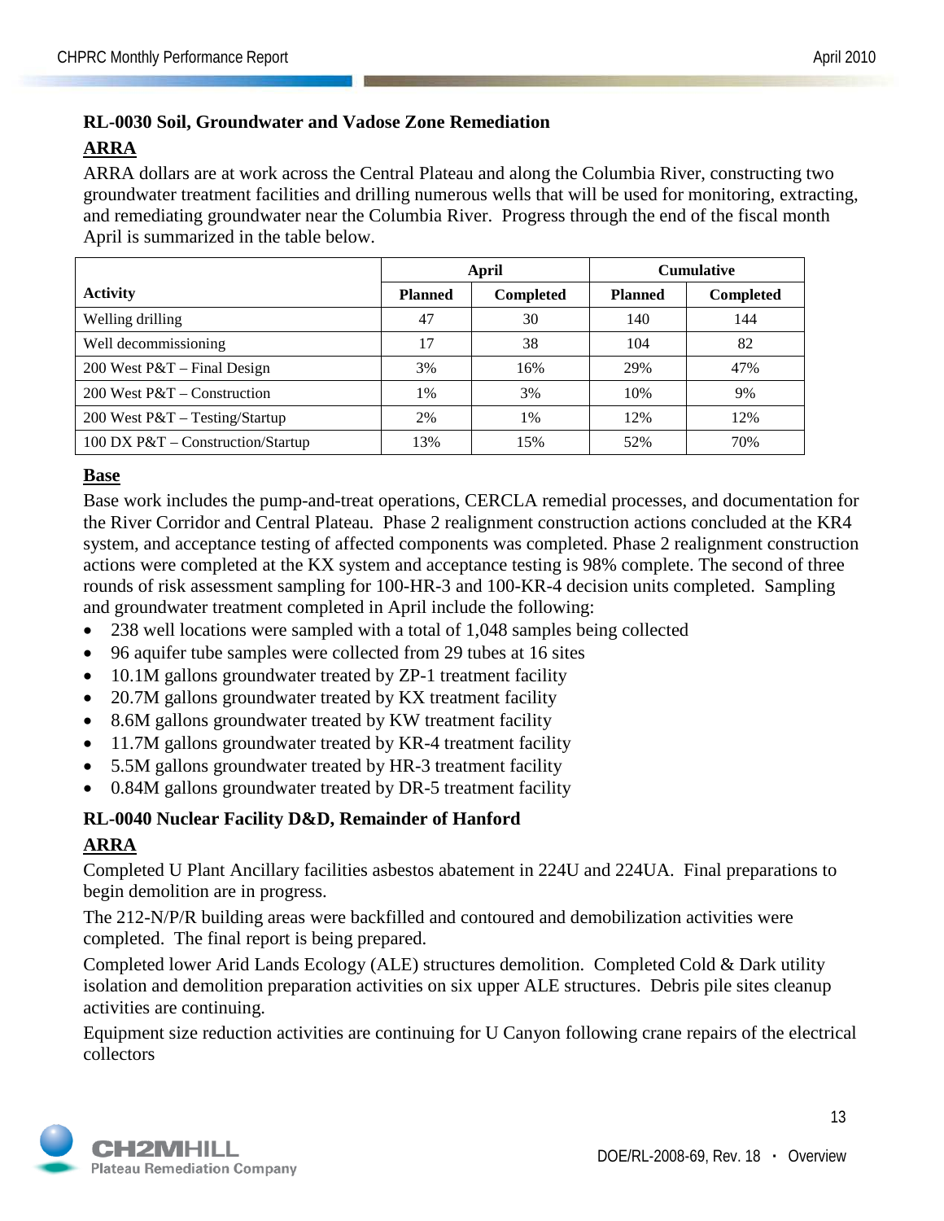### RL-0030 Soil, Groundwater and Vadose Zone Remediation

#### ARRA

ARRA dollars are at work across the Central Plateau and along the Columbia River, constructing two groundwater treatment facilities and drilling numerous wells that will be used for monitoring, extracting, and remediating groundwater near the Columbia River. Progress through the end of the fiscal month April is summarized in the table below.

| Activity | April | | Cumulative | |
|---|---|---|---|---|
| | Planned | Completed | Planned | Completed |
| Welling drilling | 47 | 30 | 140 | 144 |
| Well decommissioning | 17 | 38 | 104 | 82 |
| 200 West P&T – Final Design | 3% | 16% | 29% | 47% |
| 200 West P&T – Construction | 1% | 3% | 10% | 9% |
| 200 West P&T – Testing/Startup | 2% | 1% | 12% | 12% |
| 100 DX P&T – Construction/Startup | 13% | 15% | 52% | 70% |

#### Base

Base work includes the pump-and-treat operations, CERCLA remedial processes, and documentation for the River Corridor and Central Plateau. Phase 2 realignment construction actions concluded at the KR4 system, and acceptance testing of affected components was completed. Phase 2 realignment construction actions were completed at the KX system and acceptance testing is 98% complete. The second of three rounds of risk assessment sampling for 100-HR-3 and 100-KR-4 decision units completed. Sampling and groundwater treatment completed in April include the following:

- 238 well locations were sampled with a total of 1,048 samples being collected
- 96 aquifer tube samples were collected from 29 tubes at 16 sites
- 10.1M gallons groundwater treated by ZP-1 treatment facility
- 20.7M gallons groundwater treated by KX treatment facility
- 8.6M gallons groundwater treated by KW treatment facility
- 11.7M gallons groundwater treated by KR-4 treatment facility
- 5.5M gallons groundwater treated by HR-3 treatment facility
- 0.84M gallons groundwater treated by DR-5 treatment facility

### RL-0040 Nuclear Facility D&D, Remainder of Hanford

#### ARRA

Completed U Plant Ancillary facilities asbestos abatement in 224U and 224UA. Final preparations to begin demolition are in progress.

The 212-N/P/R building areas were backfilled and contoured and demobilization activities were completed. The final report is being prepared.

Completed lower Arid Lands Ecology (ALE) structures demolition. Completed Cold & Dark utility isolation and demolition preparation activities on six upper ALE structures. Debris pile sites cleanup activities are continuing.

Equipment size reduction activities are continuing for U Canyon following crane repairs of the electrical collectors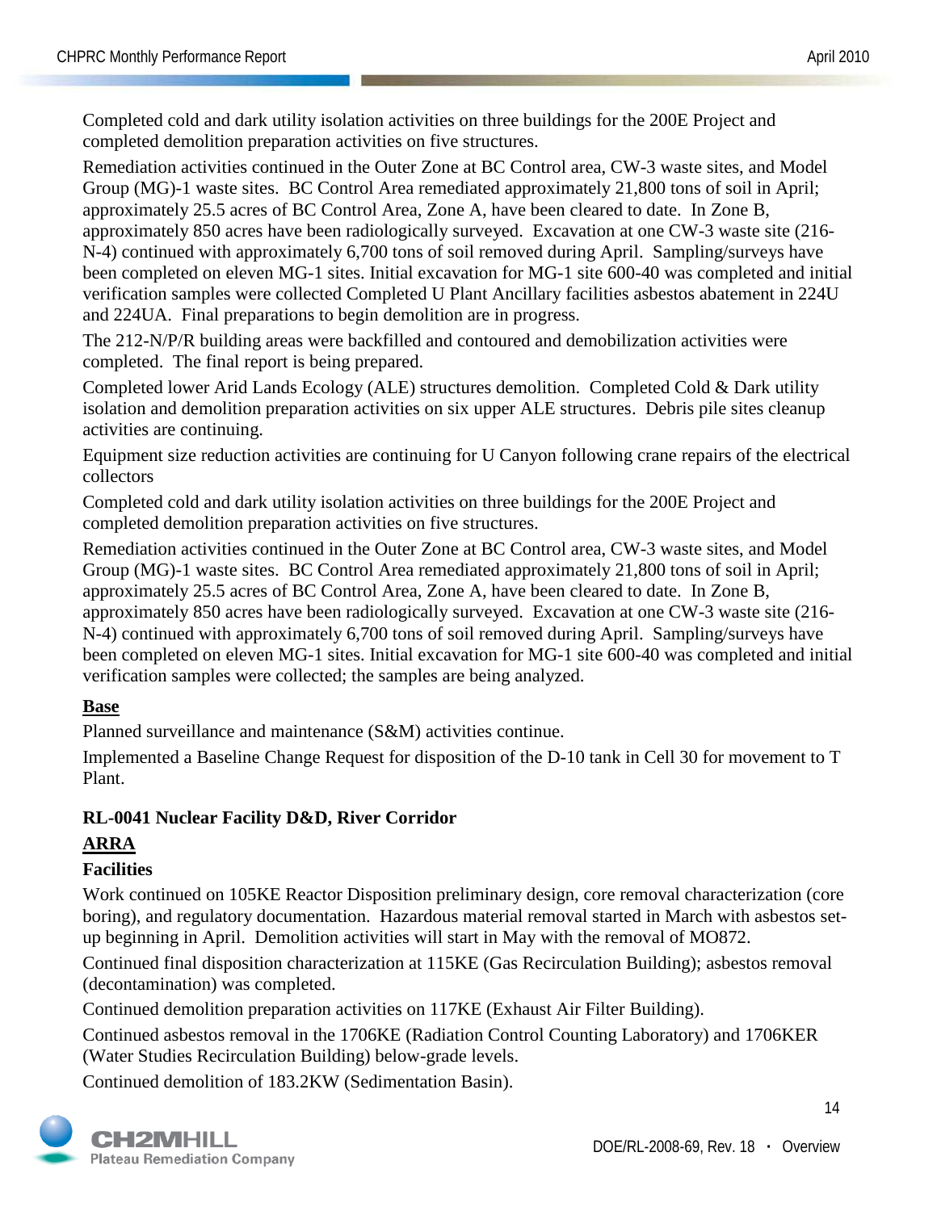Completed cold and dark utility isolation activities on three buildings for the 200E Project and completed demolition preparation activities on five structures.

Remediation activities continued in the Outer Zone at BC Control area, CW-3 waste sites, and Model Group (MG)-1 waste sites. BC Control Area remediated approximately 21,800 tons of soil in April; approximately 25.5 acres of BC Control Area, Zone A, have been cleared to date. In Zone B, approximately 850 acres have been radiologically surveyed. Excavation at one CW-3 waste site (216-N-4) continued with approximately 6,700 tons of soil removed during April. Sampling/surveys have been completed on eleven MG-1 sites. Initial excavation for MG-1 site 600-40 was completed and initial verification samples were collected Completed U Plant Ancillary facilities asbestos abatement in 224U and 224UA. Final preparations to begin demolition are in progress.

The 212-N/P/R building areas were backfilled and contoured and demobilization activities were completed. The final report is being prepared.

Completed lower Arid Lands Ecology (ALE) structures demolition. Completed Cold & Dark utility isolation and demolition preparation activities on six upper ALE structures. Debris pile sites cleanup activities are continuing.

Equipment size reduction activities are continuing for U Canyon following crane repairs of the electrical collectors

Completed cold and dark utility isolation activities on three buildings for the 200E Project and completed demolition preparation activities on five structures.

Remediation activities continued in the Outer Zone at BC Control area, CW-3 waste sites, and Model Group (MG)-1 waste sites. BC Control Area remediated approximately 21,800 tons of soil in April; approximately 25.5 acres of BC Control Area, Zone A, have been cleared to date. In Zone B, approximately 850 acres have been radiologically surveyed. Excavation at one CW-3 waste site (216-N-4) continued with approximately 6,700 tons of soil removed during April. Sampling/surveys have been completed on eleven MG-1 sites. Initial excavation for MG-1 site 600-40 was completed and initial verification samples were collected; the samples are being analyzed.

**<u>Base</u>**

Planned surveillance and maintenance (S&M) activities continue.

Implemented a Baseline Change Request for disposition of the D-10 tank in Cell 30 for movement to T Plant.

**RL-0041 Nuclear Facility D&D, River Corridor**

**<u>ARRA</u>**

**Facilities**

Work continued on 105KE Reactor Disposition preliminary design, core removal characterization (core boring), and regulatory documentation. Hazardous material removal started in March with asbestos set-up beginning in April. Demolition activities will start in May with the removal of MO872.

Continued final disposition characterization at 115KE (Gas Recirculation Building); asbestos removal (decontamination) was completed.

Continued demolition preparation activities on 117KE (Exhaust Air Filter Building).

Continued asbestos removal in the 1706KE (Radiation Control Counting Laboratory) and 1706KER (Water Studies Recirculation Building) below-grade levels.

Continued demolition of 183.2KW (Sedimentation Basin).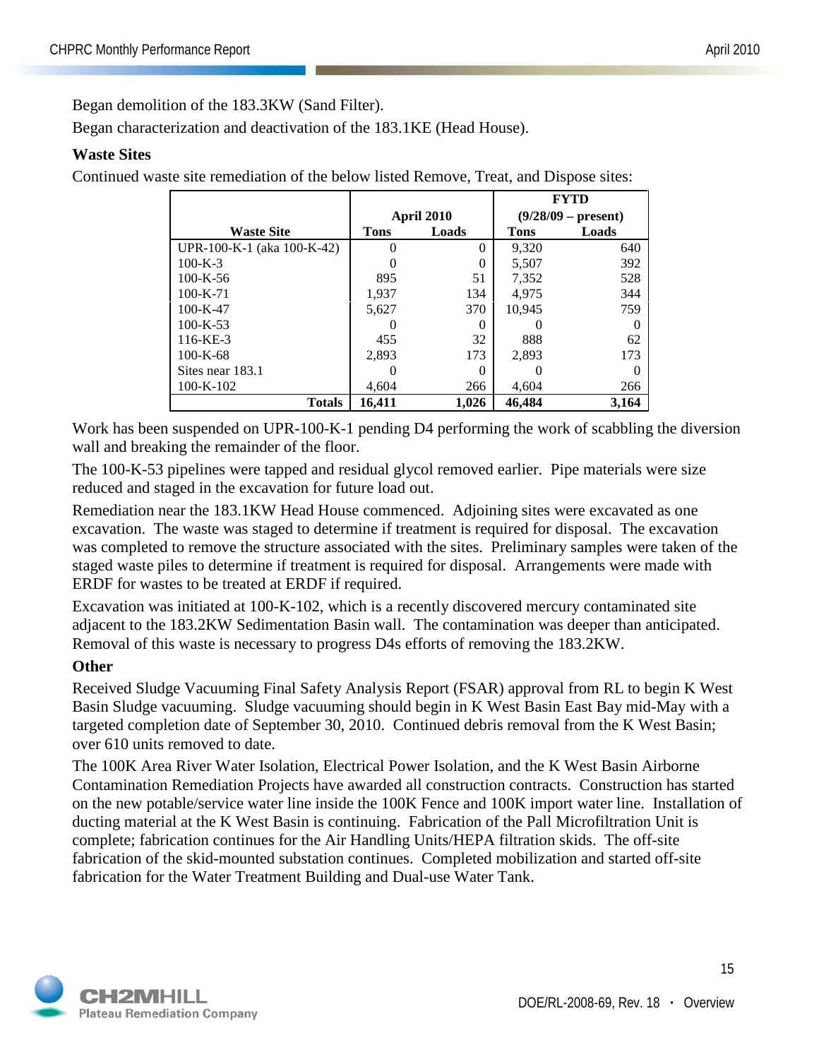Began demolition of the 183.3KW (Sand Filter).

Began characterization and deactivation of the 183.1KE (Head House).

**Waste Sites**

Continued waste site remediation of the below listed Remove, Treat, and Dispose sites:

| Waste Site | April 2010 | | FYTD (9/28/09 – present) | |
|---|---|---|---|---|
| | Tons | Loads | Tons | Loads |
| UPR-100-K-1 (aka 100-K-42) | 0 | 0 | 9,320 | 640 |
| 100-K-3 | 0 | 0 | 5,507 | 392 |
| 100-K-56 | 895 | 51 | 7,352 | 528 |
| 100-K-71 | 1,937 | 134 | 4,975 | 344 |
| 100-K-47 | 5,627 | 370 | 10,945 | 759 |
| 100-K-53 | 0 | 0 | 0 | 0 |
| 116-KE-3 | 455 | 32 | 888 | 62 |
| 100-K-68 | 2,893 | 173 | 2,893 | 173 |
| Sites near 183.1 | 0 | 0 | 0 | 0 |
| 100-K-102 | 4,604 | 266 | 4,604 | 266 |
| **Totals** | **16,411** | **1,026** | **46,484** | **3,164** |

Work has been suspended on UPR-100-K-1 pending D4 performing the work of scabbling the diversion wall and breaking the remainder of the floor.

The 100-K-53 pipelines were tapped and residual glycol removed earlier. Pipe materials were size reduced and staged in the excavation for future load out.

Remediation near the 183.1KW Head House commenced. Adjoining sites were excavated as one excavation. The waste was staged to determine if treatment is required for disposal. The excavation was completed to remove the structure associated with the sites. Preliminary samples were taken of the staged waste piles to determine if treatment is required for disposal. Arrangements were made with ERDF for wastes to be treated at ERDF if required.

Excavation was initiated at 100-K-102, which is a recently discovered mercury contaminated site adjacent to the 183.2KW Sedimentation Basin wall. The contamination was deeper than anticipated. Removal of this waste is necessary to progress D4s efforts of removing the 183.2KW.

**Other**

Received Sludge Vacuuming Final Safety Analysis Report (FSAR) approval from RL to begin K West Basin Sludge vacuuming. Sludge vacuuming should begin in K West Basin East Bay mid-May with a targeted completion date of September 30, 2010. Continued debris removal from the K West Basin; over 610 units removed to date.

The 100K Area River Water Isolation, Electrical Power Isolation, and the K West Basin Airborne Contamination Remediation Projects have awarded all construction contracts. Construction has started on the new potable/service water line inside the 100K Fence and 100K import water line. Installation of ducting material at the K West Basin is continuing. Fabrication of the Pall Microfiltration Unit is complete; fabrication continues for the Air Handling Units/HEPA filtration skids. The off-site fabrication of the skid-mounted substation continues. Completed mobilization and started off-site fabrication for the Water Treatment Building and Dual-use Water Tank.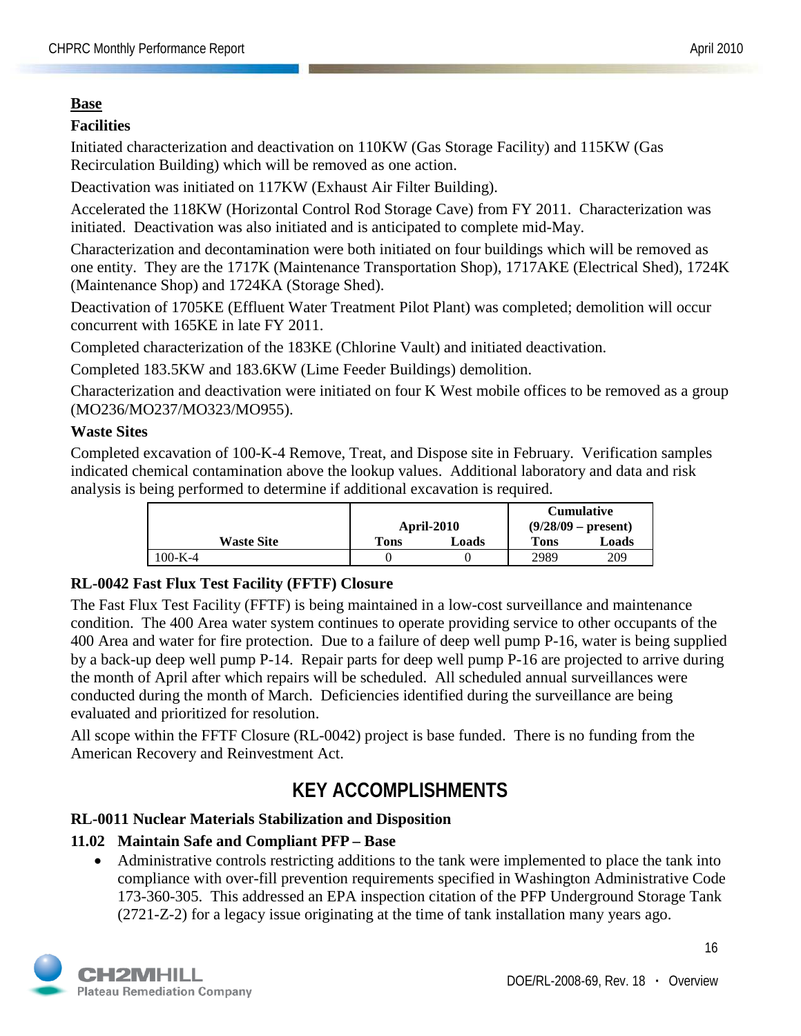**Base**

### Facilities

Initiated characterization and deactivation on 110KW (Gas Storage Facility) and 115KW (Gas Recirculation Building) which will be removed as one action.

Deactivation was initiated on 117KW (Exhaust Air Filter Building).

Accelerated the 118KW (Horizontal Control Rod Storage Cave) from FY 2011. Characterization was initiated. Deactivation was also initiated and is anticipated to complete mid-May.

Characterization and decontamination were both initiated on four buildings which will be removed as one entity. They are the 1717K (Maintenance Transportation Shop), 1717AKE (Electrical Shed), 1724K (Maintenance Shop) and 1724KA (Storage Shed).

Deactivation of 1705KE (Effluent Water Treatment Pilot Plant) was completed; demolition will occur concurrent with 165KE in late FY 2011.

Completed characterization of the 183KE (Chlorine Vault) and initiated deactivation.

Completed 183.5KW and 183.6KW (Lime Feeder Buildings) demolition.

Characterization and deactivation were initiated on four K West mobile offices to be removed as a group (MO236/MO237/MO323/MO955).

### Waste Sites

Completed excavation of 100-K-4 Remove, Treat, and Dispose site in February. Verification samples indicated chemical contamination above the lookup values. Additional laboratory and data and risk analysis is being performed to determine if additional excavation is required.

| | April-2010 | | Cumulative (9/28/09 – present) | |
|---|---|---|---|---|
| Waste Site | Tons | Loads | Tons | Loads |
| 100-K-4 | 0 | 0 | 2989 | 209 |

### RL-0042 Fast Flux Test Facility (FFTF) Closure

The Fast Flux Test Facility (FFTF) is being maintained in a low-cost surveillance and maintenance condition. The 400 Area water system continues to operate providing service to other occupants of the 400 Area and water for fire protection. Due to a failure of deep well pump P-16, water is being supplied by a back-up deep well pump P-14. Repair parts for deep well pump P-16 are projected to arrive during the month of April after which repairs will be scheduled. All scheduled annual surveillances were conducted during the month of March. Deficiencies identified during the surveillance are being evaluated and prioritized for resolution.

All scope within the FFTF Closure (RL-0042) project is base funded. There is no funding from the American Recovery and Reinvestment Act.

## KEY ACCOMPLISHMENTS

### RL-0011 Nuclear Materials Stabilization and Disposition

#### 11.02 Maintain Safe and Compliant PFP – Base

- Administrative controls restricting additions to the tank were implemented to place the tank into compliance with over-fill prevention requirements specified in Washington Administrative Code 173-360-305. This addressed an EPA inspection citation of the PFP Underground Storage Tank (2721-Z-2) for a legacy issue originating at the time of tank installation many years ago.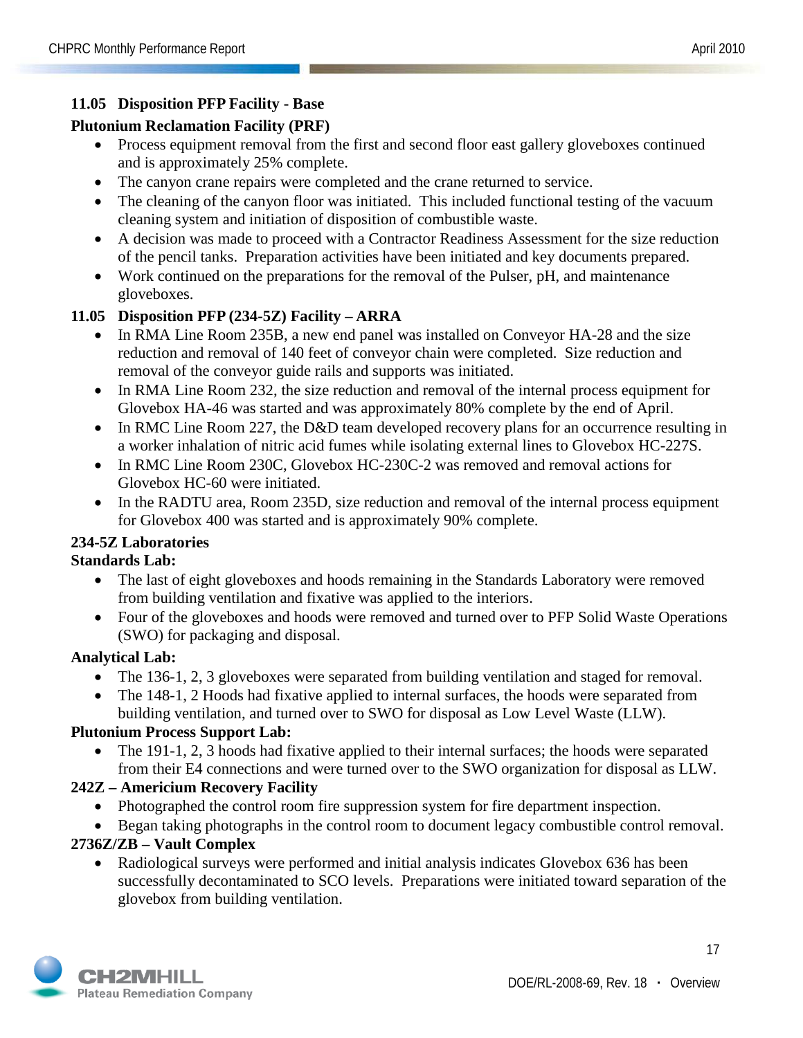### 11.05 Disposition PFP Facility - Base

**Plutonium Reclamation Facility (PRF)**

- Process equipment removal from the first and second floor east gallery gloveboxes continued and is approximately 25% complete.
- The canyon crane repairs were completed and the crane returned to service.
- The cleaning of the canyon floor was initiated. This included functional testing of the vacuum cleaning system and initiation of disposition of combustible waste.
- A decision was made to proceed with a Contractor Readiness Assessment for the size reduction of the pencil tanks. Preparation activities have been initiated and key documents prepared.
- Work continued on the preparations for the removal of the Pulser, pH, and maintenance gloveboxes.

### 11.05 Disposition PFP (234-5Z) Facility – ARRA

- In RMA Line Room 235B, a new end panel was installed on Conveyor HA-28 and the size reduction and removal of 140 feet of conveyor chain were completed. Size reduction and removal of the conveyor guide rails and supports was initiated.
- In RMA Line Room 232, the size reduction and removal of the internal process equipment for Glovebox HA-46 was started and was approximately 80% complete by the end of April.
- In RMC Line Room 227, the D&D team developed recovery plans for an occurrence resulting in a worker inhalation of nitric acid fumes while isolating external lines to Glovebox HC-227S.
- In RMC Line Room 230C, Glovebox HC-230C-2 was removed and removal actions for Glovebox HC-60 were initiated.
- In the RADTU area, Room 235D, size reduction and removal of the internal process equipment for Glovebox 400 was started and is approximately 90% complete.

**234-5Z Laboratories**

**Standards Lab:**

- The last of eight gloveboxes and hoods remaining in the Standards Laboratory were removed from building ventilation and fixative was applied to the interiors.
- Four of the gloveboxes and hoods were removed and turned over to PFP Solid Waste Operations (SWO) for packaging and disposal.

**Analytical Lab:**

- The 136-1, 2, 3 gloveboxes were separated from building ventilation and staged for removal.
- The 148-1, 2 Hoods had fixative applied to internal surfaces, the hoods were separated from building ventilation, and turned over to SWO for disposal as Low Level Waste (LLW).

**Plutonium Process Support Lab:**

- The 191-1, 2, 3 hoods had fixative applied to their internal surfaces; the hoods were separated from their E4 connections and were turned over to the SWO organization for disposal as LLW.

**242Z – Americium Recovery Facility**

- Photographed the control room fire suppression system for fire department inspection.
- Began taking photographs in the control room to document legacy combustible control removal.

**2736Z/ZB – Vault Complex**

- Radiological surveys were performed and initial analysis indicates Glovebox 636 has been successfully decontaminated to SCO levels. Preparations were initiated toward separation of the glovebox from building ventilation.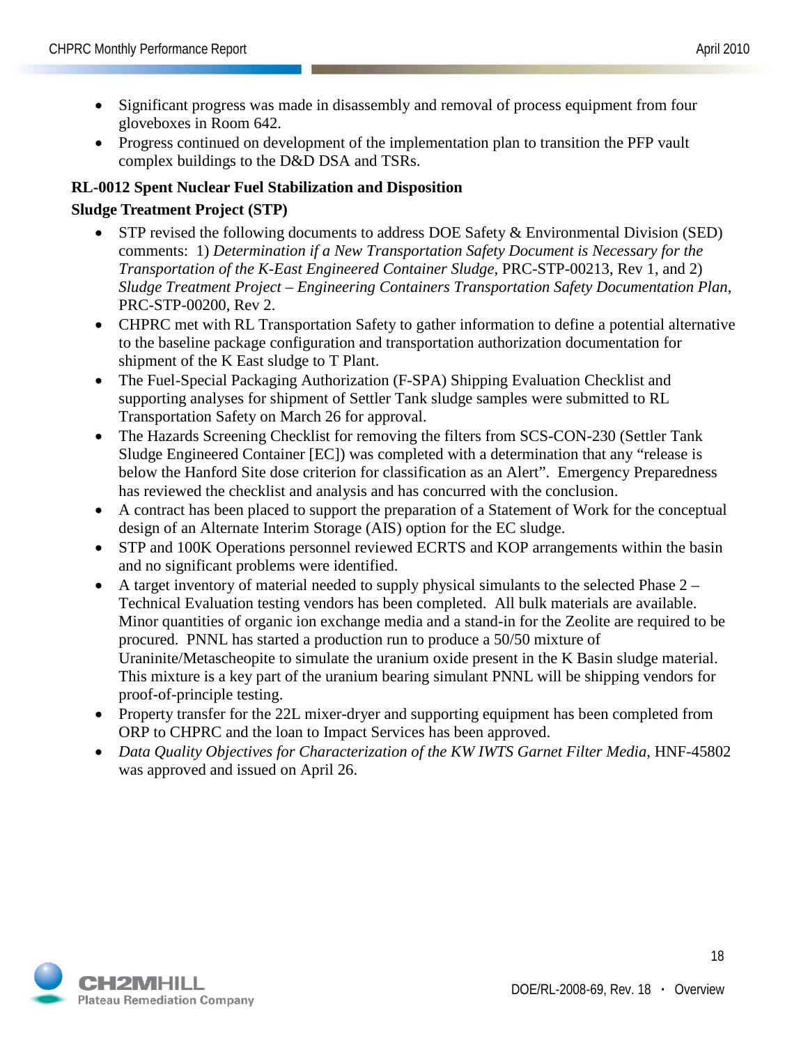- Significant progress was made in disassembly and removal of process equipment from four gloveboxes in Room 642.
- Progress continued on development of the implementation plan to transition the PFP vault complex buildings to the D&D DSA and TSRs.

**RL-0012 Spent Nuclear Fuel Stabilization and Disposition**

**Sludge Treatment Project (STP)**

- STP revised the following documents to address DOE Safety & Environmental Division (SED) comments: 1) *Determination if a New Transportation Safety Document is Necessary for the Transportation of the K-East Engineered Container Sludge*, PRC-STP-00213, Rev 1, and 2) *Sludge Treatment Project – Engineering Containers Transportation Safety Documentation Plan*, PRC-STP-00200, Rev 2.
- CHPRC met with RL Transportation Safety to gather information to define a potential alternative to the baseline package configuration and transportation authorization documentation for shipment of the K East sludge to T Plant.
- The Fuel-Special Packaging Authorization (F-SPA) Shipping Evaluation Checklist and supporting analyses for shipment of Settler Tank sludge samples were submitted to RL Transportation Safety on March 26 for approval.
- The Hazards Screening Checklist for removing the filters from SCS-CON-230 (Settler Tank Sludge Engineered Container [EC]) was completed with a determination that any "release is below the Hanford Site dose criterion for classification as an Alert". Emergency Preparedness has reviewed the checklist and analysis and has concurred with the conclusion.
- A contract has been placed to support the preparation of a Statement of Work for the conceptual design of an Alternate Interim Storage (AIS) option for the EC sludge.
- STP and 100K Operations personnel reviewed ECRTS and KOP arrangements within the basin and no significant problems were identified.
- A target inventory of material needed to supply physical simulants to the selected Phase 2 – Technical Evaluation testing vendors has been completed. All bulk materials are available. Minor quantities of organic ion exchange media and a stand-in for the Zeolite are required to be procured. PNNL has started a production run to produce a 50/50 mixture of Uraninite/Metascheopite to simulate the uranium oxide present in the K Basin sludge material. This mixture is a key part of the uranium bearing simulant PNNL will be shipping vendors for proof-of-principle testing.
- Property transfer for the 22L mixer-dryer and supporting equipment has been completed from ORP to CHPRC and the loan to Impact Services has been approved.
- *Data Quality Objectives for Characterization of the KW IWTS Garnet Filter Media*, HNF-45802 was approved and issued on April 26.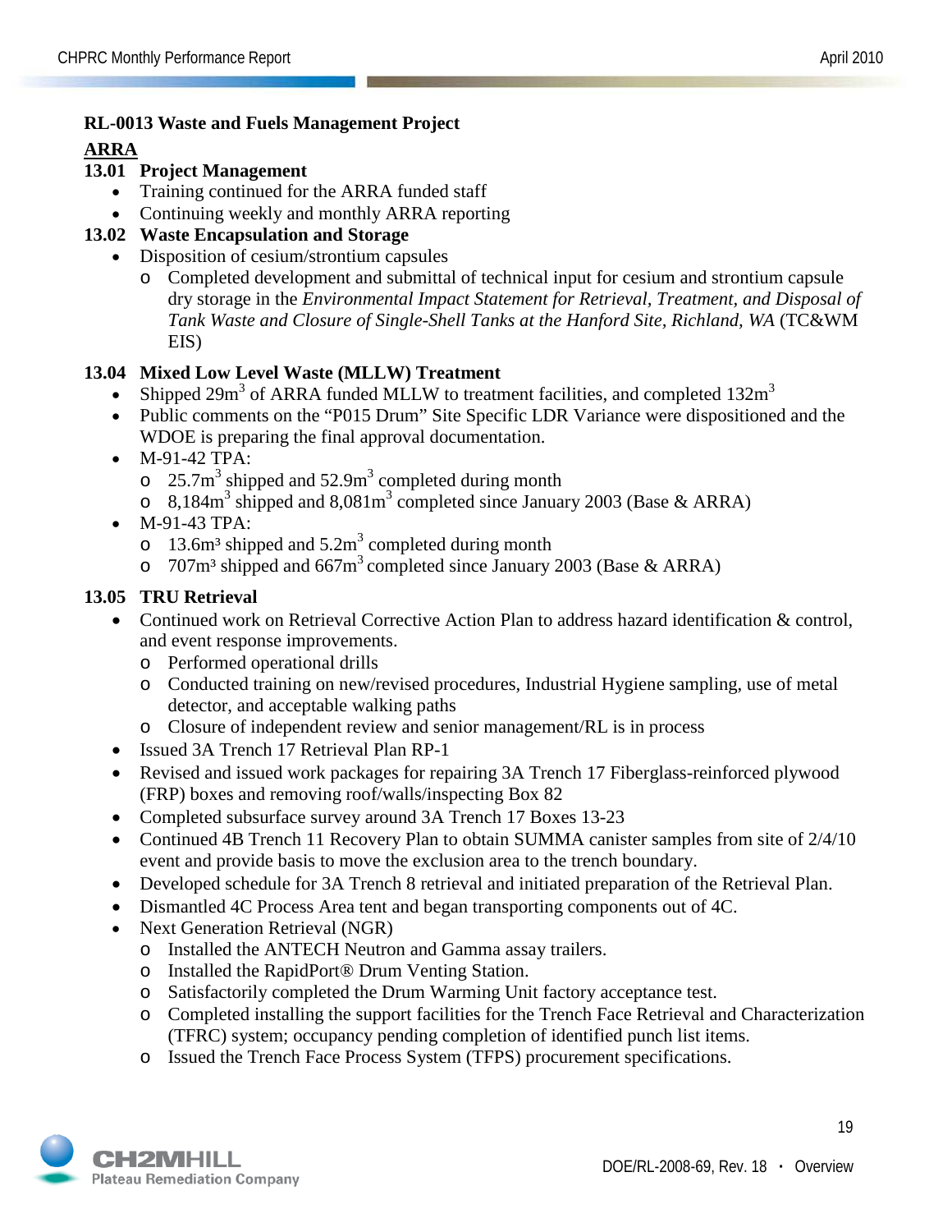**RL-0013 Waste and Fuels Management Project**

**ARRA**

**13.01 Project Management**

- Training continued for the ARRA funded staff
- Continuing weekly and monthly ARRA reporting

**13.02 Waste Encapsulation and Storage**

- Disposition of cesium/strontium capsules
  - Completed development and submittal of technical input for cesium and strontium capsule dry storage in the *Environmental Impact Statement for Retrieval, Treatment, and Disposal of Tank Waste and Closure of Single-Shell Tanks at the Hanford Site, Richland, WA* (TC&WM EIS)

**13.04 Mixed Low Level Waste (MLLW) Treatment**

- Shipped $29m^3$ of ARRA funded MLLW to treatment facilities, and completed $132m^3$
- Public comments on the "P015 Drum" Site Specific LDR Variance were dispositioned and the WDOE is preparing the final approval documentation.
- M-91-42 TPA:
  - $25.7m^3$ shipped and $52.9m^3$ completed during month
  - $8,184m^3$ shipped and $8,081m^3$ completed since January 2003 (Base & ARRA)
- M-91-43 TPA:
  - $13.6m^3$ shipped and $5.2m^3$ completed during month
  - $707m^3$ shipped and $667m^3$ completed since January 2003 (Base & ARRA)

**13.05 TRU Retrieval**

- Continued work on Retrieval Corrective Action Plan to address hazard identification & control, and event response improvements.
  - Performed operational drills
  - Conducted training on new/revised procedures, Industrial Hygiene sampling, use of metal detector, and acceptable walking paths
  - Closure of independent review and senior management/RL is in process
- Issued 3A Trench 17 Retrieval Plan RP-1
- Revised and issued work packages for repairing 3A Trench 17 Fiberglass-reinforced plywood (FRP) boxes and removing roof/walls/inspecting Box 82
- Completed subsurface survey around 3A Trench 17 Boxes 13-23
- Continued 4B Trench 11 Recovery Plan to obtain SUMMA canister samples from site of 2/4/10 event and provide basis to move the exclusion area to the trench boundary.
- Developed schedule for 3A Trench 8 retrieval and initiated preparation of the Retrieval Plan.
- Dismantled 4C Process Area tent and began transporting components out of 4C.
- Next Generation Retrieval (NGR)
  - Installed the ANTECH Neutron and Gamma assay trailers.
  - Installed the RapidPort® Drum Venting Station.
  - Satisfactorily completed the Drum Warming Unit factory acceptance test.
  - Completed installing the support facilities for the Trench Face Retrieval and Characterization (TFRC) system; occupancy pending completion of identified punch list items.
  - Issued the Trench Face Process System (TFPS) procurement specifications.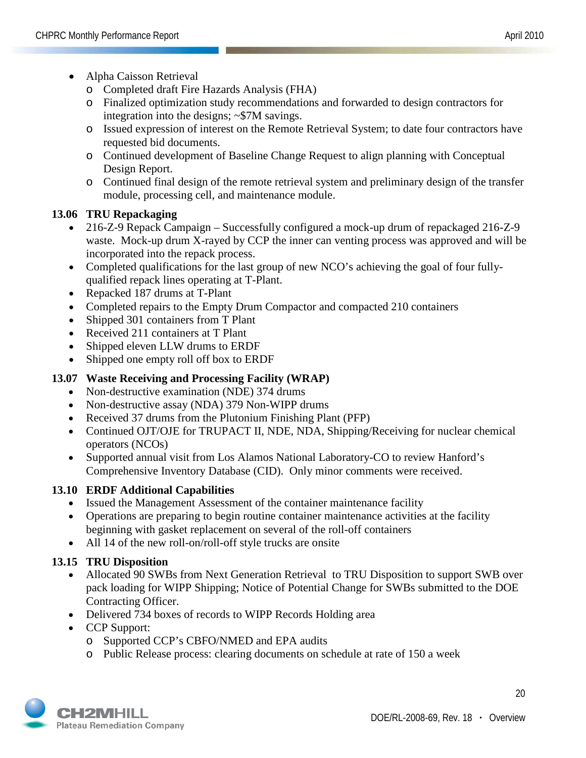- Alpha Caisson Retrieval
  - Completed draft Fire Hazards Analysis (FHA)
  - Finalized optimization study recommendations and forwarded to design contractors for integration into the designs; ~$7M savings.
  - Issued expression of interest on the Remote Retrieval System; to date four contractors have requested bid documents.
  - Continued development of Baseline Change Request to align planning with Conceptual Design Report.
  - Continued final design of the remote retrieval system and preliminary design of the transfer module, processing cell, and maintenance module.

### 13.06 TRU Repackaging

- 216-Z-9 Repack Campaign – Successfully configured a mock-up drum of repackaged 216-Z-9 waste. Mock-up drum X-rayed by CCP the inner can venting process was approved and will be incorporated into the repack process.
- Completed qualifications for the last group of new NCO's achieving the goal of four fully-qualified repack lines operating at T-Plant.
- Repacked 187 drums at T-Plant
- Completed repairs to the Empty Drum Compactor and compacted 210 containers
- Shipped 301 containers from T Plant
- Received 211 containers at T Plant
- Shipped eleven LLW drums to ERDF
- Shipped one empty roll off box to ERDF

### 13.07 Waste Receiving and Processing Facility (WRAP)

- Non-destructive examination (NDE) 374 drums
- Non-destructive assay (NDA) 379 Non-WIPP drums
- Received 37 drums from the Plutonium Finishing Plant (PFP)
- Continued OJT/OJE for TRUPACT II, NDE, NDA, Shipping/Receiving for nuclear chemical operators (NCOs)
- Supported annual visit from Los Alamos National Laboratory-CO to review Hanford's Comprehensive Inventory Database (CID). Only minor comments were received.

### 13.10 ERDF Additional Capabilities

- Issued the Management Assessment of the container maintenance facility
- Operations are preparing to begin routine container maintenance activities at the facility beginning with gasket replacement on several of the roll-off containers
- All 14 of the new roll-on/roll-off style trucks are onsite

### 13.15 TRU Disposition

- Allocated 90 SWBs from Next Generation Retrieval to TRU Disposition to support SWB over pack loading for WIPP Shipping; Notice of Potential Change for SWBs submitted to the DOE Contracting Officer.
- Delivered 734 boxes of records to WIPP Records Holding area
- CCP Support:
  - Supported CCP's CBFO/NMED and EPA audits
  - Public Release process: clearing documents on schedule at rate of 150 a week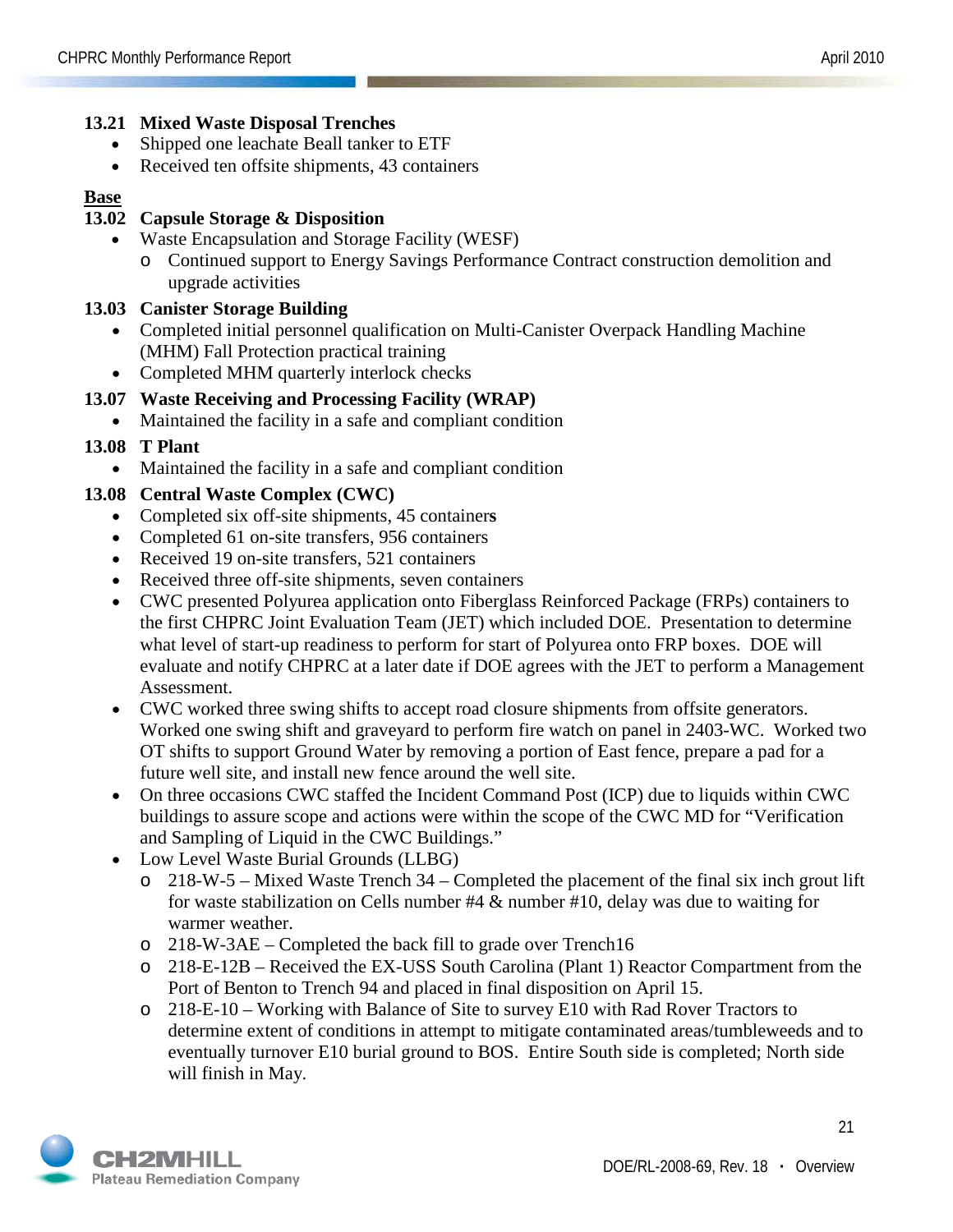### 13.21 Mixed Waste Disposal Trenches

- Shipped one leachate Beall tanker to ETF
- Received ten offsite shipments, 43 containers

**Base**

### 13.02 Capsule Storage & Disposition

- Waste Encapsulation and Storage Facility (WESF)
  - Continued support to Energy Savings Performance Contract construction demolition and upgrade activities

### 13.03 Canister Storage Building

- Completed initial personnel qualification on Multi-Canister Overpack Handling Machine (MHM) Fall Protection practical training
- Completed MHM quarterly interlock checks

### 13.07 Waste Receiving and Processing Facility (WRAP)

- Maintained the facility in a safe and compliant condition

### 13.08 T Plant

- Maintained the facility in a safe and compliant condition

### 13.08 Central Waste Complex (CWC)

- Completed six off-site shipments, 45 containers
- Completed 61 on-site transfers, 956 containers
- Received 19 on-site transfers, 521 containers
- Received three off-site shipments, seven containers
- CWC presented Polyurea application onto Fiberglass Reinforced Package (FRPs) containers to the first CHPRC Joint Evaluation Team (JET) which included DOE. Presentation to determine what level of start-up readiness to perform for start of Polyurea onto FRP boxes. DOE will evaluate and notify CHPRC at a later date if DOE agrees with the JET to perform a Management Assessment.
- CWC worked three swing shifts to accept road closure shipments from offsite generators. Worked one swing shift and graveyard to perform fire watch on panel in 2403-WC. Worked two OT shifts to support Ground Water by removing a portion of East fence, prepare a pad for a future well site, and install new fence around the well site.
- On three occasions CWC staffed the Incident Command Post (ICP) due to liquids within CWC buildings to assure scope and actions were within the scope of the CWC MD for "Verification and Sampling of Liquid in the CWC Buildings."
- Low Level Waste Burial Grounds (LLBG)
  - 218-W-5 – Mixed Waste Trench 34 – Completed the placement of the final six inch grout lift for waste stabilization on Cells number #4 & number #10, delay was due to waiting for warmer weather.
  - 218-W-3AE – Completed the back fill to grade over Trench16
  - 218-E-12B – Received the EX-USS South Carolina (Plant 1) Reactor Compartment from the Port of Benton to Trench 94 and placed in final disposition on April 15.
  - 218-E-10 – Working with Balance of Site to survey E10 with Rad Rover Tractors to determine extent of conditions in attempt to mitigate contaminated areas/tumbleweeds and to eventually turnover E10 burial ground to BOS. Entire South side is completed; North side will finish in May.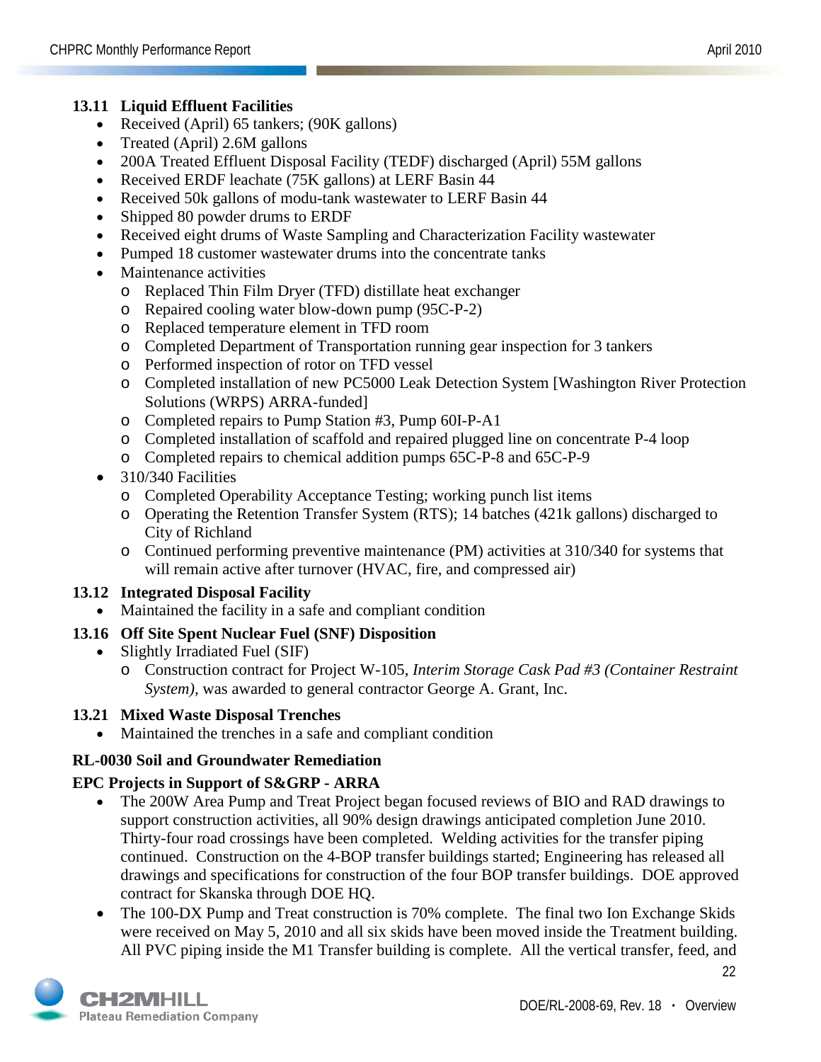### 13.11 Liquid Effluent Facilities

- Received (April) 65 tankers; (90K gallons)
- Treated (April) 2.6M gallons
- 200A Treated Effluent Disposal Facility (TEDF) discharged (April) 55M gallons
- Received ERDF leachate (75K gallons) at LERF Basin 44
- Received 50k gallons of modu-tank wastewater to LERF Basin 44
- Shipped 80 powder drums to ERDF
- Received eight drums of Waste Sampling and Characterization Facility wastewater
- Pumped 18 customer wastewater drums into the concentrate tanks
- Maintenance activities
  - Replaced Thin Film Dryer (TFD) distillate heat exchanger
  - Repaired cooling water blow-down pump (95C-P-2)
  - Replaced temperature element in TFD room
  - Completed Department of Transportation running gear inspection for 3 tankers
  - Performed inspection of rotor on TFD vessel
  - Completed installation of new PC5000 Leak Detection System [Washington River Protection Solutions (WRPS) ARRA-funded]
  - Completed repairs to Pump Station #3, Pump 60I-P-A1
  - Completed installation of scaffold and repaired plugged line on concentrate P-4 loop
  - Completed repairs to chemical addition pumps 65C-P-8 and 65C-P-9
- 310/340 Facilities
  - Completed Operability Acceptance Testing; working punch list items
  - Operating the Retention Transfer System (RTS); 14 batches (421k gallons) discharged to City of Richland
  - Continued performing preventive maintenance (PM) activities at 310/340 for systems that will remain active after turnover (HVAC, fire, and compressed air)

### 13.12 Integrated Disposal Facility

- Maintained the facility in a safe and compliant condition

### 13.16 Off Site Spent Nuclear Fuel (SNF) Disposition

- Slightly Irradiated Fuel (SIF)
  - Construction contract for Project W-105, *Interim Storage Cask Pad #3 (Container Restraint System)*, was awarded to general contractor George A. Grant, Inc.

### 13.21 Mixed Waste Disposal Trenches

- Maintained the trenches in a safe and compliant condition

## RL-0030 Soil and Groundwater Remediation

### EPC Projects in Support of S&GRP - ARRA

- The 200W Area Pump and Treat Project began focused reviews of BIO and RAD drawings to support construction activities, all 90% design drawings anticipated completion June 2010. Thirty-four road crossings have been completed. Welding activities for the transfer piping continued. Construction on the 4-BOP transfer buildings started; Engineering has released all drawings and specifications for construction of the four BOP transfer buildings. DOE approved contract for Skanska through DOE HQ.
- The 100-DX Pump and Treat construction is 70% complete. The final two Ion Exchange Skids were received on May 5, 2010 and all six skids have been moved inside the Treatment building. All PVC piping inside the M1 Transfer building is complete. All the vertical transfer, feed, and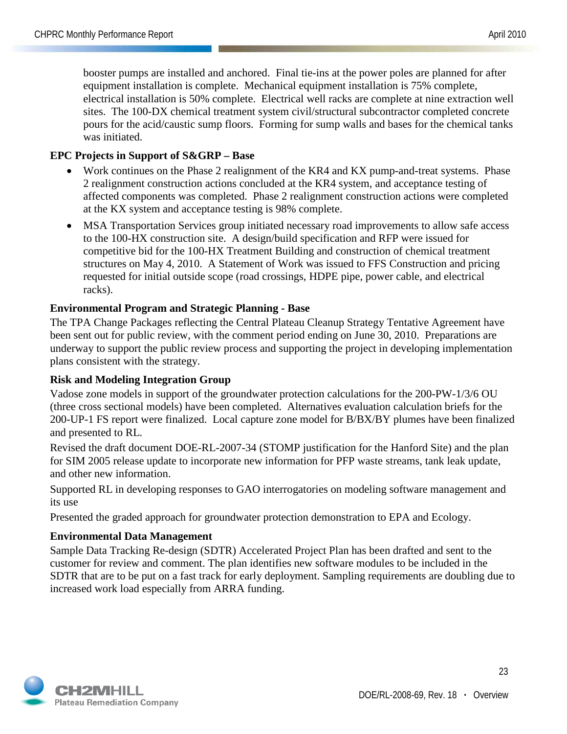booster pumps are installed and anchored. Final tie-ins at the power poles are planned for after equipment installation is complete. Mechanical equipment installation is 75% complete, electrical installation is 50% complete. Electrical well racks are complete at nine extraction well sites. The 100-DX chemical treatment system civil/structural subcontractor completed concrete pours for the acid/caustic sump floors. Forming for sump walls and bases for the chemical tanks was initiated.

**EPC Projects in Support of S&GRP – Base**

- Work continues on the Phase 2 realignment of the KR4 and KX pump-and-treat systems. Phase 2 realignment construction actions concluded at the KR4 system, and acceptance testing of affected components was completed. Phase 2 realignment construction actions were completed at the KX system and acceptance testing is 98% complete.
- MSA Transportation Services group initiated necessary road improvements to allow safe access to the 100-HX construction site. A design/build specification and RFP were issued for competitive bid for the 100-HX Treatment Building and construction of chemical treatment structures on May 4, 2010. A Statement of Work was issued to FFS Construction and pricing requested for initial outside scope (road crossings, HDPE pipe, power cable, and electrical racks).

**Environmental Program and Strategic Planning - Base**

The TPA Change Packages reflecting the Central Plateau Cleanup Strategy Tentative Agreement have been sent out for public review, with the comment period ending on June 30, 2010. Preparations are underway to support the public review process and supporting the project in developing implementation plans consistent with the strategy.

**Risk and Modeling Integration Group**

Vadose zone models in support of the groundwater protection calculations for the 200-PW-1/3/6 OU (three cross sectional models) have been completed. Alternatives evaluation calculation briefs for the 200-UP-1 FS report were finalized. Local capture zone model for B/BX/BY plumes have been finalized and presented to RL.

Revised the draft document DOE-RL-2007-34 (STOMP justification for the Hanford Site) and the plan for SIM 2005 release update to incorporate new information for PFP waste streams, tank leak update, and other new information.

Supported RL in developing responses to GAO interrogatories on modeling software management and its use

Presented the graded approach for groundwater protection demonstration to EPA and Ecology.

**Environmental Data Management**

Sample Data Tracking Re-design (SDTR) Accelerated Project Plan has been drafted and sent to the customer for review and comment. The plan identifies new software modules to be included in the SDTR that are to be put on a fast track for early deployment. Sampling requirements are doubling due to increased work load especially from ARRA funding.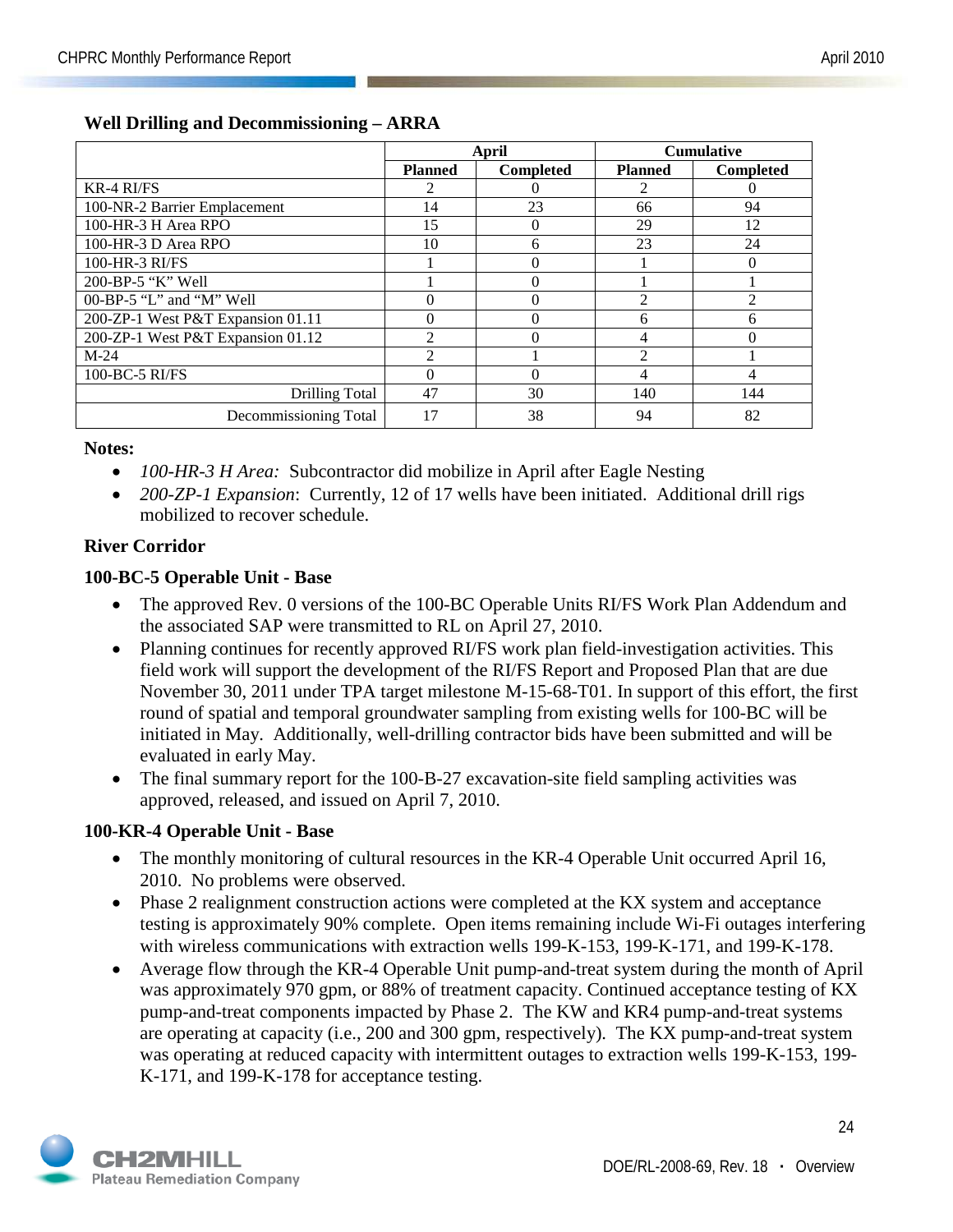### Well Drilling and Decommissioning – ARRA

| | April | | Cumulative | |
|---|---|---|---|---|
| | Planned | Completed | Planned | Completed |
| KR-4 RI/FS | 2 | 0 | 2 | 0 |
| 100-NR-2 Barrier Emplacement | 14 | 23 | 66 | 94 |
| 100-HR-3 H Area RPO | 15 | 0 | 29 | 12 |
| 100-HR-3 D Area RPO | 10 | 6 | 23 | 24 |
| 100-HR-3 RI/FS | 1 | 0 | 1 | 0 |
| 200-BP-5 "K" Well | 1 | 0 | 1 | 1 |
| 00-BP-5 "L" and "M" Well | 0 | 0 | 2 | 2 |
| 200-ZP-1 West P&T Expansion 01.11 | 0 | 0 | 6 | 6 |
| 200-ZP-1 West P&T Expansion 01.12 | 2 | 0 | 4 | 0 |
| M-24 | 2 | 1 | 2 | 1 |
| 100-BC-5 RI/FS | 0 | 0 | 4 | 4 |
| Drilling Total | 47 | 30 | 140 | 144 |
| Decommissioning Total | 17 | 38 | 94 | 82 |

**Notes:**

- *100-HR-3 H Area:* Subcontractor did mobilize in April after Eagle Nesting
- *200-ZP-1 Expansion*: Currently, 12 of 17 wells have been initiated. Additional drill rigs mobilized to recover schedule.

### River Corridor

#### 100-BC-5 Operable Unit - Base

- The approved Rev. 0 versions of the 100-BC Operable Units RI/FS Work Plan Addendum and the associated SAP were transmitted to RL on April 27, 2010.
- Planning continues for recently approved RI/FS work plan field-investigation activities. This field work will support the development of the RI/FS Report and Proposed Plan that are due November 30, 2011 under TPA target milestone M-15-68-T01. In support of this effort, the first round of spatial and temporal groundwater sampling from existing wells for 100-BC will be initiated in May. Additionally, well-drilling contractor bids have been submitted and will be evaluated in early May.
- The final summary report for the 100-B-27 excavation-site field sampling activities was approved, released, and issued on April 7, 2010.

#### 100-KR-4 Operable Unit - Base

- The monthly monitoring of cultural resources in the KR-4 Operable Unit occurred April 16, 2010. No problems were observed.
- Phase 2 realignment construction actions were completed at the KX system and acceptance testing is approximately 90% complete. Open items remaining include Wi-Fi outages interfering with wireless communications with extraction wells 199-K-153, 199-K-171, and 199-K-178.
- Average flow through the KR-4 Operable Unit pump-and-treat system during the month of April was approximately 970 gpm, or 88% of treatment capacity. Continued acceptance testing of KX pump-and-treat components impacted by Phase 2. The KW and KR4 pump-and-treat systems are operating at capacity (i.e., 200 and 300 gpm, respectively). The KX pump-and-treat system was operating at reduced capacity with intermittent outages to extraction wells 199-K-153, 199-K-171, and 199-K-178 for acceptance testing.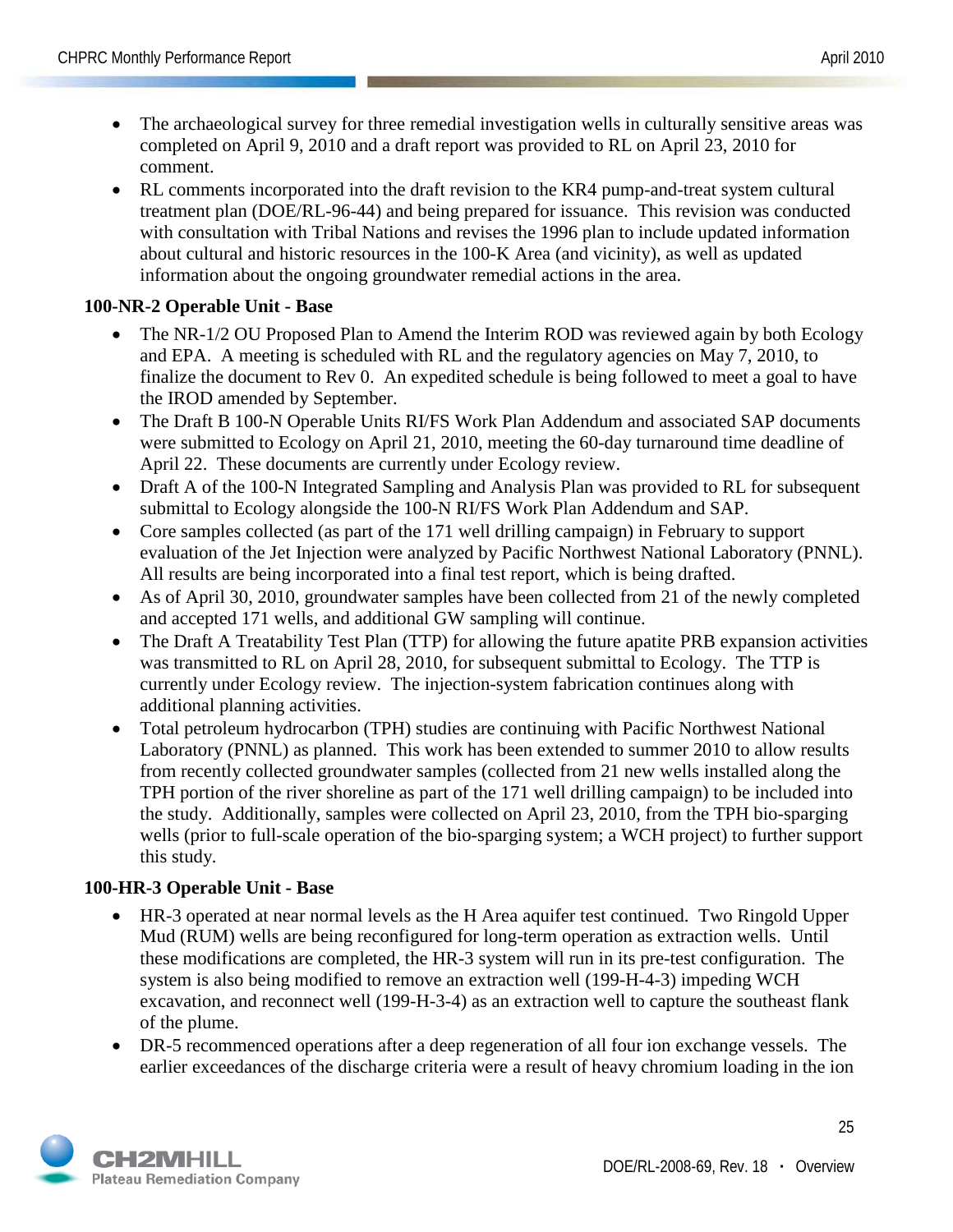- The archaeological survey for three remedial investigation wells in culturally sensitive areas was completed on April 9, 2010 and a draft report was provided to RL on April 23, 2010 for comment.
- RL comments incorporated into the draft revision to the KR4 pump-and-treat system cultural treatment plan (DOE/RL-96-44) and being prepared for issuance. This revision was conducted with consultation with Tribal Nations and revises the 1996 plan to include updated information about cultural and historic resources in the 100-K Area (and vicinity), as well as updated information about the ongoing groundwater remedial actions in the area.

**100-NR-2 Operable Unit - Base**

- The NR-1/2 OU Proposed Plan to Amend the Interim ROD was reviewed again by both Ecology and EPA. A meeting is scheduled with RL and the regulatory agencies on May 7, 2010, to finalize the document to Rev 0. An expedited schedule is being followed to meet a goal to have the IROD amended by September.
- The Draft B 100-N Operable Units RI/FS Work Plan Addendum and associated SAP documents were submitted to Ecology on April 21, 2010, meeting the 60-day turnaround time deadline of April 22. These documents are currently under Ecology review.
- Draft A of the 100-N Integrated Sampling and Analysis Plan was provided to RL for subsequent submittal to Ecology alongside the 100-N RI/FS Work Plan Addendum and SAP.
- Core samples collected (as part of the 171 well drilling campaign) in February to support evaluation of the Jet Injection were analyzed by Pacific Northwest National Laboratory (PNNL). All results are being incorporated into a final test report, which is being drafted.
- As of April 30, 2010, groundwater samples have been collected from 21 of the newly completed and accepted 171 wells, and additional GW sampling will continue.
- The Draft A Treatability Test Plan (TTP) for allowing the future apatite PRB expansion activities was transmitted to RL on April 28, 2010, for subsequent submittal to Ecology. The TTP is currently under Ecology review. The injection-system fabrication continues along with additional planning activities.
- Total petroleum hydrocarbon (TPH) studies are continuing with Pacific Northwest National Laboratory (PNNL) as planned. This work has been extended to summer 2010 to allow results from recently collected groundwater samples (collected from 21 new wells installed along the TPH portion of the river shoreline as part of the 171 well drilling campaign) to be included into the study. Additionally, samples were collected on April 23, 2010, from the TPH bio-sparging wells (prior to full-scale operation of the bio-sparging system; a WCH project) to further support this study.

**100-HR-3 Operable Unit - Base**

- HR-3 operated at near normal levels as the H Area aquifer test continued. Two Ringold Upper Mud (RUM) wells are being reconfigured for long-term operation as extraction wells. Until these modifications are completed, the HR-3 system will run in its pre-test configuration. The system is also being modified to remove an extraction well (199-H-4-3) impeding WCH excavation, and reconnect well (199-H-3-4) as an extraction well to capture the southeast flank of the plume.
- DR-5 recommenced operations after a deep regeneration of all four ion exchange vessels. The earlier exceedances of the discharge criteria were a result of heavy chromium loading in the ion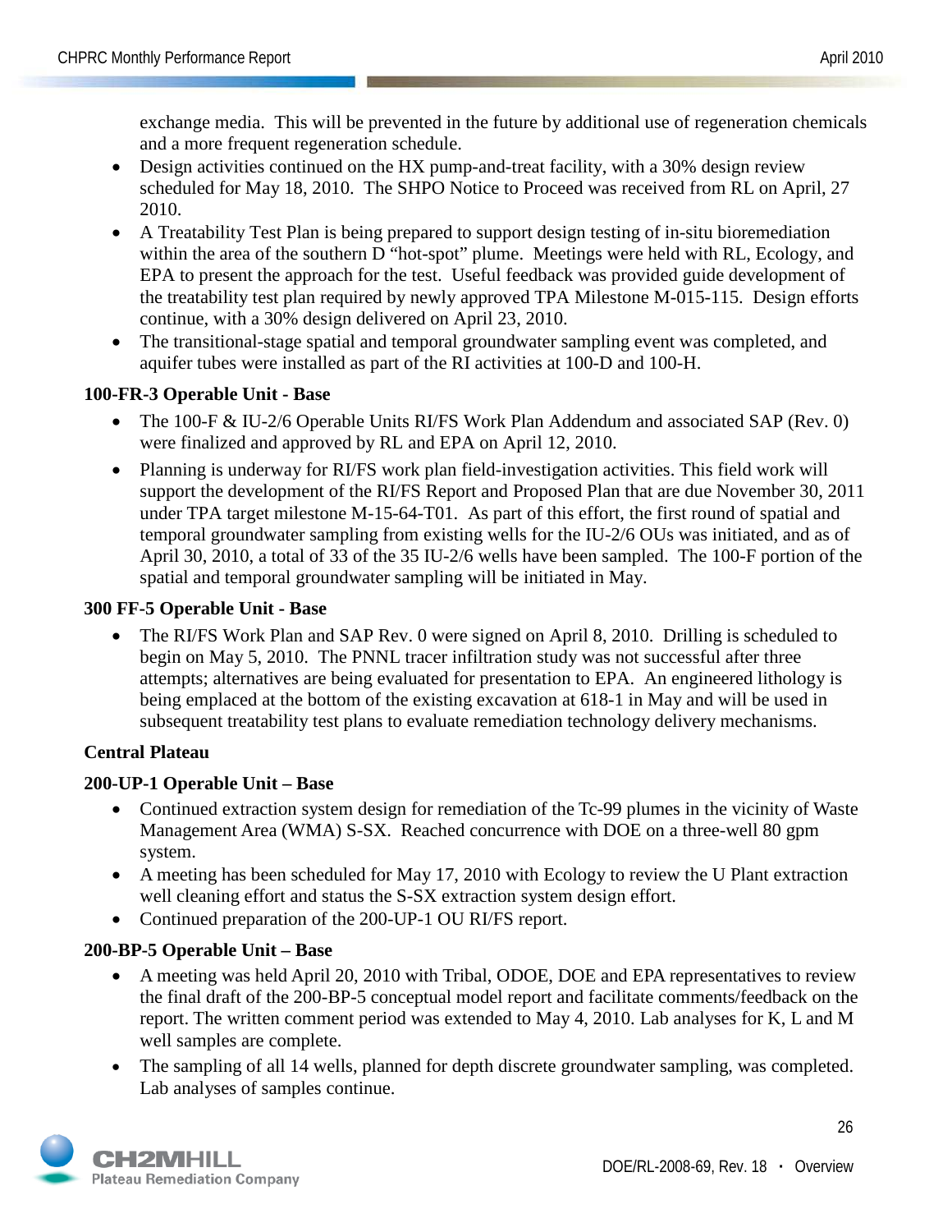exchange media. This will be prevented in the future by additional use of regeneration chemicals and a more frequent regeneration schedule.

- Design activities continued on the HX pump-and-treat facility, with a 30% design review scheduled for May 18, 2010. The SHPO Notice to Proceed was received from RL on April, 27 2010.
- A Treatability Test Plan is being prepared to support design testing of in-situ bioremediation within the area of the southern D "hot-spot" plume. Meetings were held with RL, Ecology, and EPA to present the approach for the test. Useful feedback was provided guide development of the treatability test plan required by newly approved TPA Milestone M-015-115. Design efforts continue, with a 30% design delivered on April 23, 2010.
- The transitional-stage spatial and temporal groundwater sampling event was completed, and aquifer tubes were installed as part of the RI activities at 100-D and 100-H.

**100-FR-3 Operable Unit - Base**

- The 100-F & IU-2/6 Operable Units RI/FS Work Plan Addendum and associated SAP (Rev. 0) were finalized and approved by RL and EPA on April 12, 2010.
- Planning is underway for RI/FS work plan field-investigation activities. This field work will support the development of the RI/FS Report and Proposed Plan that are due November 30, 2011 under TPA target milestone M-15-64-T01. As part of this effort, the first round of spatial and temporal groundwater sampling from existing wells for the IU-2/6 OUs was initiated, and as of April 30, 2010, a total of 33 of the 35 IU-2/6 wells have been sampled. The 100-F portion of the spatial and temporal groundwater sampling will be initiated in May.

**300 FF-5 Operable Unit - Base**

- The RI/FS Work Plan and SAP Rev. 0 were signed on April 8, 2010. Drilling is scheduled to begin on May 5, 2010. The PNNL tracer infiltration study was not successful after three attempts; alternatives are being evaluated for presentation to EPA. An engineered lithology is being emplaced at the bottom of the existing excavation at 618-1 in May and will be used in subsequent treatability test plans to evaluate remediation technology delivery mechanisms.

**Central Plateau**

**200-UP-1 Operable Unit – Base**

- Continued extraction system design for remediation of the Tc-99 plumes in the vicinity of Waste Management Area (WMA) S-SX. Reached concurrence with DOE on a three-well 80 gpm system.
- A meeting has been scheduled for May 17, 2010 with Ecology to review the U Plant extraction well cleaning effort and status the S-SX extraction system design effort.
- Continued preparation of the 200-UP-1 OU RI/FS report.

**200-BP-5 Operable Unit – Base**

- A meeting was held April 20, 2010 with Tribal, ODOE, DOE and EPA representatives to review the final draft of the 200-BP-5 conceptual model report and facilitate comments/feedback on the report. The written comment period was extended to May 4, 2010. Lab analyses for K, L and M well samples are complete.
- The sampling of all 14 wells, planned for depth discrete groundwater sampling, was completed. Lab analyses of samples continue.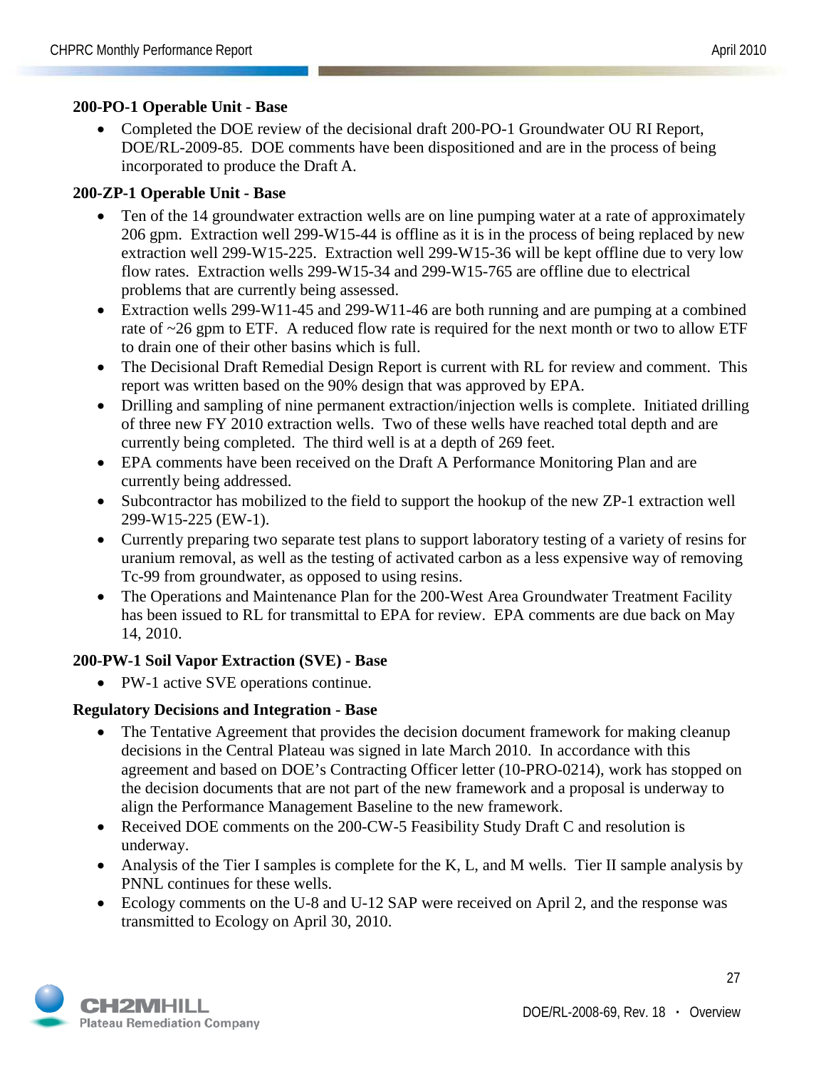**200-PO-1 Operable Unit - Base**

- Completed the DOE review of the decisional draft 200-PO-1 Groundwater OU RI Report, DOE/RL-2009-85. DOE comments have been dispositioned and are in the process of being incorporated to produce the Draft A.

**200-ZP-1 Operable Unit - Base**

- Ten of the 14 groundwater extraction wells are on line pumping water at a rate of approximately 206 gpm. Extraction well 299-W15-44 is offline as it is in the process of being replaced by new extraction well 299-W15-225. Extraction well 299-W15-36 will be kept offline due to very low flow rates. Extraction wells 299-W15-34 and 299-W15-765 are offline due to electrical problems that are currently being assessed.
- Extraction wells 299-W11-45 and 299-W11-46 are both running and are pumping at a combined rate of ~26 gpm to ETF. A reduced flow rate is required for the next month or two to allow ETF to drain one of their other basins which is full.
- The Decisional Draft Remedial Design Report is current with RL for review and comment. This report was written based on the 90% design that was approved by EPA.
- Drilling and sampling of nine permanent extraction/injection wells is complete. Initiated drilling of three new FY 2010 extraction wells. Two of these wells have reached total depth and are currently being completed. The third well is at a depth of 269 feet.
- EPA comments have been received on the Draft A Performance Monitoring Plan and are currently being addressed.
- Subcontractor has mobilized to the field to support the hookup of the new ZP-1 extraction well 299-W15-225 (EW-1).
- Currently preparing two separate test plans to support laboratory testing of a variety of resins for uranium removal, as well as the testing of activated carbon as a less expensive way of removing Tc-99 from groundwater, as opposed to using resins.
- The Operations and Maintenance Plan for the 200-West Area Groundwater Treatment Facility has been issued to RL for transmittal to EPA for review. EPA comments are due back on May 14, 2010.

**200-PW-1 Soil Vapor Extraction (SVE) - Base**

- PW-1 active SVE operations continue.

**Regulatory Decisions and Integration - Base**

- The Tentative Agreement that provides the decision document framework for making cleanup decisions in the Central Plateau was signed in late March 2010. In accordance with this agreement and based on DOE's Contracting Officer letter (10-PRO-0214), work has stopped on the decision documents that are not part of the new framework and a proposal is underway to align the Performance Management Baseline to the new framework.
- Received DOE comments on the 200-CW-5 Feasibility Study Draft C and resolution is underway.
- Analysis of the Tier I samples is complete for the K, L, and M wells. Tier II sample analysis by PNNL continues for these wells.
- Ecology comments on the U-8 and U-12 SAP were received on April 2, and the response was transmitted to Ecology on April 30, 2010.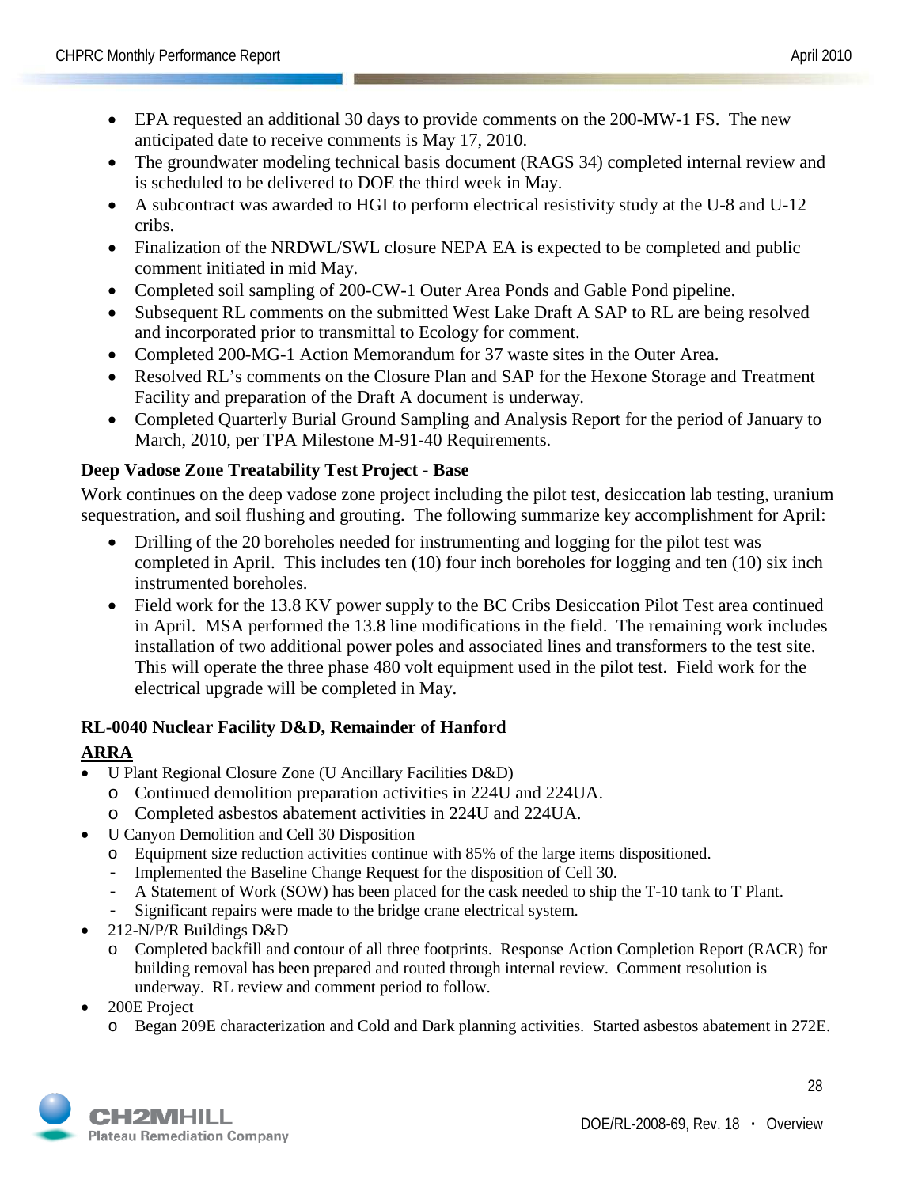- EPA requested an additional 30 days to provide comments on the 200-MW-1 FS. The new anticipated date to receive comments is May 17, 2010.
- The groundwater modeling technical basis document (RAGS 34) completed internal review and is scheduled to be delivered to DOE the third week in May.
- A subcontract was awarded to HGI to perform electrical resistivity study at the U-8 and U-12 cribs.
- Finalization of the NRDWL/SWL closure NEPA EA is expected to be completed and public comment initiated in mid May.
- Completed soil sampling of 200-CW-1 Outer Area Ponds and Gable Pond pipeline.
- Subsequent RL comments on the submitted West Lake Draft A SAP to RL are being resolved and incorporated prior to transmittal to Ecology for comment.
- Completed 200-MG-1 Action Memorandum for 37 waste sites in the Outer Area.
- Resolved RL's comments on the Closure Plan and SAP for the Hexone Storage and Treatment Facility and preparation of the Draft A document is underway.
- Completed Quarterly Burial Ground Sampling and Analysis Report for the period of January to March, 2010, per TPA Milestone M-91-40 Requirements.

**Deep Vadose Zone Treatability Test Project - Base**

Work continues on the deep vadose zone project including the pilot test, desiccation lab testing, uranium sequestration, and soil flushing and grouting. The following summarize key accomplishment for April:

- Drilling of the 20 boreholes needed for instrumenting and logging for the pilot test was completed in April. This includes ten (10) four inch boreholes for logging and ten (10) six inch instrumented boreholes.
- Field work for the 13.8 KV power supply to the BC Cribs Desiccation Pilot Test area continued in April. MSA performed the 13.8 line modifications in the field. The remaining work includes installation of two additional power poles and associated lines and transformers to the test site. This will operate the three phase 480 volt equipment used in the pilot test. Field work for the electrical upgrade will be completed in May.

**RL-0040 Nuclear Facility D&D, Remainder of Hanford**

**ARRA**

- U Plant Regional Closure Zone (U Ancillary Facilities D&D)
  - Continued demolition preparation activities in 224U and 224UA.
  - Completed asbestos abatement activities in 224U and 224UA.
- U Canyon Demolition and Cell 30 Disposition
  - Equipment size reduction activities continue with 85% of the large items dispositioned.
  - Implemented the Baseline Change Request for the disposition of Cell 30.
  - A Statement of Work (SOW) has been placed for the cask needed to ship the T-10 tank to T Plant.
  - Significant repairs were made to the bridge crane electrical system.
- 212-N/P/R Buildings D&D
  - Completed backfill and contour of all three footprints. Response Action Completion Report (RACR) for building removal has been prepared and routed through internal review. Comment resolution is underway. RL review and comment period to follow.
- 200E Project
  - Began 209E characterization and Cold and Dark planning activities. Started asbestos abatement in 272E.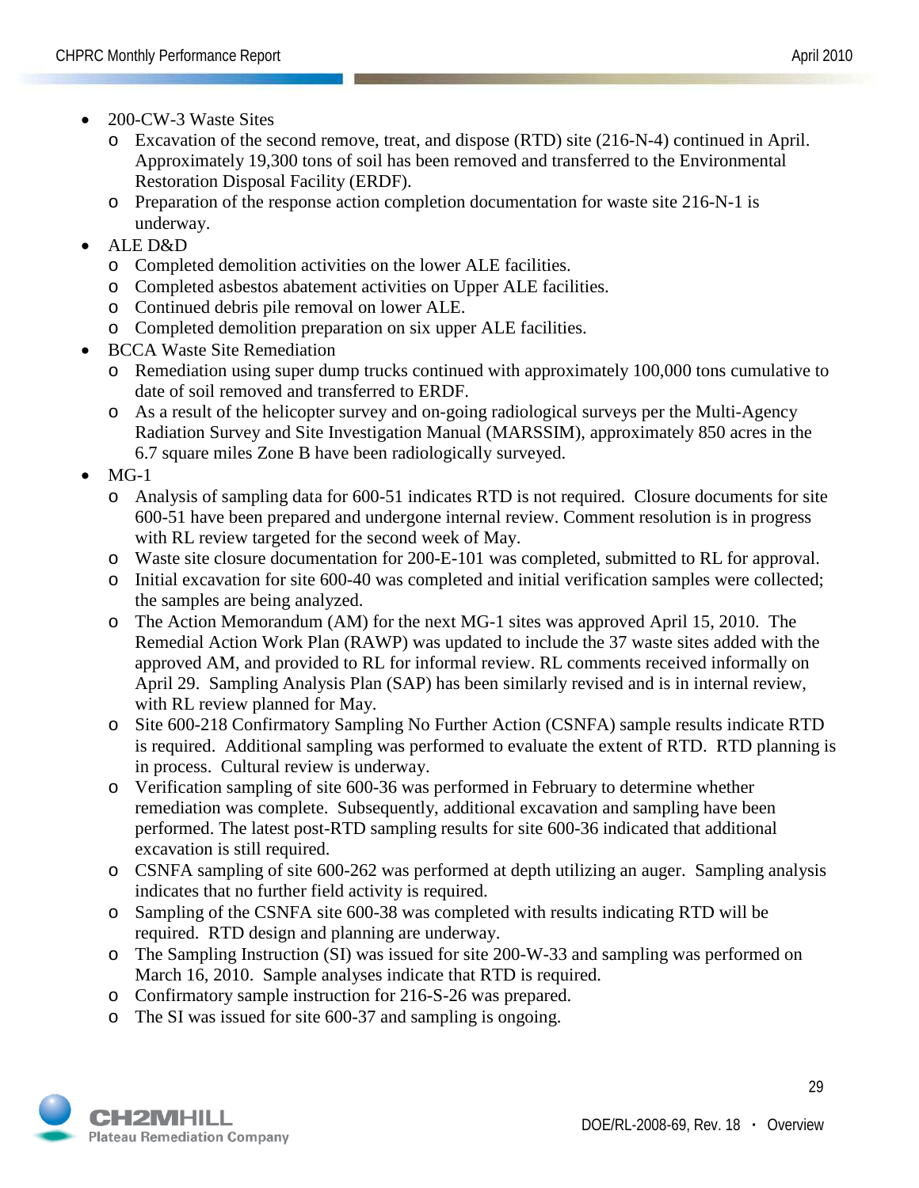- 200-CW-3 Waste Sites
  - Excavation of the second remove, treat, and dispose (RTD) site (216-N-4) continued in April. Approximately 19,300 tons of soil has been removed and transferred to the Environmental Restoration Disposal Facility (ERDF).
  - Preparation of the response action completion documentation for waste site 216-N-1 is underway.
- ALE D&D
  - Completed demolition activities on the lower ALE facilities.
  - Completed asbestos abatement activities on Upper ALE facilities.
  - Continued debris pile removal on lower ALE.
  - Completed demolition preparation on six upper ALE facilities.
- BCCA Waste Site Remediation
  - Remediation using super dump trucks continued with approximately 100,000 tons cumulative to date of soil removed and transferred to ERDF.
  - As a result of the helicopter survey and on-going radiological surveys per the Multi-Agency Radiation Survey and Site Investigation Manual (MARSSIM), approximately 850 acres in the 6.7 square miles Zone B have been radiologically surveyed.
- MG-1
  - Analysis of sampling data for 600-51 indicates RTD is not required. Closure documents for site 600-51 have been prepared and undergone internal review. Comment resolution is in progress with RL review targeted for the second week of May.
  - Waste site closure documentation for 200-E-101 was completed, submitted to RL for approval.
  - Initial excavation for site 600-40 was completed and initial verification samples were collected; the samples are being analyzed.
  - The Action Memorandum (AM) for the next MG-1 sites was approved April 15, 2010. The Remedial Action Work Plan (RAWP) was updated to include the 37 waste sites added with the approved AM, and provided to RL for informal review. RL comments received informally on April 29. Sampling Analysis Plan (SAP) has been similarly revised and is in internal review, with RL review planned for May.
  - Site 600-218 Confirmatory Sampling No Further Action (CSNFA) sample results indicate RTD is required. Additional sampling was performed to evaluate the extent of RTD. RTD planning is in process. Cultural review is underway.
  - Verification sampling of site 600-36 was performed in February to determine whether remediation was complete. Subsequently, additional excavation and sampling have been performed. The latest post-RTD sampling results for site 600-36 indicated that additional excavation is still required.
  - CSNFA sampling of site 600-262 was performed at depth utilizing an auger. Sampling analysis indicates that no further field activity is required.
  - Sampling of the CSNFA site 600-38 was completed with results indicating RTD will be required. RTD design and planning are underway.
  - The Sampling Instruction (SI) was issued for site 200-W-33 and sampling was performed on March 16, 2010. Sample analyses indicate that RTD is required.
  - Confirmatory sample instruction for 216-S-26 was prepared.
  - The SI was issued for site 600-37 and sampling is ongoing.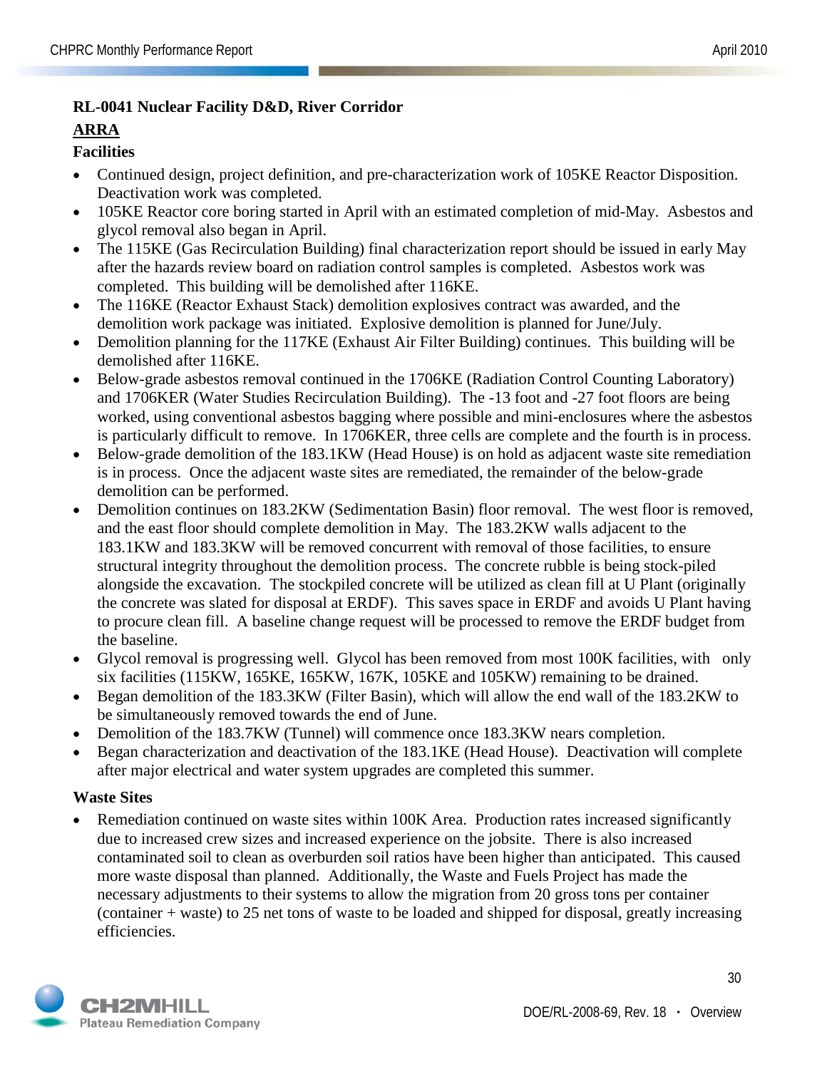**RL-0041 Nuclear Facility D&D, River Corridor**

**ARRA**

**Facilities**

- Continued design, project definition, and pre-characterization work of 105KE Reactor Disposition. Deactivation work was completed.
- 105KE Reactor core boring started in April with an estimated completion of mid-May. Asbestos and glycol removal also began in April.
- The 115KE (Gas Recirculation Building) final characterization report should be issued in early May after the hazards review board on radiation control samples is completed. Asbestos work was completed. This building will be demolished after 116KE.
- The 116KE (Reactor Exhaust Stack) demolition explosives contract was awarded, and the demolition work package was initiated. Explosive demolition is planned for June/July.
- Demolition planning for the 117KE (Exhaust Air Filter Building) continues. This building will be demolished after 116KE.
- Below-grade asbestos removal continued in the 1706KE (Radiation Control Counting Laboratory) and 1706KER (Water Studies Recirculation Building). The -13 foot and -27 foot floors are being worked, using conventional asbestos bagging where possible and mini-enclosures where the asbestos is particularly difficult to remove. In 1706KER, three cells are complete and the fourth is in process.
- Below-grade demolition of the 183.1KW (Head House) is on hold as adjacent waste site remediation is in process. Once the adjacent waste sites are remediated, the remainder of the below-grade demolition can be performed.
- Demolition continues on 183.2KW (Sedimentation Basin) floor removal. The west floor is removed, and the east floor should complete demolition in May. The 183.2KW walls adjacent to the 183.1KW and 183.3KW will be removed concurrent with removal of those facilities, to ensure structural integrity throughout the demolition process. The concrete rubble is being stock-piled alongside the excavation. The stockpiled concrete will be utilized as clean fill at U Plant (originally the concrete was slated for disposal at ERDF). This saves space in ERDF and avoids U Plant having to procure clean fill. A baseline change request will be processed to remove the ERDF budget from the baseline.
- Glycol removal is progressing well. Glycol has been removed from most 100K facilities, with only six facilities (115KW, 165KE, 165KW, 167K, 105KE and 105KW) remaining to be drained.
- Began demolition of the 183.3KW (Filter Basin), which will allow the end wall of the 183.2KW to be simultaneously removed towards the end of June.
- Demolition of the 183.7KW (Tunnel) will commence once 183.3KW nears completion.
- Began characterization and deactivation of the 183.1KE (Head House). Deactivation will complete after major electrical and water system upgrades are completed this summer.

**Waste Sites**

- Remediation continued on waste sites within 100K Area. Production rates increased significantly due to increased crew sizes and increased experience on the jobsite. There is also increased contaminated soil to clean as overburden soil ratios have been higher than anticipated. This caused more waste disposal than planned. Additionally, the Waste and Fuels Project has made the necessary adjustments to their systems to allow the migration from 20 gross tons per container (container + waste) to 25 net tons of waste to be loaded and shipped for disposal, greatly increasing efficiencies.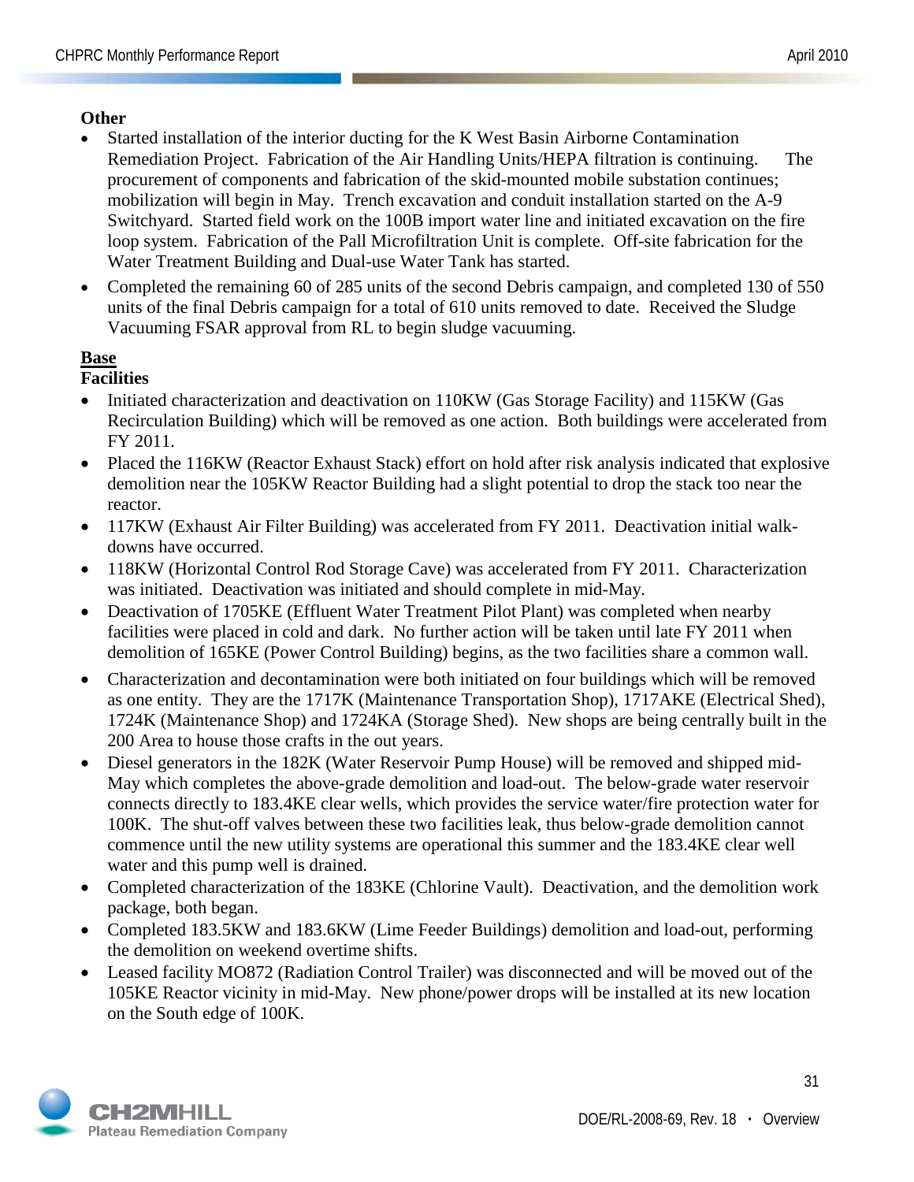**Other**

- Started installation of the interior ducting for the K West Basin Airborne Contamination Remediation Project. Fabrication of the Air Handling Units/HEPA filtration is continuing. The procurement of components and fabrication of the skid-mounted mobile substation continues; mobilization will begin in May. Trench excavation and conduit installation started on the A-9 Switchyard. Started field work on the 100B import water line and initiated excavation on the fire loop system. Fabrication of the Pall Microfiltration Unit is complete. Off-site fabrication for the Water Treatment Building and Dual-use Water Tank has started.
- Completed the remaining 60 of 285 units of the second Debris campaign, and completed 130 of 550 units of the final Debris campaign for a total of 610 units removed to date. Received the Sludge Vacuuming FSAR approval from RL to begin sludge vacuuming.

**<u>Base</u>**

**Facilities**

- Initiated characterization and deactivation on 110KW (Gas Storage Facility) and 115KW (Gas Recirculation Building) which will be removed as one action. Both buildings were accelerated from FY 2011.
- Placed the 116KW (Reactor Exhaust Stack) effort on hold after risk analysis indicated that explosive demolition near the 105KW Reactor Building had a slight potential to drop the stack too near the reactor.
- 117KW (Exhaust Air Filter Building) was accelerated from FY 2011. Deactivation initial walk-downs have occurred.
- 118KW (Horizontal Control Rod Storage Cave) was accelerated from FY 2011. Characterization was initiated. Deactivation was initiated and should complete in mid-May.
- Deactivation of 1705KE (Effluent Water Treatment Pilot Plant) was completed when nearby facilities were placed in cold and dark. No further action will be taken until late FY 2011 when demolition of 165KE (Power Control Building) begins, as the two facilities share a common wall.
- Characterization and decontamination were both initiated on four buildings which will be removed as one entity. They are the 1717K (Maintenance Transportation Shop), 1717AKE (Electrical Shed), 1724K (Maintenance Shop) and 1724KA (Storage Shed). New shops are being centrally built in the 200 Area to house those crafts in the out years.
- Diesel generators in the 182K (Water Reservoir Pump House) will be removed and shipped mid-May which completes the above-grade demolition and load-out. The below-grade water reservoir connects directly to 183.4KE clear wells, which provides the service water/fire protection water for 100K. The shut-off valves between these two facilities leak, thus below-grade demolition cannot commence until the new utility systems are operational this summer and the 183.4KE clear well water and this pump well is drained.
- Completed characterization of the 183KE (Chlorine Vault). Deactivation, and the demolition work package, both began.
- Completed 183.5KW and 183.6KW (Lime Feeder Buildings) demolition and load-out, performing the demolition on weekend overtime shifts.
- Leased facility MO872 (Radiation Control Trailer) was disconnected and will be moved out of the 105KE Reactor vicinity in mid-May. New phone/power drops will be installed at its new location on the South edge of 100K.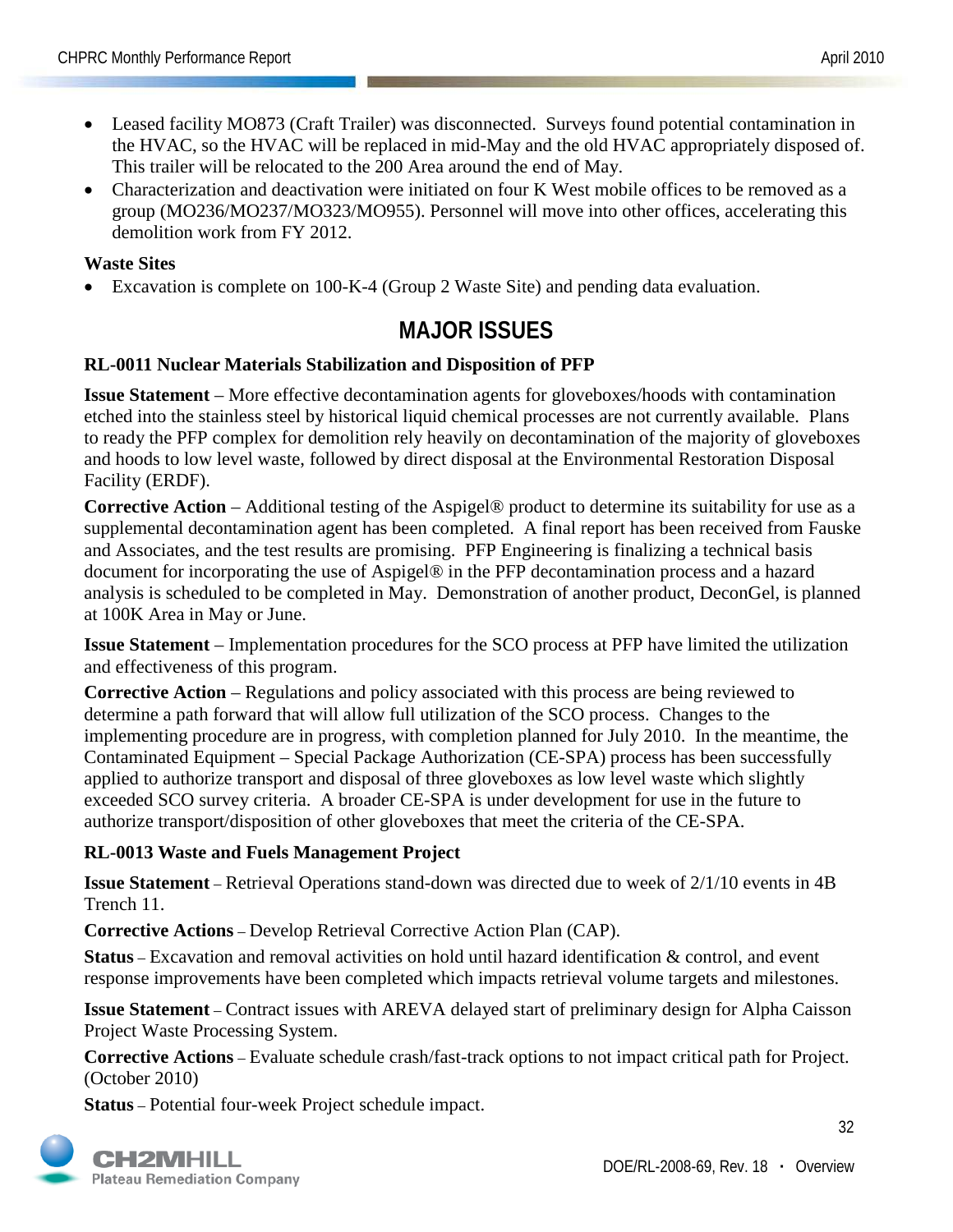- Leased facility MO873 (Craft Trailer) was disconnected. Surveys found potential contamination in the HVAC, so the HVAC will be replaced in mid-May and the old HVAC appropriately disposed of. This trailer will be relocated to the 200 Area around the end of May.
- Characterization and deactivation were initiated on four K West mobile offices to be removed as a group (MO236/MO237/MO323/MO955). Personnel will move into other offices, accelerating this demolition work from FY 2012.

**Waste Sites**

- Excavation is complete on 100-K-4 (Group 2 Waste Site) and pending data evaluation.

## MAJOR ISSUES

**RL-0011 Nuclear Materials Stabilization and Disposition of PFP**

**Issue Statement** – More effective decontamination agents for gloveboxes/hoods with contamination etched into the stainless steel by historical liquid chemical processes are not currently available. Plans to ready the PFP complex for demolition rely heavily on decontamination of the majority of gloveboxes and hoods to low level waste, followed by direct disposal at the Environmental Restoration Disposal Facility (ERDF).

**Corrective Action** – Additional testing of the Aspigel® product to determine its suitability for use as a supplemental decontamination agent has been completed. A final report has been received from Fauske and Associates, and the test results are promising. PFP Engineering is finalizing a technical basis document for incorporating the use of Aspigel® in the PFP decontamination process and a hazard analysis is scheduled to be completed in May. Demonstration of another product, DeconGel, is planned at 100K Area in May or June.

**Issue Statement** – Implementation procedures for the SCO process at PFP have limited the utilization and effectiveness of this program.

**Corrective Action** – Regulations and policy associated with this process are being reviewed to determine a path forward that will allow full utilization of the SCO process. Changes to the implementing procedure are in progress, with completion planned for July 2010. In the meantime, the Contaminated Equipment – Special Package Authorization (CE-SPA) process has been successfully applied to authorize transport and disposal of three gloveboxes as low level waste which slightly exceeded SCO survey criteria. A broader CE-SPA is under development for use in the future to authorize transport/disposition of other gloveboxes that meet the criteria of the CE-SPA.

**RL-0013 Waste and Fuels Management Project**

**Issue Statement** – Retrieval Operations stand-down was directed due to week of 2/1/10 events in 4B Trench 11.

**Corrective Actions** – Develop Retrieval Corrective Action Plan (CAP).

**Status** – Excavation and removal activities on hold until hazard identification & control, and event response improvements have been completed which impacts retrieval volume targets and milestones.

**Issue Statement** – Contract issues with AREVA delayed start of preliminary design for Alpha Caisson Project Waste Processing System.

**Corrective Actions** – Evaluate schedule crash/fast-track options to not impact critical path for Project. (October 2010)

**Status** – Potential four-week Project schedule impact.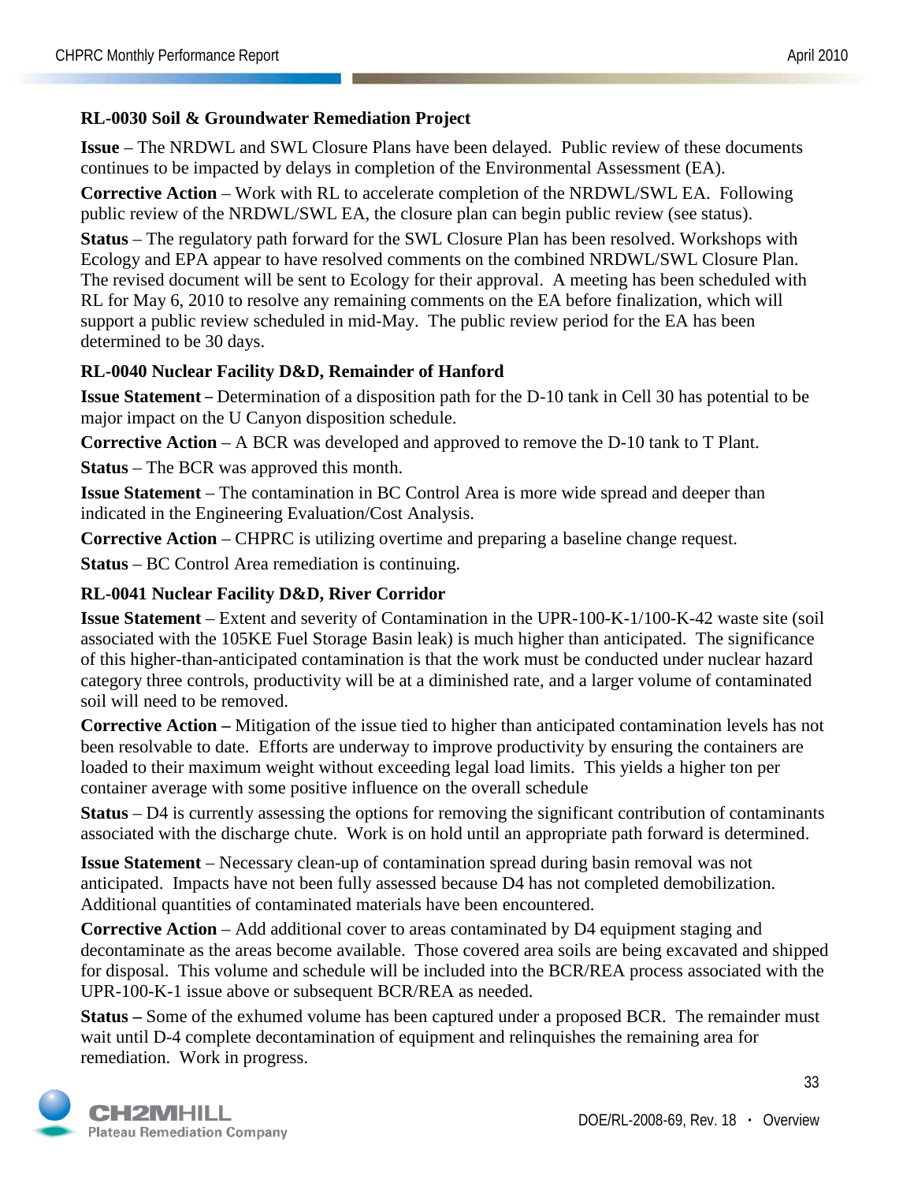**RL-0030 Soil & Groundwater Remediation Project**

**Issue** – The NRDWL and SWL Closure Plans have been delayed. Public review of these documents continues to be impacted by delays in completion of the Environmental Assessment (EA).

**Corrective Action** – Work with RL to accelerate completion of the NRDWL/SWL EA. Following public review of the NRDWL/SWL EA, the closure plan can begin public review (see status).

**Status** – The regulatory path forward for the SWL Closure Plan has been resolved. Workshops with Ecology and EPA appear to have resolved comments on the combined NRDWL/SWL Closure Plan. The revised document will be sent to Ecology for their approval. A meeting has been scheduled with RL for May 6, 2010 to resolve any remaining comments on the EA before finalization, which will support a public review scheduled in mid-May. The public review period for the EA has been determined to be 30 days.

**RL-0040 Nuclear Facility D&D, Remainder of Hanford**

**Issue Statement –** Determination of a disposition path for the D-10 tank in Cell 30 has potential to be major impact on the U Canyon disposition schedule.

**Corrective Action** – A BCR was developed and approved to remove the D-10 tank to T Plant.

**Status** – The BCR was approved this month.

**Issue Statement** – The contamination in BC Control Area is more wide spread and deeper than indicated in the Engineering Evaluation/Cost Analysis.

**Corrective Action** – CHPRC is utilizing overtime and preparing a baseline change request.

**Status** – BC Control Area remediation is continuing.

**RL-0041 Nuclear Facility D&D, River Corridor**

**Issue Statement** – Extent and severity of Contamination in the UPR-100-K-1/100-K-42 waste site (soil associated with the 105KE Fuel Storage Basin leak) is much higher than anticipated. The significance of this higher-than-anticipated contamination is that the work must be conducted under nuclear hazard category three controls, productivity will be at a diminished rate, and a larger volume of contaminated soil will need to be removed.

**Corrective Action –** Mitigation of the issue tied to higher than anticipated contamination levels has not been resolvable to date. Efforts are underway to improve productivity by ensuring the containers are loaded to their maximum weight without exceeding legal load limits. This yields a higher ton per container average with some positive influence on the overall schedule

**Status** – D4 is currently assessing the options for removing the significant contribution of contaminants associated with the discharge chute. Work is on hold until an appropriate path forward is determined.

**Issue Statement** – Necessary clean-up of contamination spread during basin removal was not anticipated. Impacts have not been fully assessed because D4 has not completed demobilization. Additional quantities of contaminated materials have been encountered.

**Corrective Action** – Add additional cover to areas contaminated by D4 equipment staging and decontaminate as the areas become available. Those covered area soils are being excavated and shipped for disposal. This volume and schedule will be included into the BCR/REA process associated with the UPR-100-K-1 issue above or subsequent BCR/REA as needed.

**Status –** Some of the exhumed volume has been captured under a proposed BCR. The remainder must wait until D-4 complete decontamination of equipment and relinquishes the remaining area for remediation. Work in progress.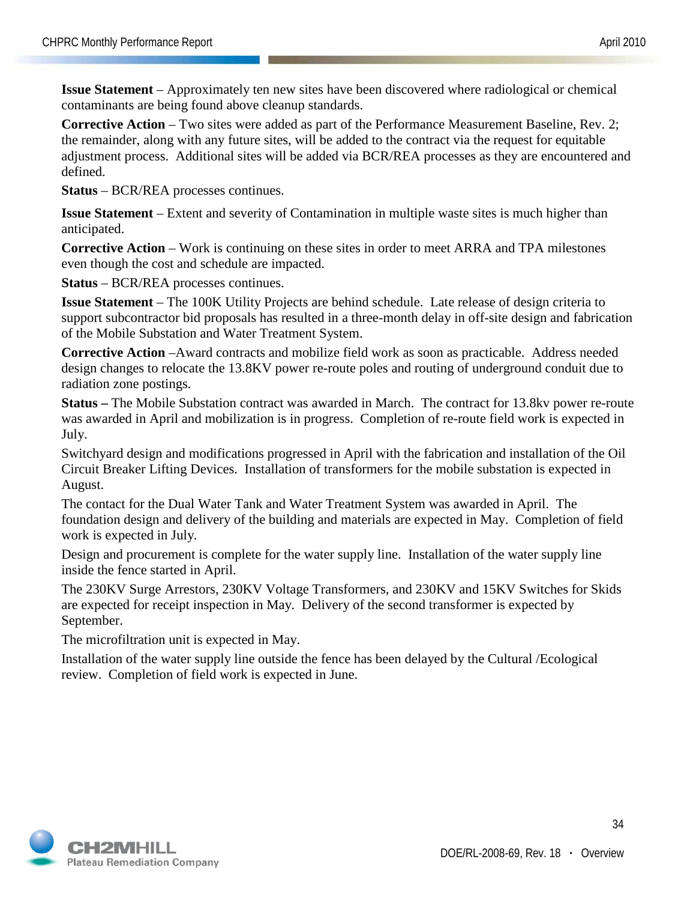**Issue Statement** – Approximately ten new sites have been discovered where radiological or chemical contaminants are being found above cleanup standards.

**Corrective Action** – Two sites were added as part of the Performance Measurement Baseline, Rev. 2; the remainder, along with any future sites, will be added to the contract via the request for equitable adjustment process. Additional sites will be added via BCR/REA processes as they are encountered and defined.

**Status** – BCR/REA processes continues.

**Issue Statement** – Extent and severity of Contamination in multiple waste sites is much higher than anticipated.

**Corrective Action** – Work is continuing on these sites in order to meet ARRA and TPA milestones even though the cost and schedule are impacted.

**Status** – BCR/REA processes continues.

**Issue Statement** – The 100K Utility Projects are behind schedule. Late release of design criteria to support subcontractor bid proposals has resulted in a three-month delay in off-site design and fabrication of the Mobile Substation and Water Treatment System.

**Corrective Action** –Award contracts and mobilize field work as soon as practicable. Address needed design changes to relocate the 13.8KV power re-route poles and routing of underground conduit due to radiation zone postings.

**Status –** The Mobile Substation contract was awarded in March. The contract for 13.8kv power re-route was awarded in April and mobilization is in progress. Completion of re-route field work is expected in July.

Switchyard design and modifications progressed in April with the fabrication and installation of the Oil Circuit Breaker Lifting Devices. Installation of transformers for the mobile substation is expected in August.

The contact for the Dual Water Tank and Water Treatment System was awarded in April. The foundation design and delivery of the building and materials are expected in May. Completion of field work is expected in July.

Design and procurement is complete for the water supply line. Installation of the water supply line inside the fence started in April.

The 230KV Surge Arrestors, 230KV Voltage Transformers, and 230KV and 15KV Switches for Skids are expected for receipt inspection in May. Delivery of the second transformer is expected by September.

The microfiltration unit is expected in May.

Installation of the water supply line outside the fence has been delayed by the Cultural /Ecological review. Completion of field work is expected in June.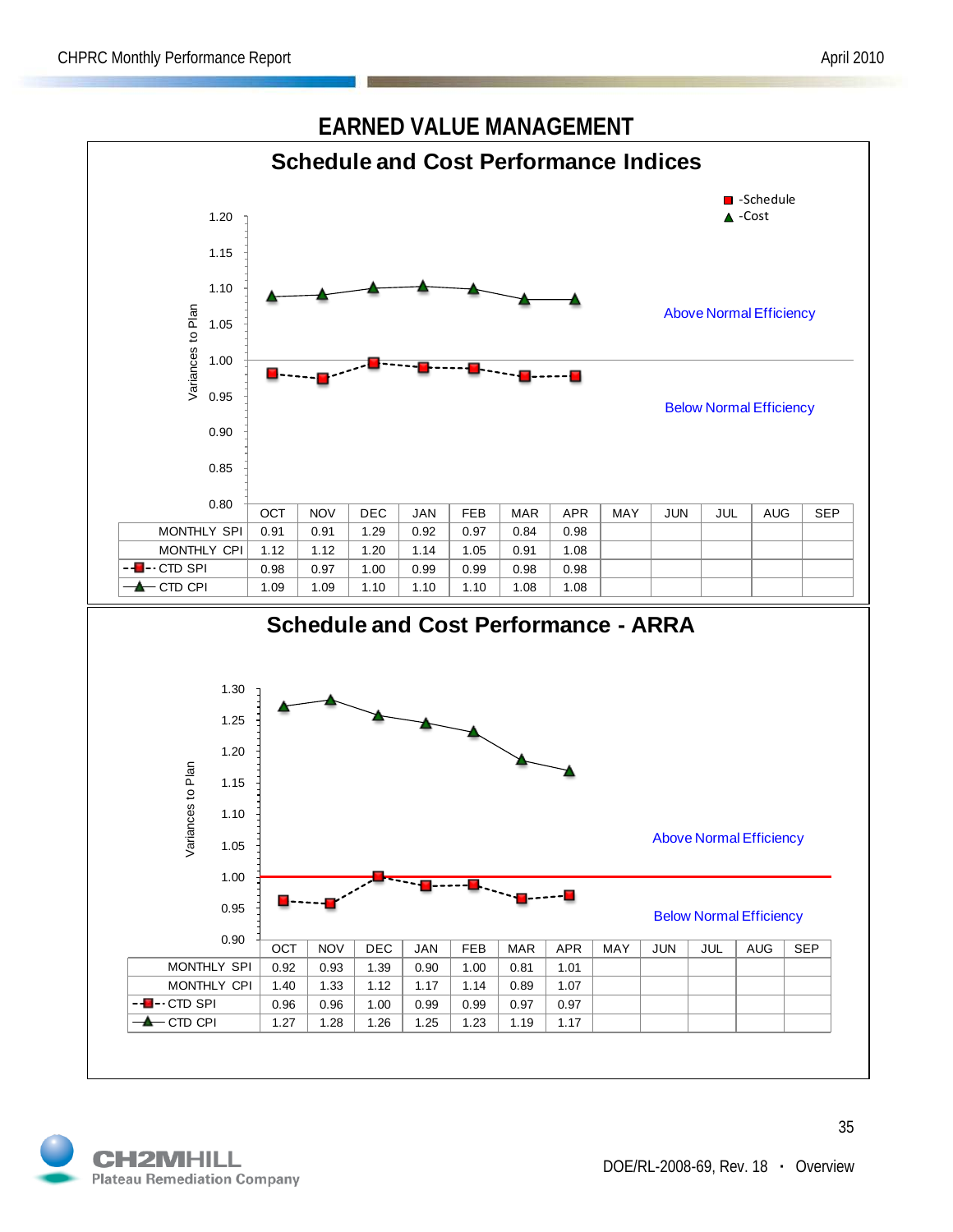# EARNED VALUE MANAGEMENT

## Schedule and Cost Performance Indices

-Schedule
-Cost

Variances to Plan

Above Normal Efficiency

Below Normal Efficiency

| | OCT | NOV | DEC | JAN | FEB | MAR | APR | MAY | JUN | JUL | AUG | SEP |
|---|---|---|---|---|---|---|---|---|---|---|---|---|
| MONTHLY SPI | 0.91 | 0.91 | 1.29 | 0.92 | 0.97 | 0.84 | 0.98 | | | | | |
| MONTHLY CPI | 1.12 | 1.12 | 1.20 | 1.14 | 1.05 | 0.91 | 1.08 | | | | | |
| CTD SPI | 0.98 | 0.97 | 1.00 | 0.99 | 0.99 | 0.98 | 0.98 | | | | | |
| CTD CPI | 1.09 | 1.09 | 1.10 | 1.10 | 1.10 | 1.08 | 1.08 | | | | | |

## Schedule and Cost Performance - ARRA

Variances to Plan

Above Normal Efficiency

Below Normal Efficiency

| | OCT | NOV | DEC | JAN | FEB | MAR | APR | MAY | JUN | JUL | AUG | SEP |
|---|---|---|---|---|---|---|---|---|---|---|---|---|
| MONTHLY SPI | 0.92 | 0.93 | 1.39 | 0.90 | 1.00 | 0.81 | 1.01 | | | | | |
| MONTHLY CPI | 1.40 | 1.33 | 1.12 | 1.17 | 1.14 | 0.89 | 1.07 | | | | | |
| CTD SPI | 0.96 | 0.96 | 1.00 | 0.99 | 0.99 | 0.97 | 0.97 | | | | | |
| CTD CPI | 1.27 | 1.28 | 1.26 | 1.25 | 1.23 | 1.19 | 1.17 | | | | | |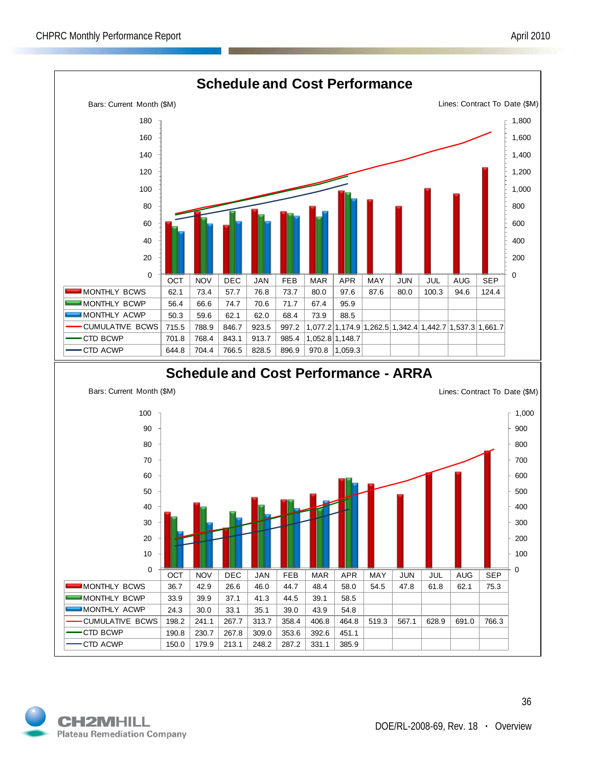## Schedule and Cost Performance

Bars: Current Month ($M) — Lines: Contract To Date ($M)

| | OCT | NOV | DEC | JAN | FEB | MAR | APR | MAY | JUN | JUL | AUG | SEP |
|---|---|---|---|---|---|---|---|---|---|---|---|---|
| MONTHLY BCWS | 62.1 | 73.4 | 57.7 | 76.8 | 73.7 | 80.0 | 97.6 | 87.6 | 80.0 | 100.3 | 94.6 | 124.4 |
| MONTHLY BCWP | 56.4 | 66.6 | 74.7 | 70.6 | 71.7 | 67.4 | 95.9 | | | | | |
| MONTHLY ACWP | 50.3 | 59.6 | 62.1 | 62.0 | 68.4 | 73.9 | 88.5 | | | | | |
| CUMULATIVE BCWS | 715.5 | 788.9 | 846.7 | 923.5 | 997.2 | 1,077.2 | 1,174.9 | 1,262.5 | 1,342.4 | 1,442.7 | 1,537.3 | 1,661.7 |
| CTD BCWP | 701.8 | 768.4 | 843.1 | 913.7 | 985.4 | 1,052.8 | 1,148.7 | | | | | |
| CTD ACWP | 644.8 | 704.4 | 766.5 | 828.5 | 896.9 | 970.8 | 1,059.3 | | | | | |

## Schedule and Cost Performance - ARRA

Bars: Current Month ($M) — Lines: Contract To Date ($M)

| | OCT | NOV | DEC | JAN | FEB | MAR | APR | MAY | JUN | JUL | AUG | SEP |
|---|---|---|---|---|---|---|---|---|---|---|---|---|
| MONTHLY BCWS | 36.7 | 42.9 | 26.6 | 46.0 | 44.7 | 48.4 | 58.0 | 54.5 | 47.8 | 61.8 | 62.1 | 75.3 |
| MONTHLY BCWP | 33.9 | 39.9 | 37.1 | 41.3 | 44.5 | 39.1 | 58.5 | | | | | |
| MONTHLY ACWP | 24.3 | 30.0 | 33.1 | 35.1 | 39.0 | 43.9 | 54.8 | | | | | |
| CUMULATIVE BCWS | 198.2 | 241.1 | 267.7 | 313.7 | 358.4 | 406.8 | 464.8 | 519.3 | 567.1 | 628.9 | 691.0 | 766.3 |
| CTD BCWP | 190.8 | 230.7 | 267.8 | 309.0 | 353.6 | 392.6 | 451.1 | | | | | |
| CTD ACWP | 150.0 | 179.9 | 213.1 | 248.2 | 287.2 | 331.1 | 385.9 | | | | | |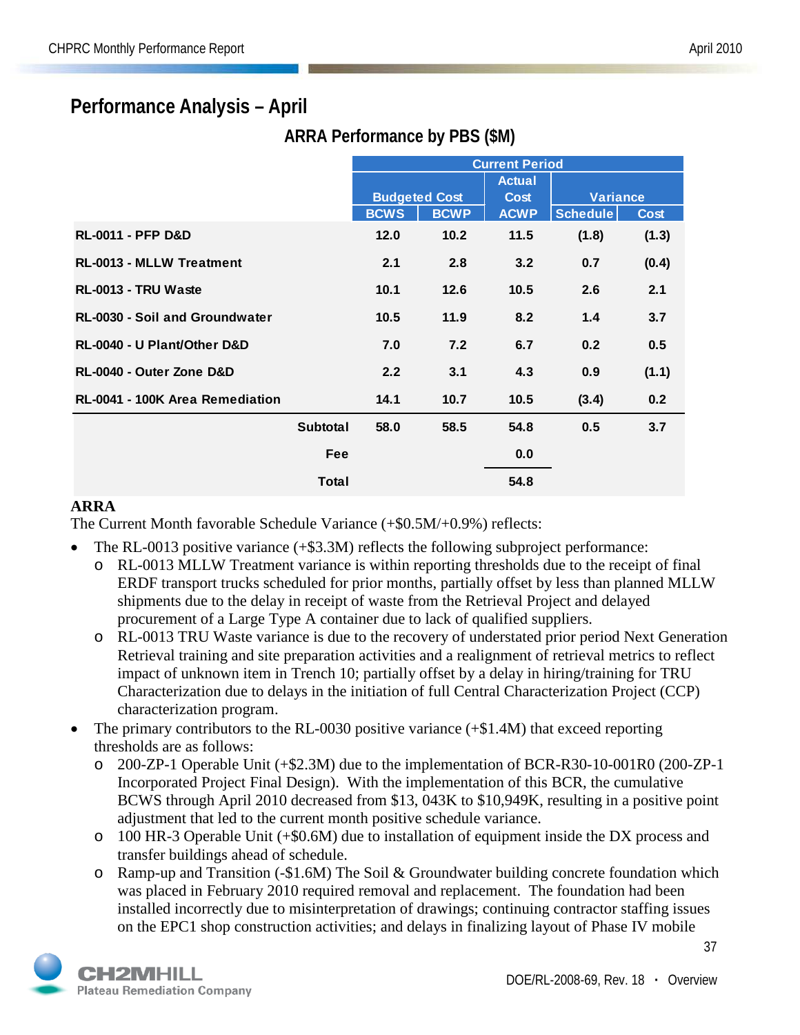## Performance Analysis – April

### ARRA Performance by PBS ($M)

| | Current Period | | | | |
|---|---|---|---|---|---|
| | Budgeted Cost | | Actual Cost | Variance | |
| | BCWS | BCWP | ACWP | Schedule | Cost |
| **RL-0011 - PFP D&D** | **12.0** | **10.2** | **11.5** | **(1.8)** | **(1.3)** |
| **RL-0013 - MLLW Treatment** | **2.1** | **2.8** | **3.2** | **0.7** | **(0.4)** |
| **RL-0013 - TRU Waste** | **10.1** | **12.6** | **10.5** | **2.6** | **2.1** |
| **RL-0030 - Soil and Groundwater** | **10.5** | **11.9** | **8.2** | **1.4** | **3.7** |
| **RL-0040 - U Plant/Other D&D** | **7.0** | **7.2** | **6.7** | **0.2** | **0.5** |
| **RL-0040 - Outer Zone D&D** | **2.2** | **3.1** | **4.3** | **0.9** | **(1.1)** |
| **RL-0041 - 100K Area Remediation** | **14.1** | **10.7** | **10.5** | **(3.4)** | **0.2** |
| **Subtotal** | **58.0** | **58.5** | **54.8** | **0.5** | **3.7** |
| **Fee** | | | **0.0** | | |
| **Total** | | | **54.8** | | |

**ARRA**

The Current Month favorable Schedule Variance (+$0.5M/+0.9%) reflects:

- The RL-0013 positive variance (+$3.3M) reflects the following subproject performance:
  - RL-0013 MLLW Treatment variance is within reporting thresholds due to the receipt of final ERDF transport trucks scheduled for prior months, partially offset by less than planned MLLW shipments due to the delay in receipt of waste from the Retrieval Project and delayed procurement of a Large Type A container due to lack of qualified suppliers.
  - RL-0013 TRU Waste variance is due to the recovery of understated prior period Next Generation Retrieval training and site preparation activities and a realignment of retrieval metrics to reflect impact of unknown item in Trench 10; partially offset by a delay in hiring/training for TRU Characterization due to delays in the initiation of full Central Characterization Project (CCP) characterization program.
- The primary contributors to the RL-0030 positive variance (+$1.4M) that exceed reporting thresholds are as follows:
  - 200-ZP-1 Operable Unit (+$2.3M) due to the implementation of BCR-R30-10-001R0 (200-ZP-1 Incorporated Project Final Design). With the implementation of this BCR, the cumulative BCWS through April 2010 decreased from $13, 043K to $10,949K, resulting in a positive point adjustment that led to the current month positive schedule variance.
  - 100 HR-3 Operable Unit (+$0.6M) due to installation of equipment inside the DX process and transfer buildings ahead of schedule.
  - Ramp-up and Transition (-$1.6M) The Soil & Groundwater building concrete foundation which was placed in February 2010 required removal and replacement. The foundation had been installed incorrectly due to misinterpretation of drawings; continuing contractor staffing issues on the EPC1 shop construction activities; and delays in finalizing layout of Phase IV mobile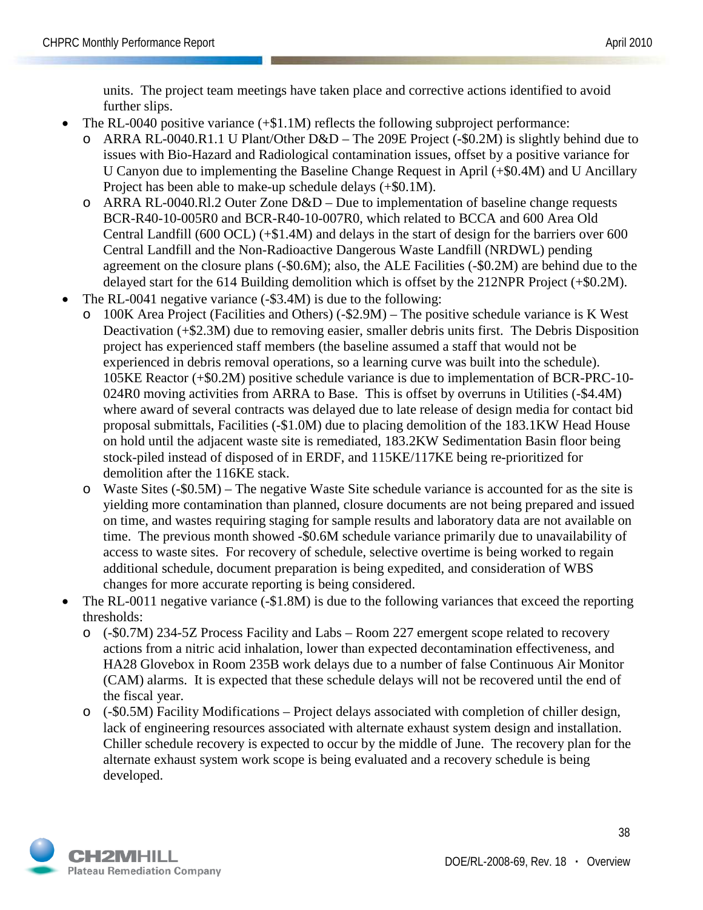units. The project team meetings have taken place and corrective actions identified to avoid further slips.

- The RL-0040 positive variance (+$1.1M) reflects the following subproject performance:
  - ARRA RL-0040.R1.1 U Plant/Other D&D – The 209E Project (-$0.2M) is slightly behind due to issues with Bio-Hazard and Radiological contamination issues, offset by a positive variance for U Canyon due to implementing the Baseline Change Request in April (+$0.4M) and U Ancillary Project has been able to make-up schedule delays (+$0.1M).
  - ARRA RL-0040.Rl.2 Outer Zone D&D – Due to implementation of baseline change requests BCR-R40-10-005R0 and BCR-R40-10-007R0, which related to BCCA and 600 Area Old Central Landfill (600 OCL) (+$1.4M) and delays in the start of design for the barriers over 600 Central Landfill and the Non-Radioactive Dangerous Waste Landfill (NRDWL) pending agreement on the closure plans (-$0.6M); also, the ALE Facilities (-$0.2M) are behind due to the delayed start for the 614 Building demolition which is offset by the 212NPR Project (+$0.2M).
- The RL-0041 negative variance (-$3.4M) is due to the following:
  - 100K Area Project (Facilities and Others) (-$2.9M) – The positive schedule variance is K West Deactivation (+$2.3M) due to removing easier, smaller debris units first. The Debris Disposition project has experienced staff members (the baseline assumed a staff that would not be experienced in debris removal operations, so a learning curve was built into the schedule). 105KE Reactor (+$0.2M) positive schedule variance is due to implementation of BCR-PRC-10-024R0 moving activities from ARRA to Base. This is offset by overruns in Utilities (-$4.4M) where award of several contracts was delayed due to late release of design media for contact bid proposal submittals, Facilities (-$1.0M) due to placing demolition of the 183.1KW Head House on hold until the adjacent waste site is remediated, 183.2KW Sedimentation Basin floor being stock-piled instead of disposed of in ERDF, and 115KE/117KE being re-prioritized for demolition after the 116KE stack.
  - Waste Sites (-$0.5M) – The negative Waste Site schedule variance is accounted for as the site is yielding more contamination than planned, closure documents are not being prepared and issued on time, and wastes requiring staging for sample results and laboratory data are not available on time. The previous month showed -$0.6M schedule variance primarily due to unavailability of access to waste sites. For recovery of schedule, selective overtime is being worked to regain additional schedule, document preparation is being expedited, and consideration of WBS changes for more accurate reporting is being considered.
- The RL-0011 negative variance (-$1.8M) is due to the following variances that exceed the reporting thresholds:
  - (-$0.7M) 234-5Z Process Facility and Labs – Room 227 emergent scope related to recovery actions from a nitric acid inhalation, lower than expected decontamination effectiveness, and HA28 Glovebox in Room 235B work delays due to a number of false Continuous Air Monitor (CAM) alarms. It is expected that these schedule delays will not be recovered until the end of the fiscal year.
  - (-$0.5M) Facility Modifications – Project delays associated with completion of chiller design, lack of engineering resources associated with alternate exhaust system design and installation. Chiller schedule recovery is expected to occur by the middle of June. The recovery plan for the alternate exhaust system work scope is being evaluated and a recovery schedule is being developed.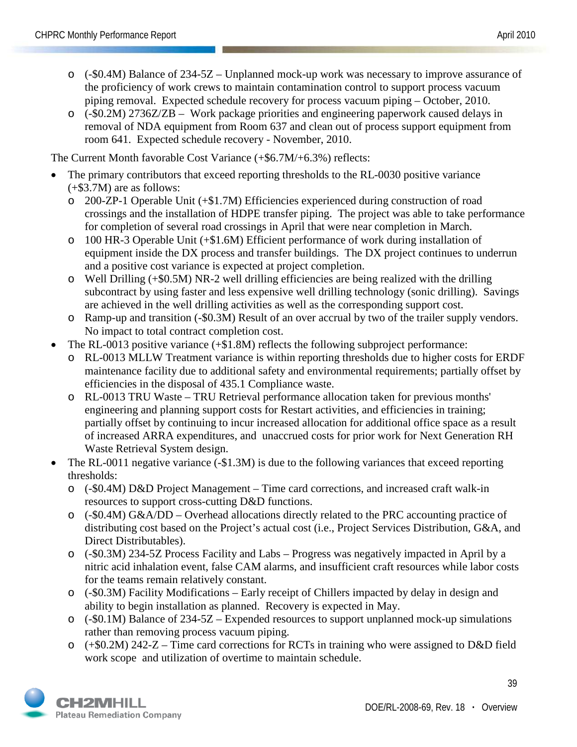- (-$0.4M) Balance of 234-5Z – Unplanned mock-up work was necessary to improve assurance of the proficiency of work crews to maintain contamination control to support process vacuum piping removal. Expected schedule recovery for process vacuum piping – October, 2010.
- (-$0.2M) 2736Z/ZB – Work package priorities and engineering paperwork caused delays in removal of NDA equipment from Room 637 and clean out of process support equipment from room 641. Expected schedule recovery - November, 2010.

The Current Month favorable Cost Variance (+$6.7M/+6.3%) reflects:

- The primary contributors that exceed reporting thresholds to the RL-0030 positive variance (+$3.7M) are as follows:
  - 200-ZP-1 Operable Unit (+$1.7M) Efficiencies experienced during construction of road crossings and the installation of HDPE transfer piping. The project was able to take performance for completion of several road crossings in April that were near completion in March.
  - 100 HR-3 Operable Unit (+$1.6M) Efficient performance of work during installation of equipment inside the DX process and transfer buildings. The DX project continues to underrun and a positive cost variance is expected at project completion.
  - Well Drilling (+$0.5M) NR-2 well drilling efficiencies are being realized with the drilling subcontract by using faster and less expensive well drilling technology (sonic drilling). Savings are achieved in the well drilling activities as well as the corresponding support cost.
  - Ramp-up and transition (-$0.3M) Result of an over accrual by two of the trailer supply vendors. No impact to total contract completion cost.
- The RL-0013 positive variance (+$1.8M) reflects the following subproject performance:
  - RL-0013 MLLW Treatment variance is within reporting thresholds due to higher costs for ERDF maintenance facility due to additional safety and environmental requirements; partially offset by efficiencies in the disposal of 435.1 Compliance waste.
  - RL-0013 TRU Waste – TRU Retrieval performance allocation taken for previous months' engineering and planning support costs for Restart activities, and efficiencies in training; partially offset by continuing to incur increased allocation for additional office space as a result of increased ARRA expenditures, and unaccrued costs for prior work for Next Generation RH Waste Retrieval System design.
- The RL-0011 negative variance (-$1.3M) is due to the following variances that exceed reporting thresholds:
  - (-$0.4M) D&D Project Management – Time card corrections, and increased craft walk-in resources to support cross-cutting D&D functions.
  - (-$0.4M) G&A/DD – Overhead allocations directly related to the PRC accounting practice of distributing cost based on the Project's actual cost (i.e., Project Services Distribution, G&A, and Direct Distributables).
  - (-$0.3M) 234-5Z Process Facility and Labs – Progress was negatively impacted in April by a nitric acid inhalation event, false CAM alarms, and insufficient craft resources while labor costs for the teams remain relatively constant.
  - (-$0.3M) Facility Modifications – Early receipt of Chillers impacted by delay in design and ability to begin installation as planned. Recovery is expected in May.
  - (-$0.1M) Balance of 234-5Z – Expended resources to support unplanned mock-up simulations rather than removing process vacuum piping.
  - (+$0.2M) 242-Z – Time card corrections for RCTs in training who were assigned to D&D field work scope and utilization of overtime to maintain schedule.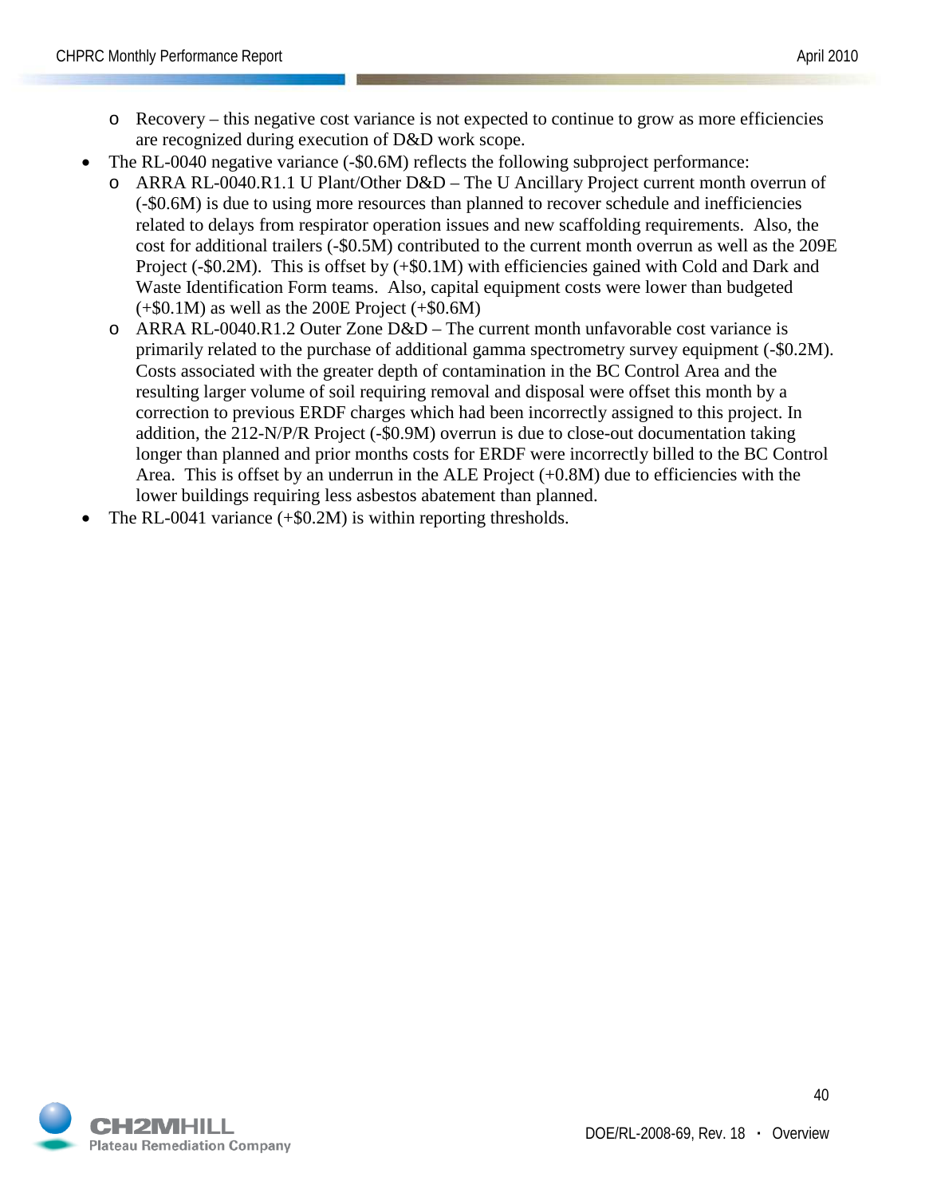- Recovery – this negative cost variance is not expected to continue to grow as more efficiencies are recognized during execution of D&D work scope.
- The RL-0040 negative variance (-$0.6M) reflects the following subproject performance:
  - ARRA RL-0040.R1.1 U Plant/Other D&D – The U Ancillary Project current month overrun of (-$0.6M) is due to using more resources than planned to recover schedule and inefficiencies related to delays from respirator operation issues and new scaffolding requirements. Also, the cost for additional trailers (-$0.5M) contributed to the current month overrun as well as the 209E Project (-$0.2M). This is offset by (+$0.1M) with efficiencies gained with Cold and Dark and Waste Identification Form teams. Also, capital equipment costs were lower than budgeted (+$0.1M) as well as the 200E Project (+$0.6M)
  - ARRA RL-0040.R1.2 Outer Zone D&D – The current month unfavorable cost variance is primarily related to the purchase of additional gamma spectrometry survey equipment (-$0.2M). Costs associated with the greater depth of contamination in the BC Control Area and the resulting larger volume of soil requiring removal and disposal were offset this month by a correction to previous ERDF charges which had been incorrectly assigned to this project. In addition, the 212-N/P/R Project (-$0.9M) overrun is due to close-out documentation taking longer than planned and prior months costs for ERDF were incorrectly billed to the BC Control Area. This is offset by an underrun in the ALE Project (+0.8M) due to efficiencies with the lower buildings requiring less asbestos abatement than planned.
- The RL-0041 variance (+$0.2M) is within reporting thresholds.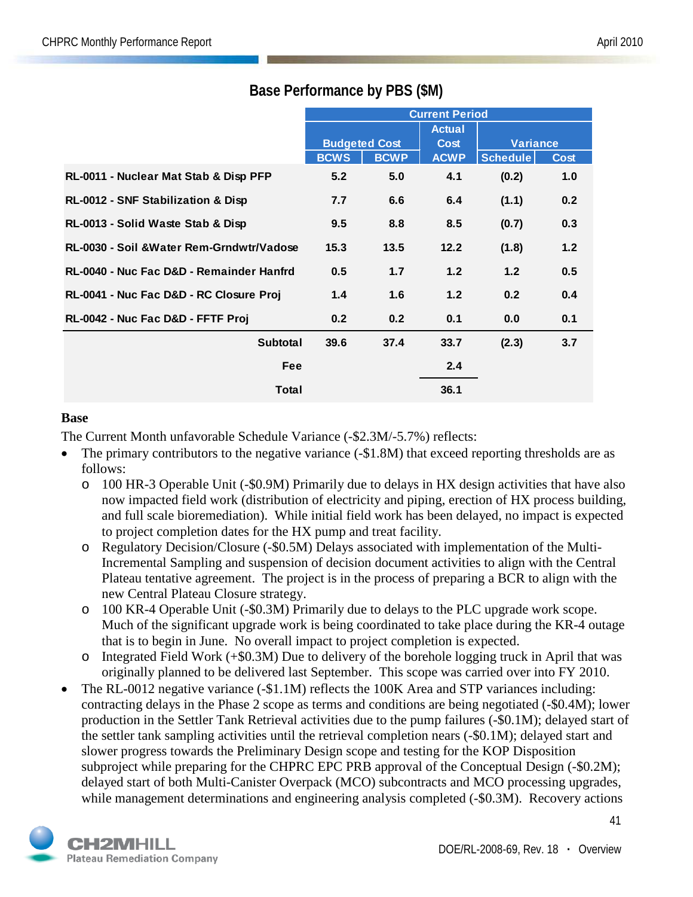## Base Performance by PBS ($M)

| | Current Period | | | | |
|---|---|---|---|---|---|
| | Budgeted Cost | | Actual Cost | Variance | |
| | BCWS | BCWP | ACWP | Schedule | Cost |
| RL-0011 - Nuclear Mat Stab & Disp PFP | 5.2 | 5.0 | 4.1 | (0.2) | 1.0 |
| RL-0012 - SNF Stabilization & Disp | 7.7 | 6.6 | 6.4 | (1.1) | 0.2 |
| RL-0013 - Solid Waste Stab & Disp | 9.5 | 8.8 | 8.5 | (0.7) | 0.3 |
| RL-0030 - Soil &Water Rem-Grndwtr/Vadose | 15.3 | 13.5 | 12.2 | (1.8) | 1.2 |
| RL-0040 - Nuc Fac D&D - Remainder Hanfrd | 0.5 | 1.7 | 1.2 | 1.2 | 0.5 |
| RL-0041 - Nuc Fac D&D - RC Closure Proj | 1.4 | 1.6 | 1.2 | 0.2 | 0.4 |
| RL-0042 - Nuc Fac D&D - FFTF Proj | 0.2 | 0.2 | 0.1 | 0.0 | 0.1 |
| Subtotal | 39.6 | 37.4 | 33.7 | (2.3) | 3.7 |
| Fee | | | 2.4 | | |
| Total | | | 36.1 | | |

**Base**

The Current Month unfavorable Schedule Variance (-$2.3M/-5.7%) reflects:

- The primary contributors to the negative variance (-$1.8M) that exceed reporting thresholds are as follows:
  - 100 HR-3 Operable Unit (-$0.9M) Primarily due to delays in HX design activities that have also now impacted field work (distribution of electricity and piping, erection of HX process building, and full scale bioremediation). While initial field work has been delayed, no impact is expected to project completion dates for the HX pump and treat facility.
  - Regulatory Decision/Closure (-$0.5M) Delays associated with implementation of the Multi-Incremental Sampling and suspension of decision document activities to align with the Central Plateau tentative agreement. The project is in the process of preparing a BCR to align with the new Central Plateau Closure strategy.
  - 100 KR-4 Operable Unit (-$0.3M) Primarily due to delays to the PLC upgrade work scope. Much of the significant upgrade work is being coordinated to take place during the KR-4 outage that is to begin in June. No overall impact to project completion is expected.
  - Integrated Field Work (+$0.3M) Due to delivery of the borehole logging truck in April that was originally planned to be delivered last September. This scope was carried over into FY 2010.
- The RL-0012 negative variance (-$1.1M) reflects the 100K Area and STP variances including: contracting delays in the Phase 2 scope as terms and conditions are being negotiated (-$0.4M); lower production in the Settler Tank Retrieval activities due to the pump failures (-$0.1M); delayed start of the settler tank sampling activities until the retrieval completion nears (-$0.1M); delayed start and slower progress towards the Preliminary Design scope and testing for the KOP Disposition subproject while preparing for the CHPRC EPC PRB approval of the Conceptual Design (-$0.2M); delayed start of both Multi-Canister Overpack (MCO) subcontracts and MCO processing upgrades, while management determinations and engineering analysis completed (-$0.3M). Recovery actions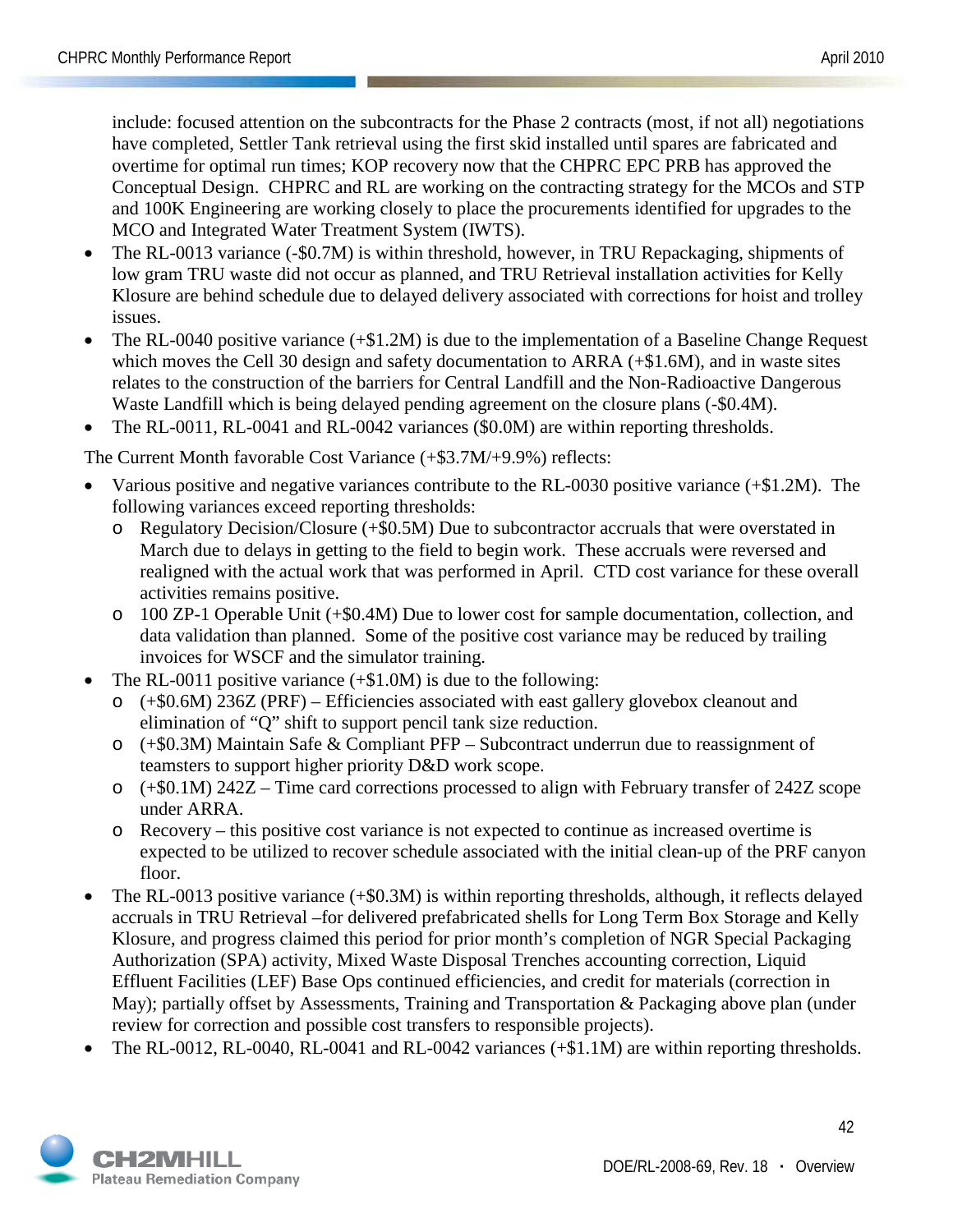include: focused attention on the subcontracts for the Phase 2 contracts (most, if not all) negotiations have completed, Settler Tank retrieval using the first skid installed until spares are fabricated and overtime for optimal run times; KOP recovery now that the CHPRC EPC PRB has approved the Conceptual Design. CHPRC and RL are working on the contracting strategy for the MCOs and STP and 100K Engineering are working closely to place the procurements identified for upgrades to the MCO and Integrated Water Treatment System (IWTS).

- The RL-0013 variance (-$0.7M) is within threshold, however, in TRU Repackaging, shipments of low gram TRU waste did not occur as planned, and TRU Retrieval installation activities for Kelly Klosure are behind schedule due to delayed delivery associated with corrections for hoist and trolley issues.
- The RL-0040 positive variance (+$1.2M) is due to the implementation of a Baseline Change Request which moves the Cell 30 design and safety documentation to ARRA (+$1.6M), and in waste sites relates to the construction of the barriers for Central Landfill and the Non-Radioactive Dangerous Waste Landfill which is being delayed pending agreement on the closure plans (-$0.4M).
- The RL-0011, RL-0041 and RL-0042 variances ($0.0M) are within reporting thresholds.

The Current Month favorable Cost Variance (+$3.7M/+9.9%) reflects:

- Various positive and negative variances contribute to the RL-0030 positive variance (+$1.2M). The following variances exceed reporting thresholds:
  - Regulatory Decision/Closure (+$0.5M) Due to subcontractor accruals that were overstated in March due to delays in getting to the field to begin work. These accruals were reversed and realigned with the actual work that was performed in April. CTD cost variance for these overall activities remains positive.
  - 100 ZP-1 Operable Unit (+$0.4M) Due to lower cost for sample documentation, collection, and data validation than planned. Some of the positive cost variance may be reduced by trailing invoices for WSCF and the simulator training.
- The RL-0011 positive variance (+$1.0M) is due to the following:
  - (+$0.6M) 236Z (PRF) – Efficiencies associated with east gallery glovebox cleanout and elimination of "Q" shift to support pencil tank size reduction.
  - (+$0.3M) Maintain Safe & Compliant PFP – Subcontract underrun due to reassignment of teamsters to support higher priority D&D work scope.
  - (+$0.1M) 242Z – Time card corrections processed to align with February transfer of 242Z scope under ARRA.
  - Recovery – this positive cost variance is not expected to continue as increased overtime is expected to be utilized to recover schedule associated with the initial clean-up of the PRF canyon floor.
- The RL-0013 positive variance (+$0.3M) is within reporting thresholds, although, it reflects delayed accruals in TRU Retrieval –for delivered prefabricated shells for Long Term Box Storage and Kelly Klosure, and progress claimed this period for prior month's completion of NGR Special Packaging Authorization (SPA) activity, Mixed Waste Disposal Trenches accounting correction, Liquid Effluent Facilities (LEF) Base Ops continued efficiencies, and credit for materials (correction in May); partially offset by Assessments, Training and Transportation & Packaging above plan (under review for correction and possible cost transfers to responsible projects).
- The RL-0012, RL-0040, RL-0041 and RL-0042 variances (+$1.1M) are within reporting thresholds.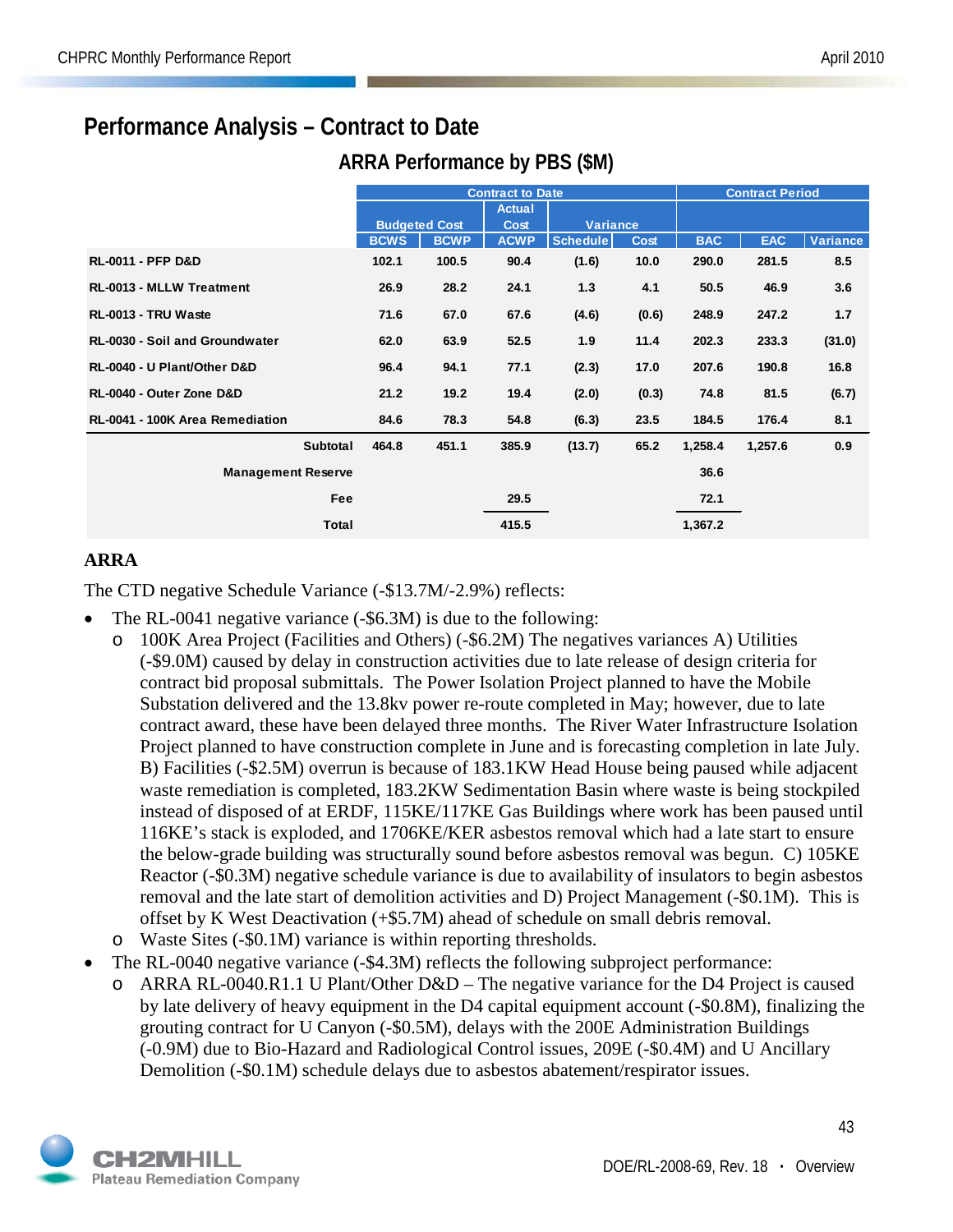## Performance Analysis – Contract to Date

### ARRA Performance by PBS ($M)

| | Contract to Date | | | | | Contract Period | | |
|---|---|---|---|---|---|---|---|---|
| | Budgeted Cost | | Actual Cost | Variance | | | | |
| | BCWS | BCWP | ACWP | Schedule | Cost | BAC | EAC | Variance |
| RL-0011 - PFP D&D | 102.1 | 100.5 | 90.4 | (1.6) | 10.0 | 290.0 | 281.5 | 8.5 |
| RL-0013 - MLLW Treatment | 26.9 | 28.2 | 24.1 | 1.3 | 4.1 | 50.5 | 46.9 | 3.6 |
| RL-0013 - TRU Waste | 71.6 | 67.0 | 67.6 | (4.6) | (0.6) | 248.9 | 247.2 | 1.7 |
| RL-0030 - Soil and Groundwater | 62.0 | 63.9 | 52.5 | 1.9 | 11.4 | 202.3 | 233.3 | (31.0) |
| RL-0040 - U Plant/Other D&D | 96.4 | 94.1 | 77.1 | (2.3) | 17.0 | 207.6 | 190.8 | 16.8 |
| RL-0040 - Outer Zone D&D | 21.2 | 19.2 | 19.4 | (2.0) | (0.3) | 74.8 | 81.5 | (6.7) |
| RL-0041 - 100K Area Remediation | 84.6 | 78.3 | 54.8 | (6.3) | 23.5 | 184.5 | 176.4 | 8.1 |
| Subtotal | 464.8 | 451.1 | 385.9 | (13.7) | 65.2 | 1,258.4 | 1,257.6 | 0.9 |
| Management Reserve | | | | | | 36.6 | | |
| Fee | | | 29.5 | | | 72.1 | | |
| Total | | | 415.5 | | | 1,367.2 | | |

**ARRA**

The CTD negative Schedule Variance (-$13.7M/-2.9%) reflects:

- The RL-0041 negative variance (-$6.3M) is due to the following:
  - 100K Area Project (Facilities and Others) (-$6.2M) The negatives variances A) Utilities (-$9.0M) caused by delay in construction activities due to late release of design criteria for contract bid proposal submittals. The Power Isolation Project planned to have the Mobile Substation delivered and the 13.8kv power re-route completed in May; however, due to late contract award, these have been delayed three months. The River Water Infrastructure Isolation Project planned to have construction complete in June and is forecasting completion in late July. B) Facilities (-$2.5M) overrun is because of 183.1KW Head House being paused while adjacent waste remediation is completed, 183.2KW Sedimentation Basin where waste is being stockpiled instead of disposed of at ERDF, 115KE/117KE Gas Buildings where work has been paused until 116KE's stack is exploded, and 1706KE/KER asbestos removal which had a late start to ensure the below-grade building was structurally sound before asbestos removal was begun. C) 105KE Reactor (-$0.3M) negative schedule variance is due to availability of insulators to begin asbestos removal and the late start of demolition activities and D) Project Management (-$0.1M). This is offset by K West Deactivation (+$5.7M) ahead of schedule on small debris removal.
  - Waste Sites (-$0.1M) variance is within reporting thresholds.
- The RL-0040 negative variance (-$4.3M) reflects the following subproject performance:
  - ARRA RL-0040.R1.1 U Plant/Other D&D – The negative variance for the D4 Project is caused by late delivery of heavy equipment in the D4 capital equipment account (-$0.8M), finalizing the grouting contract for U Canyon (-$0.5M), delays with the 200E Administration Buildings (-0.9M) due to Bio-Hazard and Radiological Control issues, 209E (-$0.4M) and U Ancillary Demolition (-$0.1M) schedule delays due to asbestos abatement/respirator issues.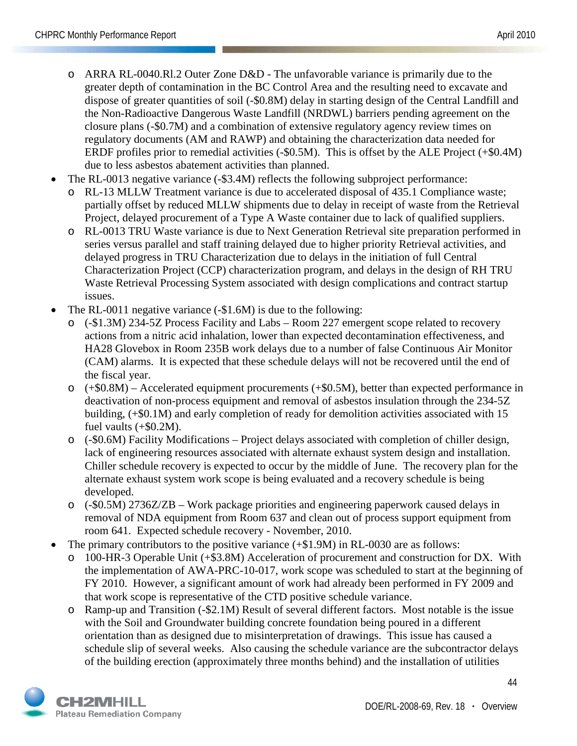- ARRA RL-0040.Rl.2 Outer Zone D&D - The unfavorable variance is primarily due to the greater depth of contamination in the BC Control Area and the resulting need to excavate and dispose of greater quantities of soil (-$0.8M) delay in starting design of the Central Landfill and the Non-Radioactive Dangerous Waste Landfill (NRDWL) barriers pending agreement on the closure plans (-$0.7M) and a combination of extensive regulatory agency review times on regulatory documents (AM and RAWP) and obtaining the characterization data needed for ERDF profiles prior to remedial activities (-$0.5M). This is offset by the ALE Project (+$0.4M) due to less asbestos abatement activities than planned.
- The RL-0013 negative variance (-$3.4M) reflects the following subproject performance:
  - RL-13 MLLW Treatment variance is due to accelerated disposal of 435.1 Compliance waste; partially offset by reduced MLLW shipments due to delay in receipt of waste from the Retrieval Project, delayed procurement of a Type A Waste container due to lack of qualified suppliers.
  - RL-0013 TRU Waste variance is due to Next Generation Retrieval site preparation performed in series versus parallel and staff training delayed due to higher priority Retrieval activities, and delayed progress in TRU Characterization due to delays in the initiation of full Central Characterization Project (CCP) characterization program, and delays in the design of RH TRU Waste Retrieval Processing System associated with design complications and contract startup issues.
- The RL-0011 negative variance (-$1.6M) is due to the following:
  - (-$1.3M) 234-5Z Process Facility and Labs – Room 227 emergent scope related to recovery actions from a nitric acid inhalation, lower than expected decontamination effectiveness, and HA28 Glovebox in Room 235B work delays due to a number of false Continuous Air Monitor (CAM) alarms. It is expected that these schedule delays will not be recovered until the end of the fiscal year.
  - (+$0.8M) – Accelerated equipment procurements (+$0.5M), better than expected performance in deactivation of non-process equipment and removal of asbestos insulation through the 234-5Z building, (+$0.1M) and early completion of ready for demolition activities associated with 15 fuel vaults (+$0.2M).
  - (-$0.6M) Facility Modifications – Project delays associated with completion of chiller design, lack of engineering resources associated with alternate exhaust system design and installation. Chiller schedule recovery is expected to occur by the middle of June. The recovery plan for the alternate exhaust system work scope is being evaluated and a recovery schedule is being developed.
  - (-$0.5M) 2736Z/ZB – Work package priorities and engineering paperwork caused delays in removal of NDA equipment from Room 637 and clean out of process support equipment from room 641. Expected schedule recovery - November, 2010.
- The primary contributors to the positive variance (+$1.9M) in RL-0030 are as follows:
  - 100-HR-3 Operable Unit (+$3.8M) Acceleration of procurement and construction for DX. With the implementation of AWA-PRC-10-017, work scope was scheduled to start at the beginning of FY 2010. However, a significant amount of work had already been performed in FY 2009 and that work scope is representative of the CTD positive schedule variance.
  - Ramp-up and Transition (-$2.1M) Result of several different factors. Most notable is the issue with the Soil and Groundwater building concrete foundation being poured in a different orientation than as designed due to misinterpretation of drawings. This issue has caused a schedule slip of several weeks. Also causing the schedule variance are the subcontractor delays of the building erection (approximately three months behind) and the installation of utilities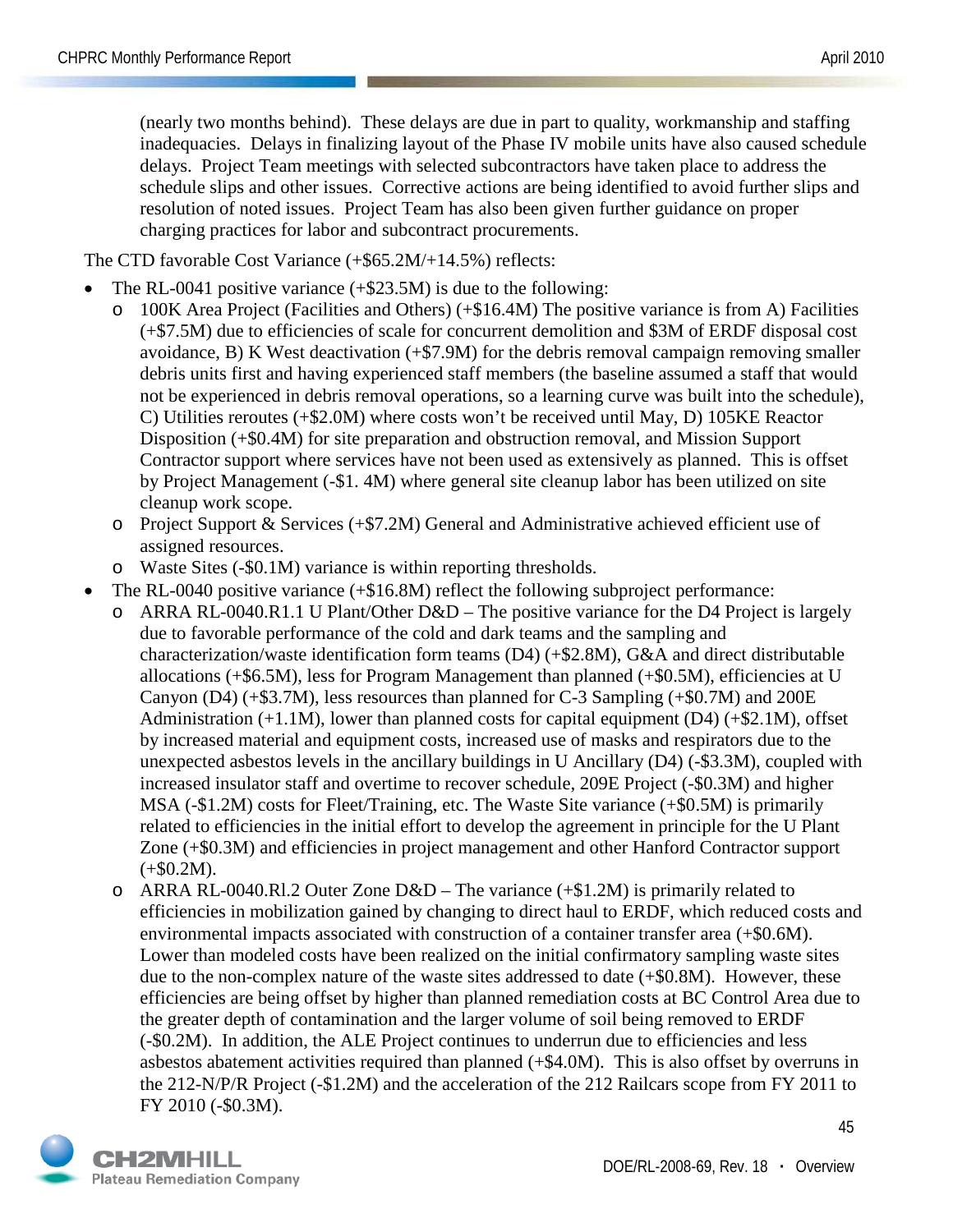(nearly two months behind). These delays are due in part to quality, workmanship and staffing inadequacies. Delays in finalizing layout of the Phase IV mobile units have also caused schedule delays. Project Team meetings with selected subcontractors have taken place to address the schedule slips and other issues. Corrective actions are being identified to avoid further slips and resolution of noted issues. Project Team has also been given further guidance on proper charging practices for labor and subcontract procurements.

The CTD favorable Cost Variance (+$65.2M/+14.5%) reflects:

- The RL-0041 positive variance (+$23.5M) is due to the following:
  - 100K Area Project (Facilities and Others) (+$16.4M) The positive variance is from A) Facilities (+$7.5M) due to efficiencies of scale for concurrent demolition and $3M of ERDF disposal cost avoidance, B) K West deactivation (+$7.9M) for the debris removal campaign removing smaller debris units first and having experienced staff members (the baseline assumed a staff that would not be experienced in debris removal operations, so a learning curve was built into the schedule), C) Utilities reroutes (+$2.0M) where costs won't be received until May, D) 105KE Reactor Disposition (+$0.4M) for site preparation and obstruction removal, and Mission Support Contractor support where services have not been used as extensively as planned. This is offset by Project Management (-$1. 4M) where general site cleanup labor has been utilized on site cleanup work scope.
  - Project Support & Services (+$7.2M) General and Administrative achieved efficient use of assigned resources.
  - Waste Sites (-$0.1M) variance is within reporting thresholds.
- The RL-0040 positive variance (+$16.8M) reflect the following subproject performance:
  - ARRA RL-0040.R1.1 U Plant/Other D&D – The positive variance for the D4 Project is largely due to favorable performance of the cold and dark teams and the sampling and characterization/waste identification form teams (D4) (+$2.8M), G&A and direct distributable allocations (+$6.5M), less for Program Management than planned (+$0.5M), efficiencies at U Canyon (D4) (+$3.7M), less resources than planned for C-3 Sampling (+$0.7M) and 200E Administration (+1.1M), lower than planned costs for capital equipment (D4) (+$2.1M), offset by increased material and equipment costs, increased use of masks and respirators due to the unexpected asbestos levels in the ancillary buildings in U Ancillary (D4) (-$3.3M), coupled with increased insulator staff and overtime to recover schedule, 209E Project (-$0.3M) and higher MSA (-$1.2M) costs for Fleet/Training, etc. The Waste Site variance (+$0.5M) is primarily related to efficiencies in the initial effort to develop the agreement in principle for the U Plant Zone (+$0.3M) and efficiencies in project management and other Hanford Contractor support (+$0.2M).
  - ARRA RL-0040.Rl.2 Outer Zone D&D – The variance (+$1.2M) is primarily related to efficiencies in mobilization gained by changing to direct haul to ERDF, which reduced costs and environmental impacts associated with construction of a container transfer area (+$0.6M). Lower than modeled costs have been realized on the initial confirmatory sampling waste sites due to the non-complex nature of the waste sites addressed to date (+$0.8M). However, these efficiencies are being offset by higher than planned remediation costs at BC Control Area due to the greater depth of contamination and the larger volume of soil being removed to ERDF (-$0.2M). In addition, the ALE Project continues to underrun due to efficiencies and less asbestos abatement activities required than planned (+$4.0M). This is also offset by overruns in the 212-N/P/R Project (-$1.2M) and the acceleration of the 212 Railcars scope from FY 2011 to FY 2010 (-$0.3M).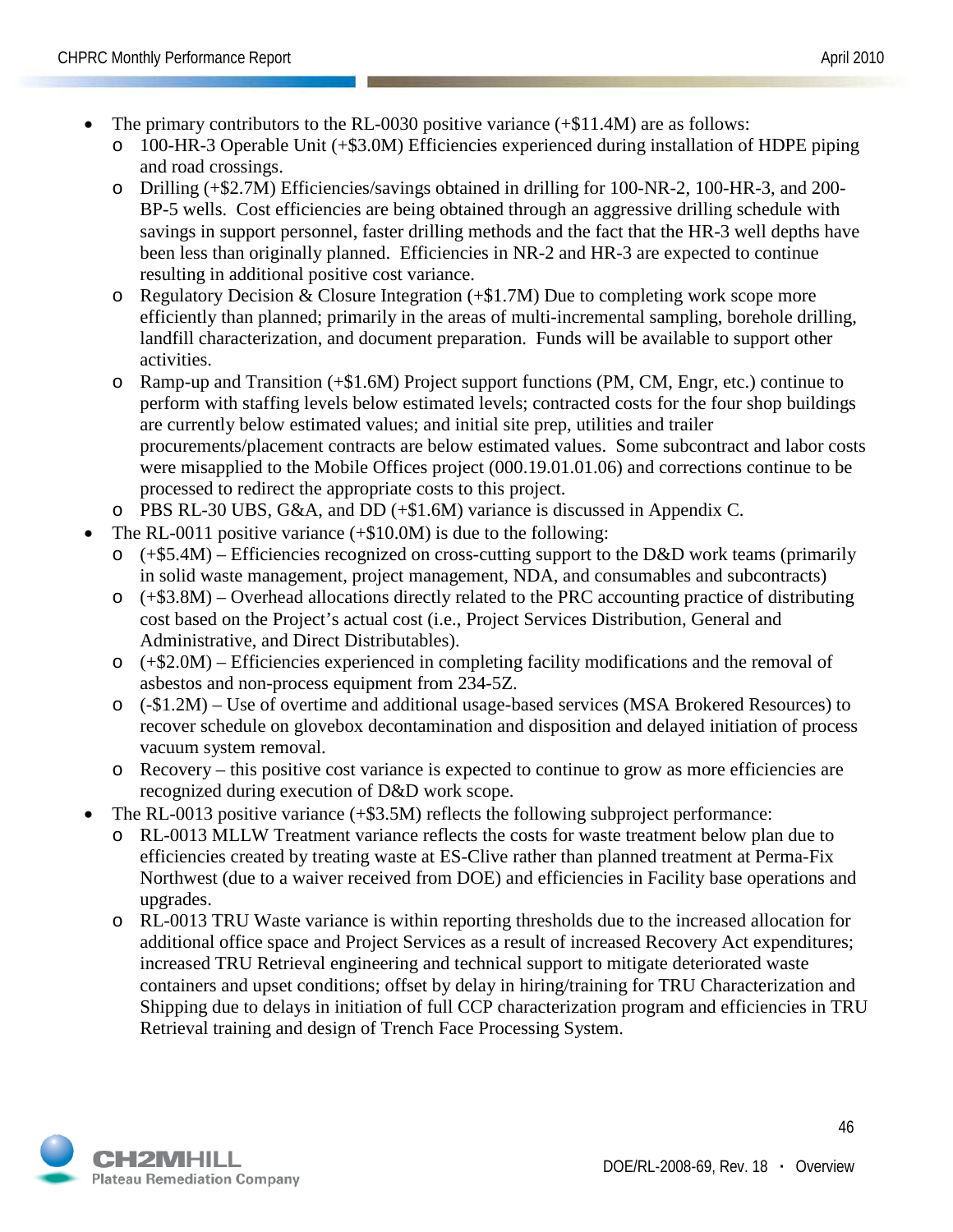- The primary contributors to the RL-0030 positive variance (+$11.4M) are as follows:
  - 100-HR-3 Operable Unit (+$3.0M) Efficiencies experienced during installation of HDPE piping and road crossings.
  - Drilling (+$2.7M) Efficiencies/savings obtained in drilling for 100-NR-2, 100-HR-3, and 200-BP-5 wells. Cost efficiencies are being obtained through an aggressive drilling schedule with savings in support personnel, faster drilling methods and the fact that the HR-3 well depths have been less than originally planned. Efficiencies in NR-2 and HR-3 are expected to continue resulting in additional positive cost variance.
  - Regulatory Decision & Closure Integration (+$1.7M) Due to completing work scope more efficiently than planned; primarily in the areas of multi-incremental sampling, borehole drilling, landfill characterization, and document preparation. Funds will be available to support other activities.
  - Ramp-up and Transition (+$1.6M) Project support functions (PM, CM, Engr, etc.) continue to perform with staffing levels below estimated levels; contracted costs for the four shop buildings are currently below estimated values; and initial site prep, utilities and trailer procurements/placement contracts are below estimated values. Some subcontract and labor costs were misapplied to the Mobile Offices project (000.19.01.01.06) and corrections continue to be processed to redirect the appropriate costs to this project.
  - PBS RL-30 UBS, G&A, and DD (+$1.6M) variance is discussed in Appendix C.
- The RL-0011 positive variance (+$10.0M) is due to the following:
  - (+$5.4M) – Efficiencies recognized on cross-cutting support to the D&D work teams (primarily in solid waste management, project management, NDA, and consumables and subcontracts)
  - (+$3.8M) – Overhead allocations directly related to the PRC accounting practice of distributing cost based on the Project's actual cost (i.e., Project Services Distribution, General and Administrative, and Direct Distributables).
  - (+$2.0M) – Efficiencies experienced in completing facility modifications and the removal of asbestos and non-process equipment from 234-5Z.
  - (-$1.2M) – Use of overtime and additional usage-based services (MSA Brokered Resources) to recover schedule on glovebox decontamination and disposition and delayed initiation of process vacuum system removal.
  - Recovery – this positive cost variance is expected to continue to grow as more efficiencies are recognized during execution of D&D work scope.
- The RL-0013 positive variance (+$3.5M) reflects the following subproject performance:
  - RL-0013 MLLW Treatment variance reflects the costs for waste treatment below plan due to efficiencies created by treating waste at ES-Clive rather than planned treatment at Perma-Fix Northwest (due to a waiver received from DOE) and efficiencies in Facility base operations and upgrades.
  - RL-0013 TRU Waste variance is within reporting thresholds due to the increased allocation for additional office space and Project Services as a result of increased Recovery Act expenditures; increased TRU Retrieval engineering and technical support to mitigate deteriorated waste containers and upset conditions; offset by delay in hiring/training for TRU Characterization and Shipping due to delays in initiation of full CCP characterization program and efficiencies in TRU Retrieval training and design of Trench Face Processing System.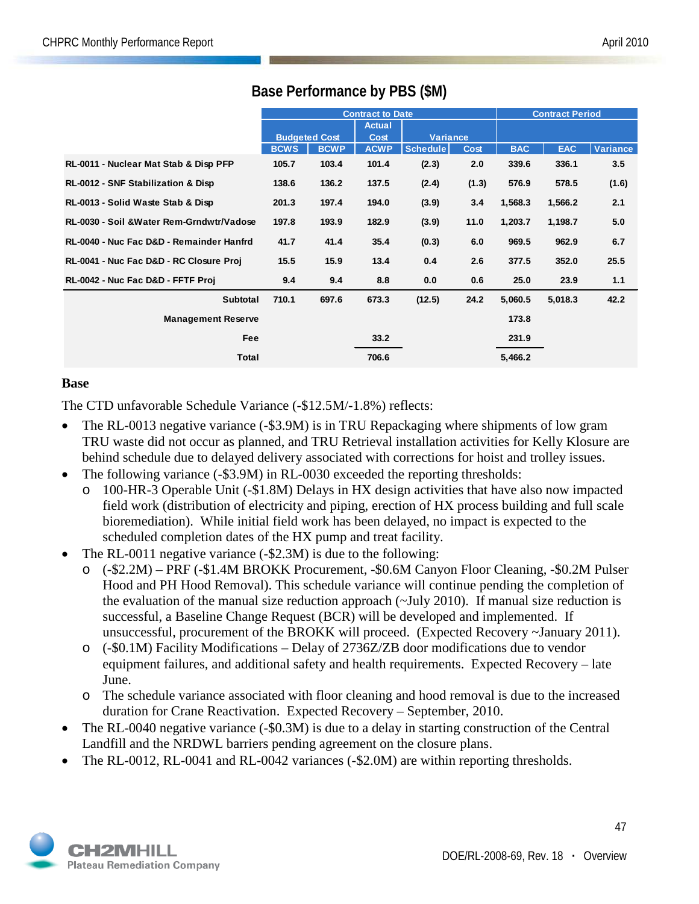## Base Performance by PBS ($M)

| | Contract to Date | | | | | Contract Period | | |
|---|---|---|---|---|---|---|---|---|
| | Budgeted Cost | | Actual Cost | Variance | | | | |
| | BCWS | BCWP | ACWP | Schedule | Cost | BAC | EAC | Variance |
| RL-0011 - Nuclear Mat Stab & Disp PFP | 105.7 | 103.4 | 101.4 | (2.3) | 2.0 | 339.6 | 336.1 | 3.5 |
| RL-0012 - SNF Stabilization & Disp | 138.6 | 136.2 | 137.5 | (2.4) | (1.3) | 576.9 | 578.5 | (1.6) |
| RL-0013 - Solid Waste Stab & Disp | 201.3 | 197.4 | 194.0 | (3.9) | 3.4 | 1,568.3 | 1,566.2 | 2.1 |
| RL-0030 - Soil &Water Rem-Grndwtr/Vadose | 197.8 | 193.9 | 182.9 | (3.9) | 11.0 | 1,203.7 | 1,198.7 | 5.0 |
| RL-0040 - Nuc Fac D&D - Remainder Hanfrd | 41.7 | 41.4 | 35.4 | (0.3) | 6.0 | 969.5 | 962.9 | 6.7 |
| RL-0041 - Nuc Fac D&D - RC Closure Proj | 15.5 | 15.9 | 13.4 | 0.4 | 2.6 | 377.5 | 352.0 | 25.5 |
| RL-0042 - Nuc Fac D&D - FFTF Proj | 9.4 | 9.4 | 8.8 | 0.0 | 0.6 | 25.0 | 23.9 | 1.1 |
| Subtotal | 710.1 | 697.6 | 673.3 | (12.5) | 24.2 | 5,060.5 | 5,018.3 | 42.2 |
| Management Reserve | | | | | | 173.8 | | |
| Fee | | | 33.2 | | | 231.9 | | |
| Total | | | 706.6 | | | 5,466.2 | | |

**Base**

The CTD unfavorable Schedule Variance (-$12.5M/-1.8%) reflects:

- The RL-0013 negative variance (-$3.9M) is in TRU Repackaging where shipments of low gram TRU waste did not occur as planned, and TRU Retrieval installation activities for Kelly Klosure are behind schedule due to delayed delivery associated with corrections for hoist and trolley issues.
- The following variance (-$3.9M) in RL-0030 exceeded the reporting thresholds:
  - 100-HR-3 Operable Unit (-$1.8M) Delays in HX design activities that have also now impacted field work (distribution of electricity and piping, erection of HX process building and full scale bioremediation). While initial field work has been delayed, no impact is expected to the scheduled completion dates of the HX pump and treat facility.
- The RL-0011 negative variance (-$2.3M) is due to the following:
  - (-$2.2M) – PRF (-$1.4M BROKK Procurement, -$0.6M Canyon Floor Cleaning, -$0.2M Pulser Hood and PH Hood Removal). This schedule variance will continue pending the completion of the evaluation of the manual size reduction approach (~July 2010). If manual size reduction is successful, a Baseline Change Request (BCR) will be developed and implemented. If unsuccessful, procurement of the BROKK will proceed. (Expected Recovery ~January 2011).
  - (-$0.1M) Facility Modifications – Delay of 2736Z/ZB door modifications due to vendor equipment failures, and additional safety and health requirements. Expected Recovery – late June.
  - The schedule variance associated with floor cleaning and hood removal is due to the increased duration for Crane Reactivation. Expected Recovery – September, 2010.
- The RL-0040 negative variance (-$0.3M) is due to a delay in starting construction of the Central Landfill and the NRDWL barriers pending agreement on the closure plans.
- The RL-0012, RL-0041 and RL-0042 variances (-$2.0M) are within reporting thresholds.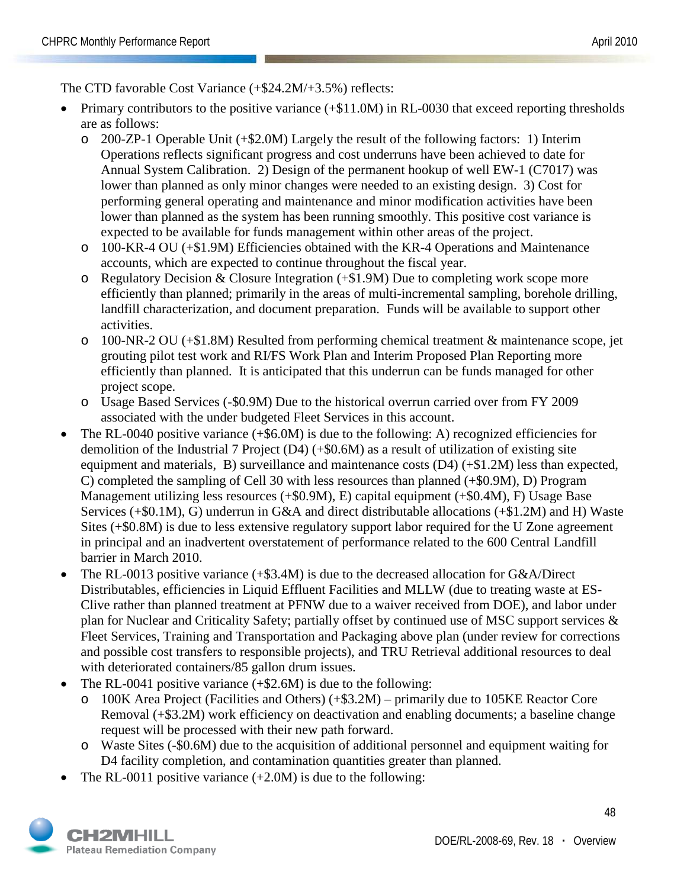The CTD favorable Cost Variance (+$24.2M/+3.5%) reflects:

- Primary contributors to the positive variance (+$11.0M) in RL-0030 that exceed reporting thresholds are as follows:
  - 200-ZP-1 Operable Unit (+$2.0M) Largely the result of the following factors: 1) Interim Operations reflects significant progress and cost underruns have been achieved to date for Annual System Calibration. 2) Design of the permanent hookup of well EW-1 (C7017) was lower than planned as only minor changes were needed to an existing design. 3) Cost for performing general operating and maintenance and minor modification activities have been lower than planned as the system has been running smoothly. This positive cost variance is expected to be available for funds management within other areas of the project.
  - 100-KR-4 OU (+$1.9M) Efficiencies obtained with the KR-4 Operations and Maintenance accounts, which are expected to continue throughout the fiscal year.
  - Regulatory Decision & Closure Integration (+$1.9M) Due to completing work scope more efficiently than planned; primarily in the areas of multi-incremental sampling, borehole drilling, landfill characterization, and document preparation. Funds will be available to support other activities.
  - 100-NR-2 OU (+$1.8M) Resulted from performing chemical treatment & maintenance scope, jet grouting pilot test work and RI/FS Work Plan and Interim Proposed Plan Reporting more efficiently than planned. It is anticipated that this underrun can be funds managed for other project scope.
  - Usage Based Services (-$0.9M) Due to the historical overrun carried over from FY 2009 associated with the under budgeted Fleet Services in this account.
- The RL-0040 positive variance (+$6.0M) is due to the following: A) recognized efficiencies for demolition of the Industrial 7 Project (D4) (+$0.6M) as a result of utilization of existing site equipment and materials, B) surveillance and maintenance costs (D4) (+$1.2M) less than expected, C) completed the sampling of Cell 30 with less resources than planned (+$0.9M), D) Program Management utilizing less resources (+$0.9M), E) capital equipment (+$0.4M), F) Usage Base Services (+$0.1M), G) underrun in G&A and direct distributable allocations (+$1.2M) and H) Waste Sites (+$0.8M) is due to less extensive regulatory support labor required for the U Zone agreement in principal and an inadvertent overstatement of performance related to the 600 Central Landfill barrier in March 2010.
- The RL-0013 positive variance (+$3.4M) is due to the decreased allocation for G&A/Direct Distributables, efficiencies in Liquid Effluent Facilities and MLLW (due to treating waste at ES-Clive rather than planned treatment at PFNW due to a waiver received from DOE), and labor under plan for Nuclear and Criticality Safety; partially offset by continued use of MSC support services & Fleet Services, Training and Transportation and Packaging above plan (under review for corrections and possible cost transfers to responsible projects), and TRU Retrieval additional resources to deal with deteriorated containers/85 gallon drum issues.
- The RL-0041 positive variance (+$2.6M) is due to the following:
  - 100K Area Project (Facilities and Others) (+$3.2M) – primarily due to 105KE Reactor Core Removal (+$3.2M) work efficiency on deactivation and enabling documents; a baseline change request will be processed with their new path forward.
  - Waste Sites (-$0.6M) due to the acquisition of additional personnel and equipment waiting for D4 facility completion, and contamination quantities greater than planned.
- The RL-0011 positive variance (+2.0M) is due to the following: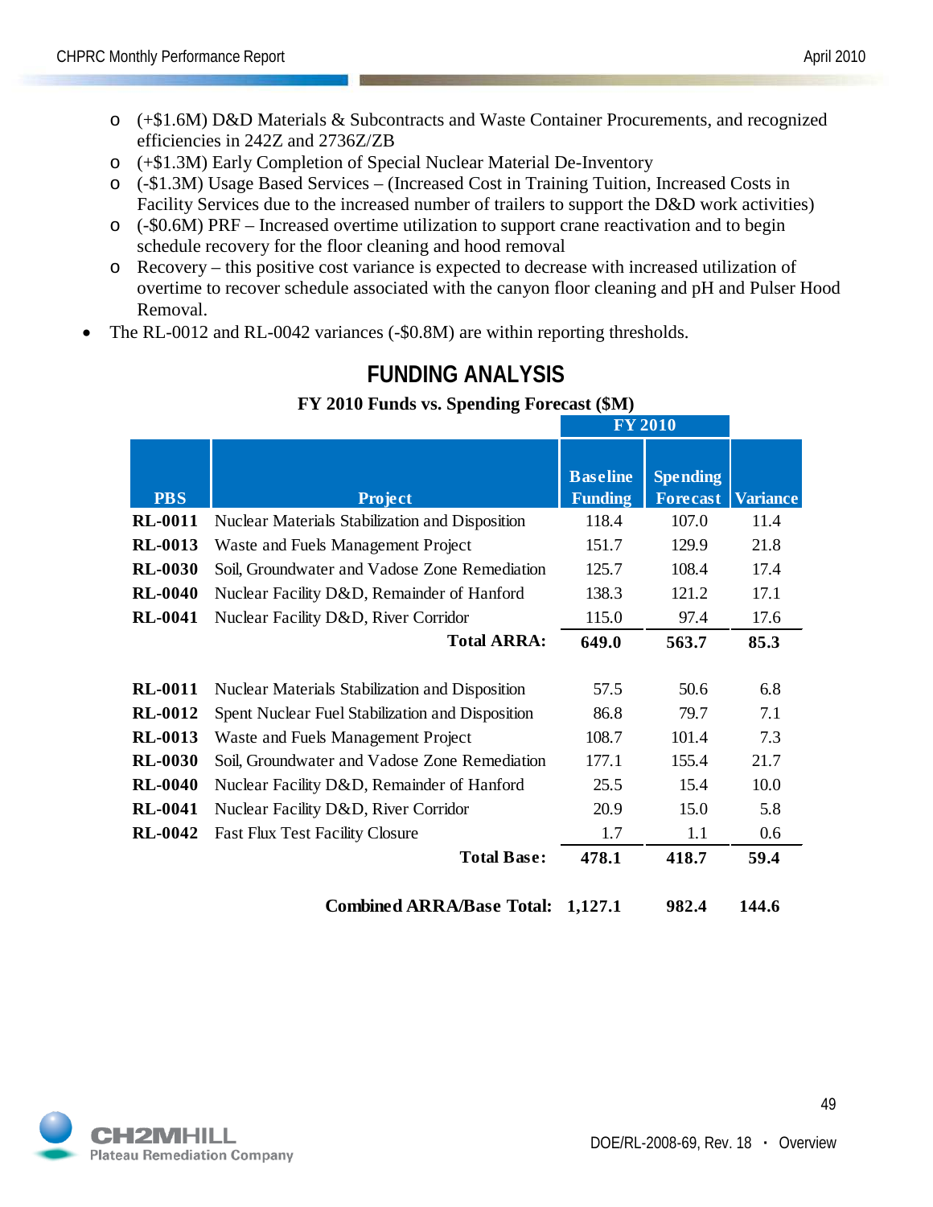- (+$1.6M) D&D Materials & Subcontracts and Waste Container Procurements, and recognized efficiencies in 242Z and 2736Z/ZB
  - (+$1.3M) Early Completion of Special Nuclear Material De-Inventory
  - (-$1.3M) Usage Based Services – (Increased Cost in Training Tuition, Increased Costs in Facility Services due to the increased number of trailers to support the D&D work activities)
  - (-$0.6M) PRF – Increased overtime utilization to support crane reactivation and to begin schedule recovery for the floor cleaning and hood removal
  - Recovery – this positive cost variance is expected to decrease with increased utilization of overtime to recover schedule associated with the canyon floor cleaning and pH and Pulser Hood Removal.
- The RL-0012 and RL-0042 variances (-$0.8M) are within reporting thresholds.

## FUNDING ANALYSIS

**FY 2010 Funds vs. Spending Forecast ($M)**

| | | FY 2010 | | |
|---|---|---|---|---|
| **PBS** | **Project** | **Baseline Funding** | **Spending Forecast** | **Variance** |
| **RL-0011** | Nuclear Materials Stabilization and Disposition | 118.4 | 107.0 | 11.4 |
| **RL-0013** | Waste and Fuels Management Project | 151.7 | 129.9 | 21.8 |
| **RL-0030** | Soil, Groundwater and Vadose Zone Remediation | 125.7 | 108.4 | 17.4 |
| **RL-0040** | Nuclear Facility D&D, Remainder of Hanford | 138.3 | 121.2 | 17.1 |
| **RL-0041** | Nuclear Facility D&D, River Corridor | 115.0 | 97.4 | 17.6 |
| | **Total ARRA:** | **649.0** | **563.7** | **85.3** |
| | | | | |
| **RL-0011** | Nuclear Materials Stabilization and Disposition | 57.5 | 50.6 | 6.8 |
| **RL-0012** | Spent Nuclear Fuel Stabilization and Disposition | 86.8 | 79.7 | 7.1 |
| **RL-0013** | Waste and Fuels Management Project | 108.7 | 101.4 | 7.3 |
| **RL-0030** | Soil, Groundwater and Vadose Zone Remediation | 177.1 | 155.4 | 21.7 |
| **RL-0040** | Nuclear Facility D&D, Remainder of Hanford | 25.5 | 15.4 | 10.0 |
| **RL-0041** | Nuclear Facility D&D, River Corridor | 20.9 | 15.0 | 5.8 |
| **RL-0042** | Fast Flux Test Facility Closure | 1.7 | 1.1 | 0.6 |
| | **Total Base:** | **478.1** | **418.7** | **59.4** |
| | | | | |
| | **Combined ARRA/Base Total:** | **1,127.1** | **982.4** | **144.6** |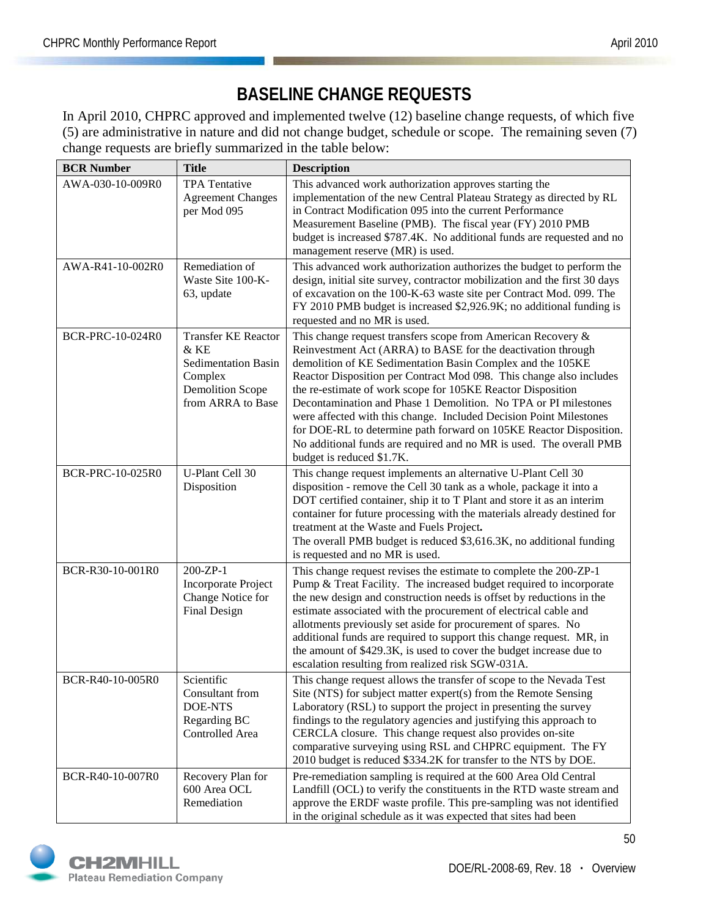# BASELINE CHANGE REQUESTS

In April 2010, CHPRC approved and implemented twelve (12) baseline change requests, of which five (5) are administrative in nature and did not change budget, schedule or scope. The remaining seven (7) change requests are briefly summarized in the table below:

| BCR Number | Title | Description |
|---|---|---|
| AWA-030-10-009R0 | TPA Tentative Agreement Changes per Mod 095 | This advanced work authorization approves starting the implementation of the new Central Plateau Strategy as directed by RL in Contract Modification 095 into the current Performance Measurement Baseline (PMB). The fiscal year (FY) 2010 PMB budget is increased $787.4K. No additional funds are requested and no management reserve (MR) is used. |
| AWA-R41-10-002R0 | Remediation of Waste Site 100-K-63, update | This advanced work authorization authorizes the budget to perform the design, initial site survey, contractor mobilization and the first 30 days of excavation on the 100-K-63 waste site per Contract Mod. 099. The FY 2010 PMB budget is increased $2,926.9K; no additional funding is requested and no MR is used. |
| BCR-PRC-10-024R0 | Transfer KE Reactor & KE Sedimentation Basin Complex Demolition Scope from ARRA to Base | This change request transfers scope from American Recovery & Reinvestment Act (ARRA) to BASE for the deactivation through demolition of KE Sedimentation Basin Complex and the 105KE Reactor Disposition per Contract Mod 098. This change also includes the re-estimate of work scope for 105KE Reactor Disposition Decontamination and Phase 1 Demolition. No TPA or PI milestones were affected with this change. Included Decision Point Milestones for DOE-RL to determine path forward on 105KE Reactor Disposition. No additional funds are required and no MR is used. The overall PMB budget is reduced $1.7K. |
| BCR-PRC-10-025R0 | U-Plant Cell 30 Disposition | This change request implements an alternative U-Plant Cell 30 disposition - remove the Cell 30 tank as a whole, package it into a DOT certified container, ship it to T Plant and store it as an interim container for future processing with the materials already destined for treatment at the Waste and Fuels Project.<br>The overall PMB budget is reduced $3,616.3K, no additional funding is requested and no MR is used. |
| BCR-R30-10-001R0 | 200-ZP-1 Incorporate Project Change Notice for Final Design | This change request revises the estimate to complete the 200-ZP-1 Pump & Treat Facility. The increased budget required to incorporate the new design and construction needs is offset by reductions in the estimate associated with the procurement of electrical cable and allotments previously set aside for procurement of spares. No additional funds are required to support this change request. MR, in the amount of $429.3K, is used to cover the budget increase due to escalation resulting from realized risk SGW-031A. |
| BCR-R40-10-005R0 | Scientific Consultant from DOE-NTS Regarding BC Controlled Area | This change request allows the transfer of scope to the Nevada Test Site (NTS) for subject matter expert(s) from the Remote Sensing Laboratory (RSL) to support the project in presenting the survey findings to the regulatory agencies and justifying this approach to CERCLA closure. This change request also provides on-site comparative surveying using RSL and CHPRC equipment. The FY 2010 budget is reduced $334.2K for transfer to the NTS by DOE. |
| BCR-R40-10-007R0 | Recovery Plan for 600 Area OCL Remediation | Pre-remediation sampling is required at the 600 Area Old Central Landfill (OCL) to verify the constituents in the RTD waste stream and approve the ERDF waste profile. This pre-sampling was not identified in the original schedule as it was expected that sites had been |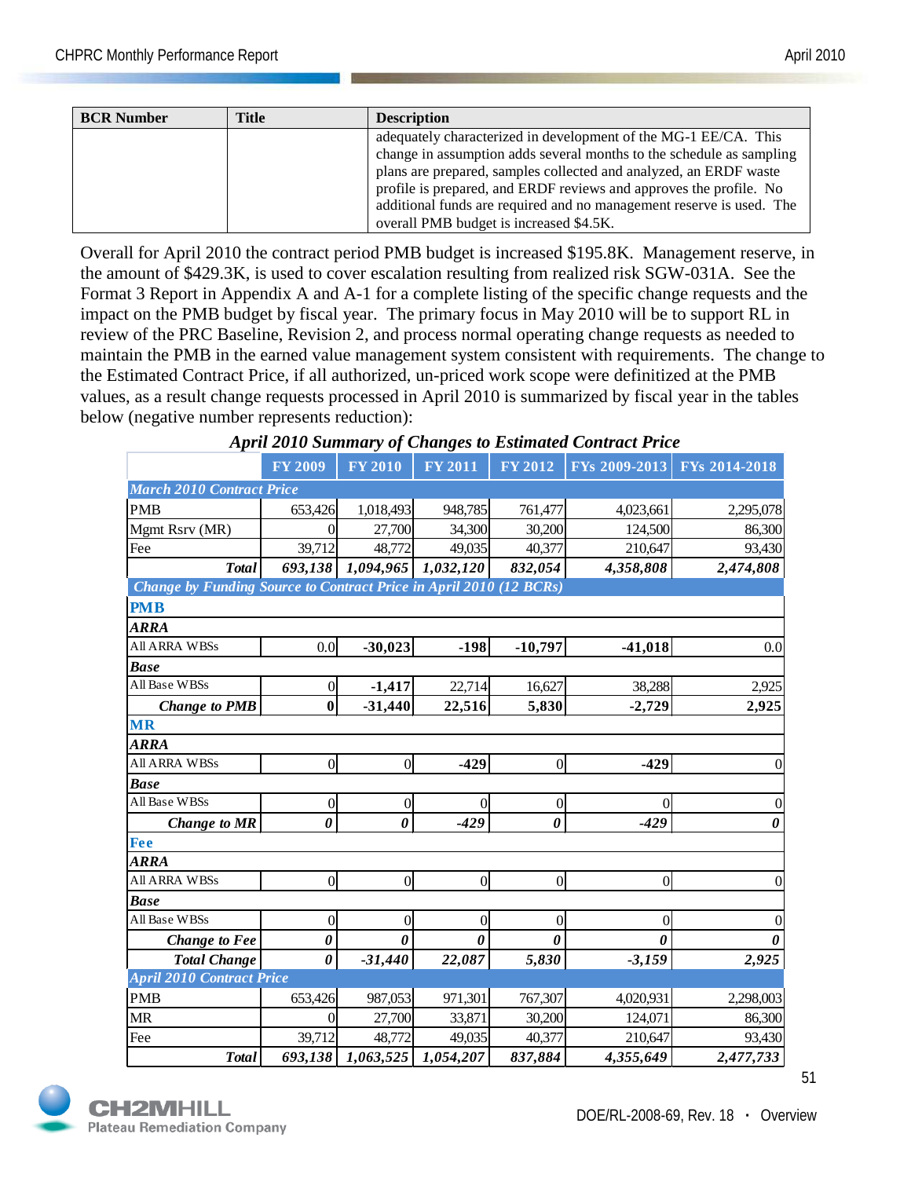| BCR Number | Title | Description |
|---|---|---|
| | | adequately characterized in development of the MG-1 EE/CA. This change in assumption adds several months to the schedule as sampling plans are prepared, samples collected and analyzed, an ERDF waste profile is prepared, and ERDF reviews and approves the profile. No additional funds are required and no management reserve is used. The overall PMB budget is increased $4.5K. |

Overall for April 2010 the contract period PMB budget is increased $195.8K. Management reserve, in the amount of $429.3K, is used to cover escalation resulting from realized risk SGW-031A. See the Format 3 Report in Appendix A and A-1 for a complete listing of the specific change requests and the impact on the PMB budget by fiscal year. The primary focus in May 2010 will be to support RL in review of the PRC Baseline, Revision 2, and process normal operating change requests as needed to maintain the PMB in the earned value management system consistent with requirements. The change to the Estimated Contract Price, if all authorized, un-priced work scope were definitized at the PMB values, as a result change requests processed in April 2010 is summarized by fiscal year in the tables below (negative number represents reduction):

***April 2010 Summary of Changes to Estimated Contract Price***

| | FY 2009 | FY 2010 | FY 2011 | FY 2012 | FYs 2009-2013 | FYs 2014-2018 |
|---|---|---|---|---|---|---|
| ***March 2010 Contract Price*** | | | | | | |
| PMB | 653,426 | 1,018,493 | 948,785 | 761,477 | 4,023,661 | 2,295,078 |
| Mgmt Rsrv (MR) | 0 | 27,700 | 34,300 | 30,200 | 124,500 | 86,300 |
| Fee | 39,712 | 48,772 | 49,035 | 40,377 | 210,647 | 93,430 |
| ***Total*** | ***693,138*** | ***1,094,965*** | ***1,032,120*** | ***832,054*** | ***4,358,808*** | ***2,474,808*** |
| ***Change by Funding Source to Contract Price in April 2010 (12 BCRs)*** | | | | | | |
| **PMB** | | | | | | |
| ***ARRA*** | | | | | | |
| All ARRA WBSs | 0.0 | **-30,023** | **-198** | **-10,797** | **-41,018** | 0.0 |
| ***Base*** | | | | | | |
| All Base WBSs | 0 | **-1,417** | 22,714 | 16,627 | 38,288 | 2,925 |
| ***Change to PMB*** | **0** | **-31,440** | **22,516** | **5,830** | **-2,729** | **2,925** |
| **MR** | | | | | | |
| ***ARRA*** | | | | | | |
| All ARRA WBSs | 0 | 0 | **-429** | 0 | **-429** | 0 |
| ***Base*** | | | | | | |
| All Base WBSs | 0 | 0 | 0 | 0 | 0 | 0 |
| ***Change to MR*** | ***0*** | ***0*** | ***-429*** | ***0*** | ***-429*** | ***0*** |
| **Fee** | | | | | | |
| ***ARRA*** | | | | | | |
| All ARRA WBSs | 0 | 0 | 0 | 0 | 0 | 0 |
| ***Base*** | | | | | | |
| All Base WBSs | 0 | 0 | 0 | 0 | 0 | 0 |
| ***Change to Fee*** | ***0*** | ***0*** | ***0*** | ***0*** | ***0*** | ***0*** |
| ***Total Change*** | ***0*** | ***-31,440*** | ***22,087*** | ***5,830*** | ***-3,159*** | ***2,925*** |
| ***April 2010 Contract Price*** | | | | | | |
| PMB | 653,426 | 987,053 | 971,301 | 767,307 | 4,020,931 | 2,298,003 |
| MR | 0 | 27,700 | 33,871 | 30,200 | 124,071 | 86,300 |
| Fee | 39,712 | 48,772 | 49,035 | 40,377 | 210,647 | 93,430 |
| ***Total*** | ***693,138*** | ***1,063,525*** | ***1,054,207*** | ***837,884*** | ***4,355,649*** | ***2,477,733*** |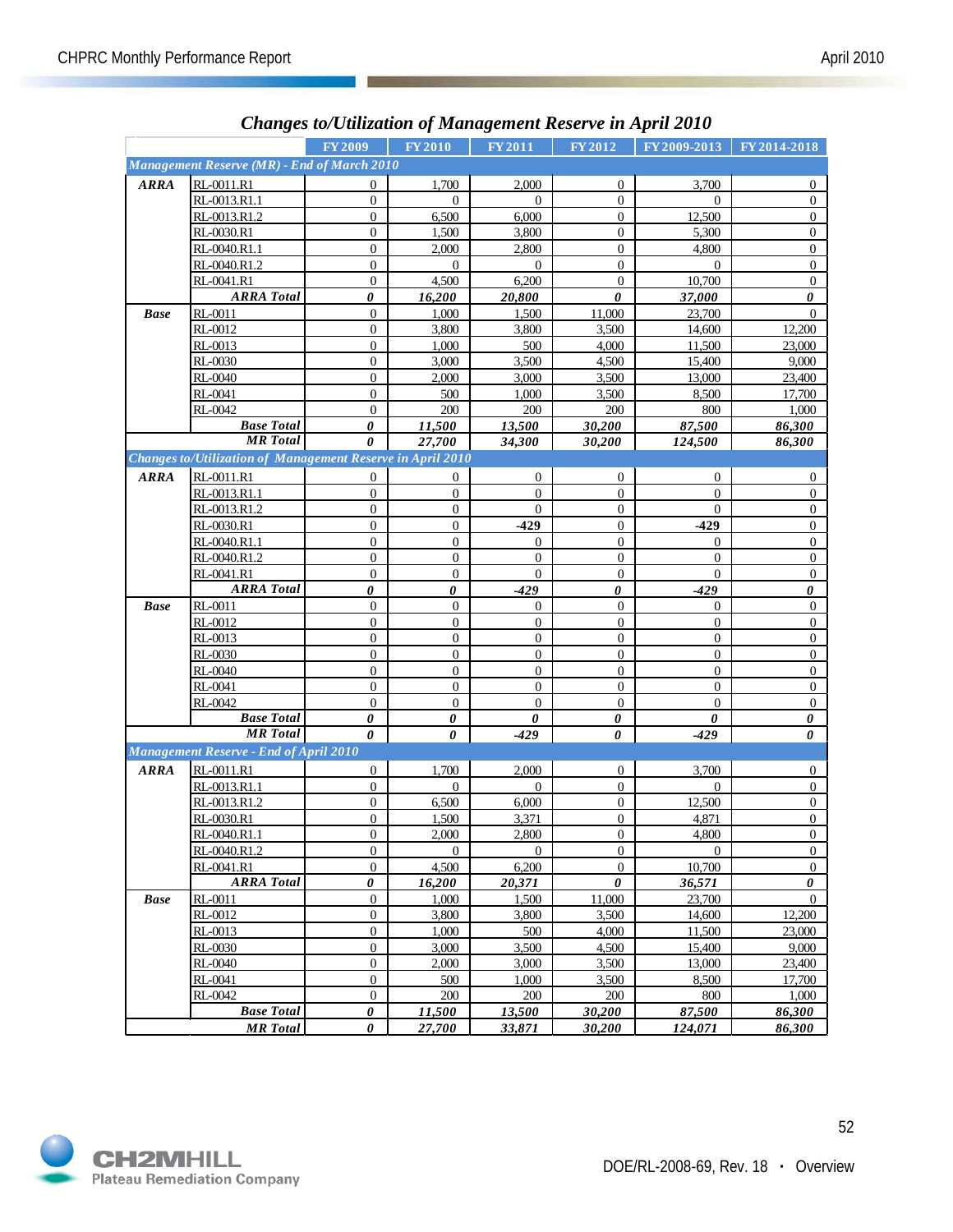## *Changes to/Utilization of Management Reserve in April 2010*

| | | FY 2009 | FY 2010 | FY 2011 | FY 2012 | FY 2009-2013 | FY 2014-2018 |
|---|---|---|---|---|---|---|---|
| ***Management Reserve (MR) - End of March 2010*** | | | | | | | |
| ***ARRA*** | RL-0011.R1 | 0 | 1,700 | 2,000 | 0 | 3,700 | 0 |
| | RL-0013.R1.1 | 0 | 0 | 0 | 0 | 0 | 0 |
| | RL-0013.R1.2 | 0 | 6,500 | 6,000 | 0 | 12,500 | 0 |
| | RL-0030.R1 | 0 | 1,500 | 3,800 | 0 | 5,300 | 0 |
| | RL-0040.R1.1 | 0 | 2,000 | 2,800 | 0 | 4,800 | 0 |
| | RL-0040.R1.2 | 0 | 0 | 0 | 0 | 0 | 0 |
| | RL-0041.R1 | 0 | 4,500 | 6,200 | 0 | 10,700 | 0 |
| | ***ARRA Total*** | ***0*** | ***16,200*** | ***20,800*** | ***0*** | ***37,000*** | ***0*** |
| ***Base*** | RL-0011 | 0 | 1,000 | 1,500 | 11,000 | 23,700 | 0 |
| | RL-0012 | 0 | 3,800 | 3,800 | 3,500 | 14,600 | 12,200 |
| | RL-0013 | 0 | 1,000 | 500 | 4,000 | 11,500 | 23,000 |
| | RL-0030 | 0 | 3,000 | 3,500 | 4,500 | 15,400 | 9,000 |
| | RL-0040 | 0 | 2,000 | 3,000 | 3,500 | 13,000 | 23,400 |
| | RL-0041 | 0 | 500 | 1,000 | 3,500 | 8,500 | 17,700 |
| | RL-0042 | 0 | 200 | 200 | 200 | 800 | 1,000 |
| | ***Base Total*** | ***0*** | ***11,500*** | ***13,500*** | ***30,200*** | ***87,500*** | ***86,300*** |
| | ***MR Total*** | ***0*** | ***27,700*** | ***34,300*** | ***30,200*** | ***124,500*** | ***86,300*** |
| ***Changes to/Utilization of Management Reserve in April 2010*** | | | | | | | |
| ***ARRA*** | RL-0011.R1 | 0 | 0 | 0 | 0 | 0 | 0 |
| | RL-0013.R1.1 | 0 | 0 | 0 | 0 | 0 | 0 |
| | RL-0013.R1.2 | 0 | 0 | 0 | 0 | 0 | 0 |
| | RL-0030.R1 | 0 | 0 | **-429** | 0 | **-429** | 0 |
| | RL-0040.R1.1 | 0 | 0 | 0 | 0 | 0 | 0 |
| | RL-0040.R1.2 | 0 | 0 | 0 | 0 | 0 | 0 |
| | RL-0041.R1 | 0 | 0 | 0 | 0 | 0 | 0 |
| | ***ARRA Total*** | ***0*** | ***0*** | ***-429*** | ***0*** | ***-429*** | ***0*** |
| ***Base*** | RL-0011 | 0 | 0 | 0 | 0 | 0 | 0 |
| | RL-0012 | 0 | 0 | 0 | 0 | 0 | 0 |
| | RL-0013 | 0 | 0 | 0 | 0 | 0 | 0 |
| | RL-0030 | 0 | 0 | 0 | 0 | 0 | 0 |
| | RL-0040 | 0 | 0 | 0 | 0 | 0 | 0 |
| | RL-0041 | 0 | 0 | 0 | 0 | 0 | 0 |
| | RL-0042 | 0 | 0 | 0 | 0 | 0 | 0 |
| | ***Base Total*** | ***0*** | ***0*** | ***0*** | ***0*** | ***0*** | ***0*** |
| | ***MR Total*** | ***0*** | ***0*** | ***-429*** | ***0*** | ***-429*** | ***0*** |
| ***Management Reserve - End of April 2010*** | | | | | | | |
| ***ARRA*** | RL-0011.R1 | 0 | 1,700 | 2,000 | 0 | 3,700 | 0 |
| | RL-0013.R1.1 | 0 | 0 | 0 | 0 | 0 | 0 |
| | RL-0013.R1.2 | 0 | 6,500 | 6,000 | 0 | 12,500 | 0 |
| | RL-0030.R1 | 0 | 1,500 | 3,371 | 0 | 4,871 | 0 |
| | RL-0040.R1.1 | 0 | 2,000 | 2,800 | 0 | 4,800 | 0 |
| | RL-0040.R1.2 | 0 | 0 | 0 | 0 | 0 | 0 |
| | RL-0041.R1 | 0 | 4,500 | 6,200 | 0 | 10,700 | 0 |
| | ***ARRA Total*** | ***0*** | ***16,200*** | ***20,371*** | ***0*** | ***36,571*** | ***0*** |
| ***Base*** | RL-0011 | 0 | 1,000 | 1,500 | 11,000 | 23,700 | 0 |
| | RL-0012 | 0 | 3,800 | 3,800 | 3,500 | 14,600 | 12,200 |
| | RL-0013 | 0 | 1,000 | 500 | 4,000 | 11,500 | 23,000 |
| | RL-0030 | 0 | 3,000 | 3,500 | 4,500 | 15,400 | 9,000 |
| | RL-0040 | 0 | 2,000 | 3,000 | 3,500 | 13,000 | 23,400 |
| | RL-0041 | 0 | 500 | 1,000 | 3,500 | 8,500 | 17,700 |
| | RL-0042 | 0 | 200 | 200 | 200 | 800 | 1,000 |
| | ***Base Total*** | ***0*** | ***11,500*** | ***13,500*** | ***30,200*** | ***87,500*** | ***86,300*** |
| | ***MR Total*** | ***0*** | ***27,700*** | ***33,871*** | ***30,200*** | ***124,071*** | ***86,300*** |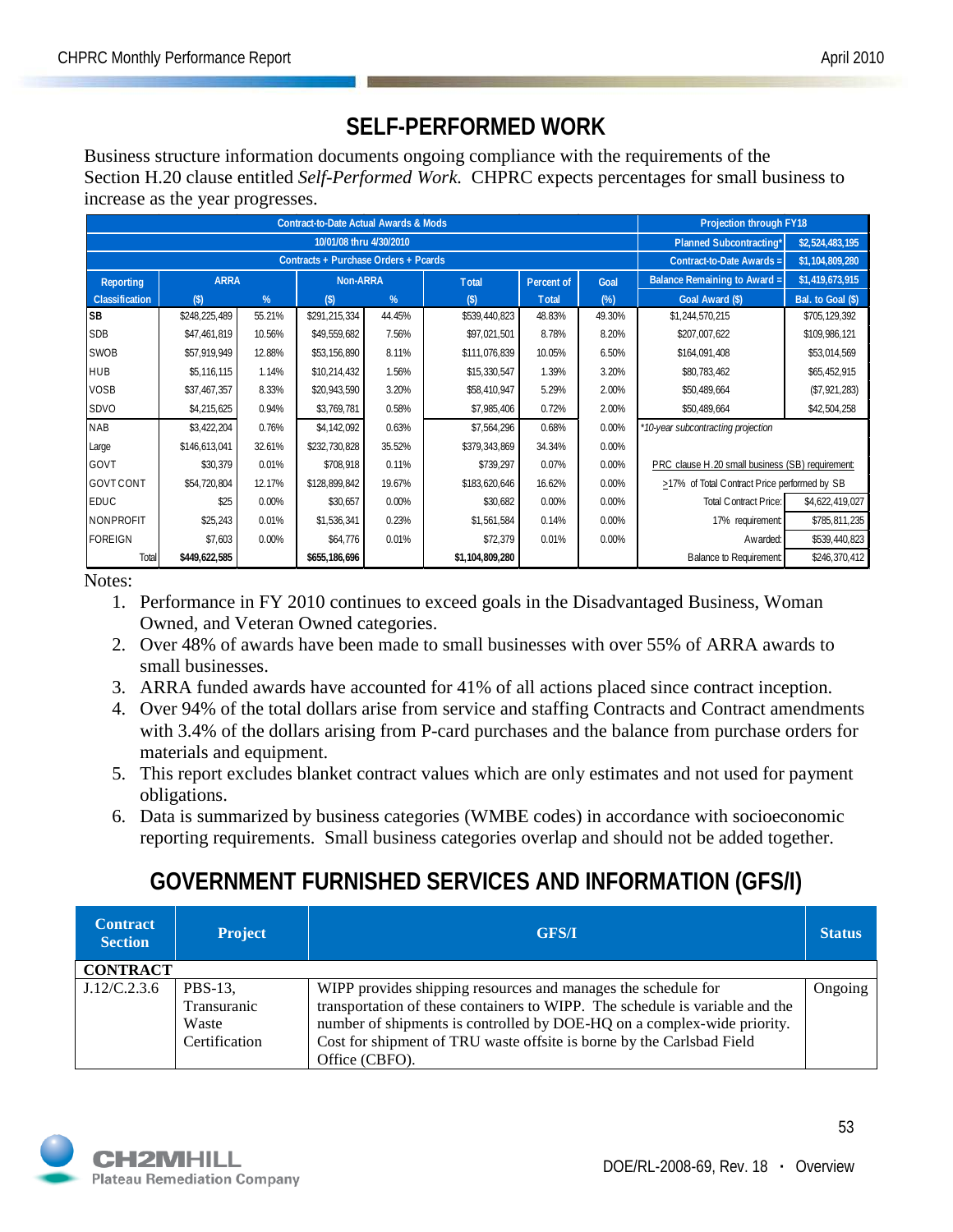# SELF-PERFORMED WORK

Business structure information documents ongoing compliance with the requirements of the Section H.20 clause entitled *Self-Performed Work.* CHPRC expects percentages for small business to increase as the year progresses.

| Contract-to-Date Actual Awards & Mods | | | | | | | | Projection through FY18 | |
|---|---|---|---|---|---|---|---|---|---|
| 10/01/08 thru 4/30/2010 | | | | | | | | Planned Subcontracting* | $2,524,483,195 |
| Contracts + Purchase Orders + Pcards | | | | | | | | Contract-to-Date Awards = | $1,104,809,280 |
| Reporting Classification | ARRA ($) | % | Non-ARRA ($) | % | Total ($) | Percent of Total | Goal (%) | Balance Remaining to Award = | $1,419,673,915 |
| | | | | | | | | Goal Award ($) | Bal. to Goal ($) |
| SB | $248,225,489 | 55.21% | $291,215,334 | 44.45% | $539,440,823 | 48.83% | 49.30% | $1,244,570,215 | $705,129,392 |
| SDB | $47,461,819 | 10.56% | $49,559,682 | 7.56% | $97,021,501 | 8.78% | 8.20% | $207,007,622 | $109,986,121 |
| SWOB | $57,919,949 | 12.88% | $53,156,890 | 8.11% | $111,076,839 | 10.05% | 6.50% | $164,091,408 | $53,014,569 |
| HUB | $5,116,115 | 1.14% | $10,214,432 | 1.56% | $15,330,547 | 1.39% | 3.20% | $80,783,462 | $65,452,915 |
| VOSB | $37,467,357 | 8.33% | $20,943,590 | 3.20% | $58,410,947 | 5.29% | 2.00% | $50,489,664 | ($7,921,283) |
| SDVO | $4,215,625 | 0.94% | $3,769,781 | 0.58% | $7,985,406 | 0.72% | 2.00% | $50,489,664 | $42,504,258 |
| NAB | $3,422,204 | 0.76% | $4,142,092 | 0.63% | $7,564,296 | 0.68% | 0.00% | *10-year subcontracting projection | |
| Large | $146,613,041 | 32.61% | $232,730,828 | 35.52% | $379,343,869 | 34.34% | 0.00% | | |
| GOVT | $30,379 | 0.01% | $708,918 | 0.11% | $739,297 | 0.07% | 0.00% | PRC clause H.20 small business (SB) requirement: | |
| GOVT CONT | $54,720,804 | 12.17% | $128,899,842 | 19.67% | $183,620,646 | 16.62% | 0.00% | ≥17% of Total Contract Price performed by SB | |
| EDUC | $25 | 0.00% | $30,657 | 0.00% | $30,682 | 0.00% | 0.00% | Total Contract Price: | $4,622,419,027 |
| NONPROFIT | $25,243 | 0.01% | $1,536,341 | 0.23% | $1,561,584 | 0.14% | 0.00% | 17% requirement: | $785,811,235 |
| FOREIGN | $7,603 | 0.00% | $64,776 | 0.01% | $72,379 | 0.01% | 0.00% | Awarded: | $539,440,823 |
| Total | **$449,622,585** | | **$655,186,696** | | **$1,104,809,280** | | | Balance to Requirement: | $246,370,412 |

Notes:

1. Performance in FY 2010 continues to exceed goals in the Disadvantaged Business, Woman Owned, and Veteran Owned categories.
2. Over 48% of awards have been made to small businesses with over 55% of ARRA awards to small businesses.
3. ARRA funded awards have accounted for 41% of all actions placed since contract inception.
4. Over 94% of the total dollars arise from service and staffing Contracts and Contract amendments with 3.4% of the dollars arising from P-card purchases and the balance from purchase orders for materials and equipment.
5. This report excludes blanket contract values which are only estimates and not used for payment obligations.
6. Data is summarized by business categories (WMBE codes) in accordance with socioeconomic reporting requirements. Small business categories overlap and should not be added together.

# GOVERNMENT FURNISHED SERVICES AND INFORMATION (GFS/I)

| Contract Section | Project | GFS/I | Status |
|---|---|---|---|
| **CONTRACT** | | | |
| J.12/C.2.3.6 | PBS-13, Transuranic Waste Certification | WIPP provides shipping resources and manages the schedule for transportation of these containers to WIPP. The schedule is variable and the number of shipments is controlled by DOE-HQ on a complex-wide priority. Cost for shipment of TRU waste offsite is borne by the Carlsbad Field Office (CBFO). | Ongoing |